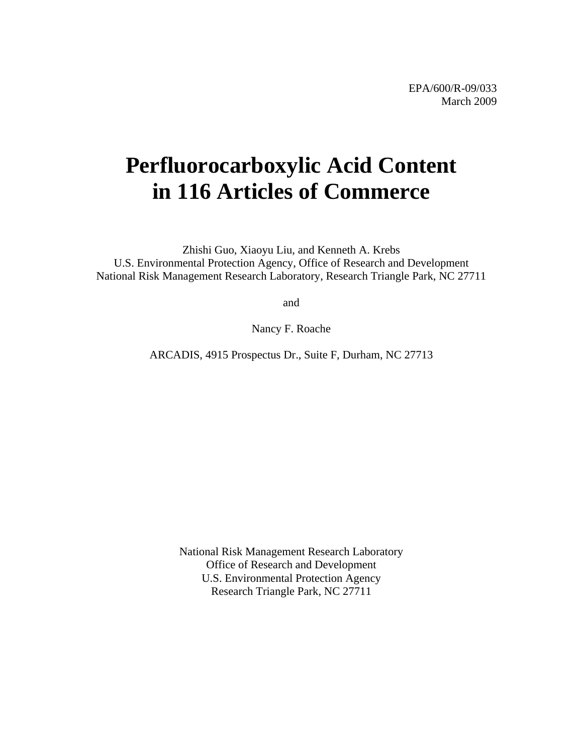EPA/600/R-09/033
March 2009

# Perfluorocarboxylic Acid Content in 116 Articles of Commerce

Zhishi Guo, Xiaoyu Liu, and Kenneth A. Krebs
U.S. Environmental Protection Agency, Office of Research and Development
National Risk Management Research Laboratory, Research Triangle Park, NC 27711

and

Nancy F. Roache

ARCADIS, 4915 Prospectus Dr., Suite F, Durham, NC 27713

National Risk Management Research Laboratory
Office of Research and Development
U.S. Environmental Protection Agency
Research Triangle Park, NC 27711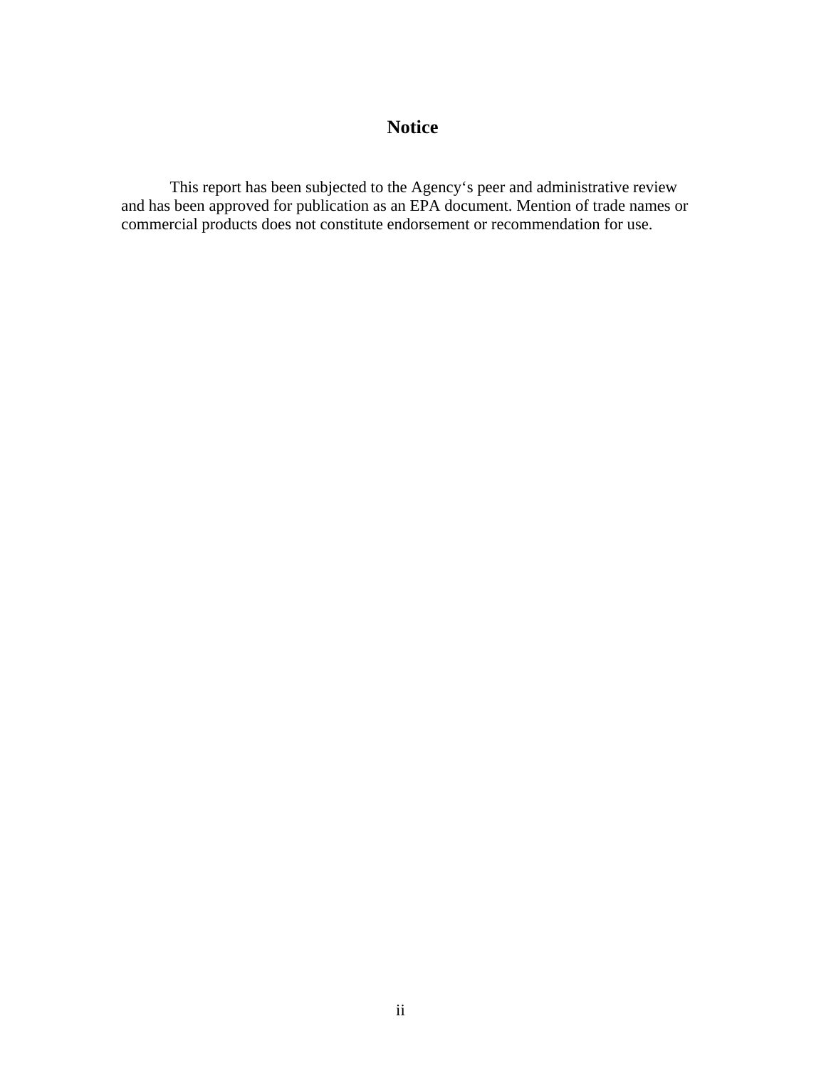# Notice

This report has been subjected to the Agency's peer and administrative review and has been approved for publication as an EPA document. Mention of trade names or commercial products does not constitute endorsement or recommendation for use.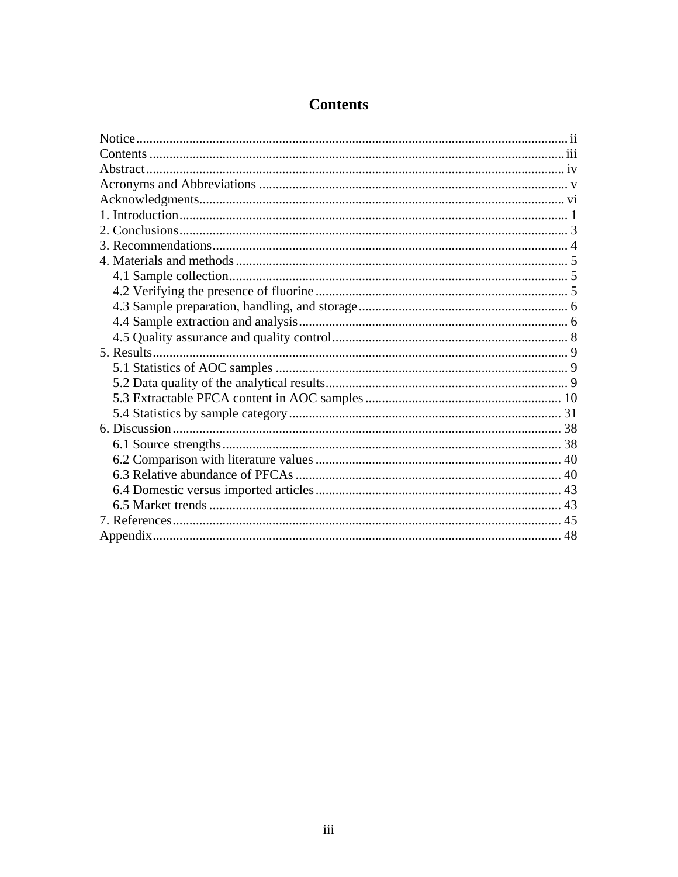# Contents

Notice ................................................................................................................................ ii
Contents ........................................................................................................................... iii
Abstract ............................................................................................................................ iv
Acronyms and Abbreviations ............................................................................................ v
Acknowledgments ............................................................................................................. vi
1. Introduction ................................................................................................................... 1
2. Conclusions ................................................................................................................... 3
3. Recommendations .......................................................................................................... 4
4. Materials and methods ................................................................................................... 5
    4.1 Sample collection ..................................................................................................... 5
    4.2 Verifying the presence of fluorine ........................................................................... 5
    4.3 Sample preparation, handling, and storage .............................................................. 6
    4.4 Sample extraction and analysis ................................................................................ 6
    4.5 Quality assurance and quality control ...................................................................... 8
5. Results ........................................................................................................................... 9
    5.1 Statistics of AOC samples ....................................................................................... 9
    5.2 Data quality of the analytical results ........................................................................ 9
    5.3 Extractable PFCA content in AOC samples ........................................................... 10
    5.4 Statistics by sample category ................................................................................. 31
6. Discussion .................................................................................................................... 38
    6.1 Source strengths ..................................................................................................... 38
    6.2 Comparison with literature values ......................................................................... 40
    6.3 Relative abundance of PFCAs ............................................................................... 40
    6.4 Domestic versus imported articles ......................................................................... 43
    6.5 Market trends ......................................................................................................... 43
7. References .................................................................................................................... 45
Appendix .......................................................................................................................... 48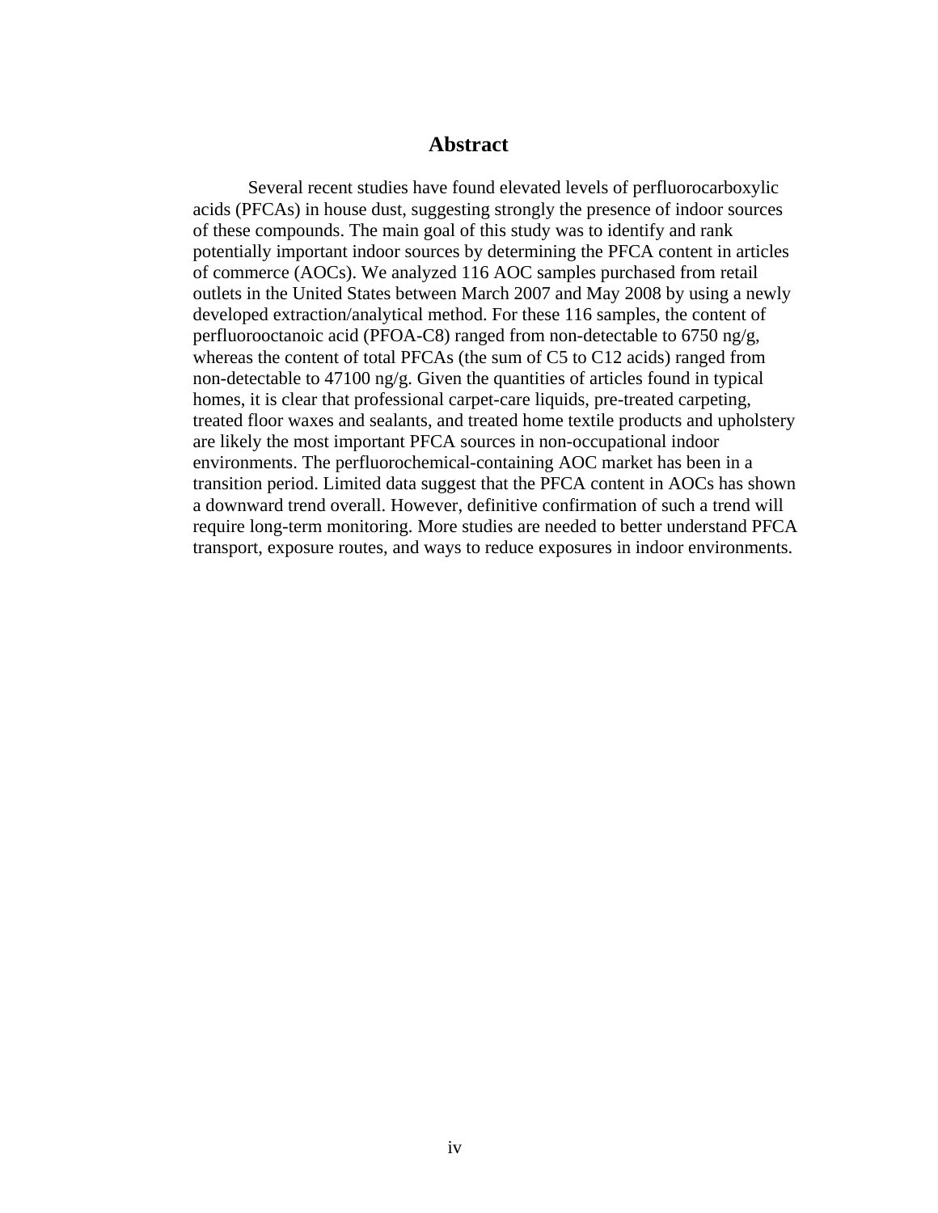# Abstract

Several recent studies have found elevated levels of perfluorocarboxylic acids (PFCAs) in house dust, suggesting strongly the presence of indoor sources of these compounds. The main goal of this study was to identify and rank potentially important indoor sources by determining the PFCA content in articles of commerce (AOCs). We analyzed 116 AOC samples purchased from retail outlets in the United States between March 2007 and May 2008 by using a newly developed extraction/analytical method. For these 116 samples, the content of perfluorooctanoic acid (PFOA-C8) ranged from non-detectable to 6750 ng/g, whereas the content of total PFCAs (the sum of C5 to C12 acids) ranged from non-detectable to 47100 ng/g. Given the quantities of articles found in typical homes, it is clear that professional carpet-care liquids, pre-treated carpeting, treated floor waxes and sealants, and treated home textile products and upholstery are likely the most important PFCA sources in non-occupational indoor environments. The perfluorochemical-containing AOC market has been in a transition period. Limited data suggest that the PFCA content in AOCs has shown a downward trend overall. However, definitive confirmation of such a trend will require long-term monitoring. More studies are needed to better understand PFCA transport, exposure routes, and ways to reduce exposures in indoor environments.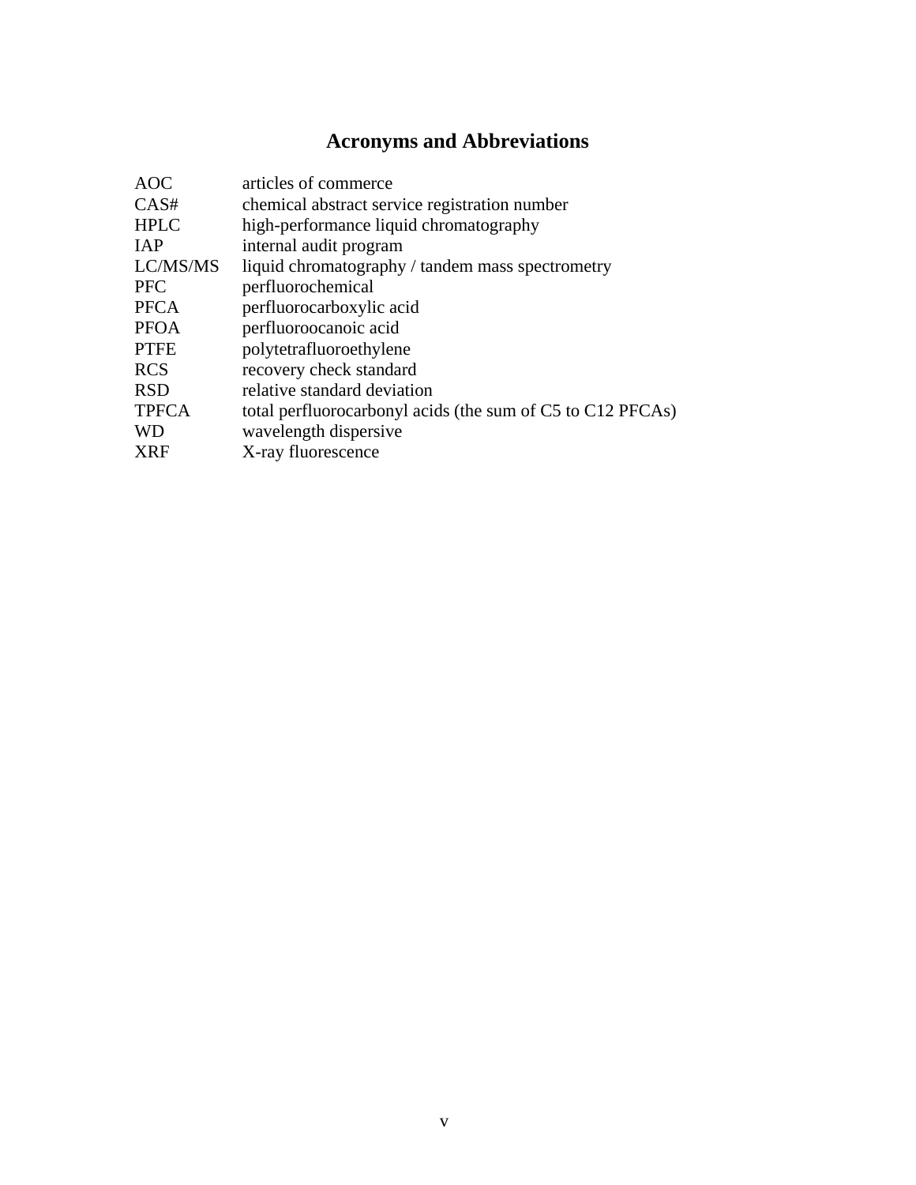# Acronyms and Abbreviations

| | |
|---|---|
| AOC | articles of commerce |
| CAS# | chemical abstract service registration number |
| HPLC | high-performance liquid chromatography |
| IAP | internal audit program |
| LC/MS/MS | liquid chromatography / tandem mass spectrometry |
| PFC | perfluorochemical |
| PFCA | perfluorocarboxylic acid |
| PFOA | perfluoroocanoic acid |
| PTFE | polytetrafluoroethylene |
| RCS | recovery check standard |
| RSD | relative standard deviation |
| TPFCA | total perfluorocarbonyl acids (the sum of C5 to C12 PFCAs) |
| WD | wavelength dispersive |
| XRF | X-ray fluorescence |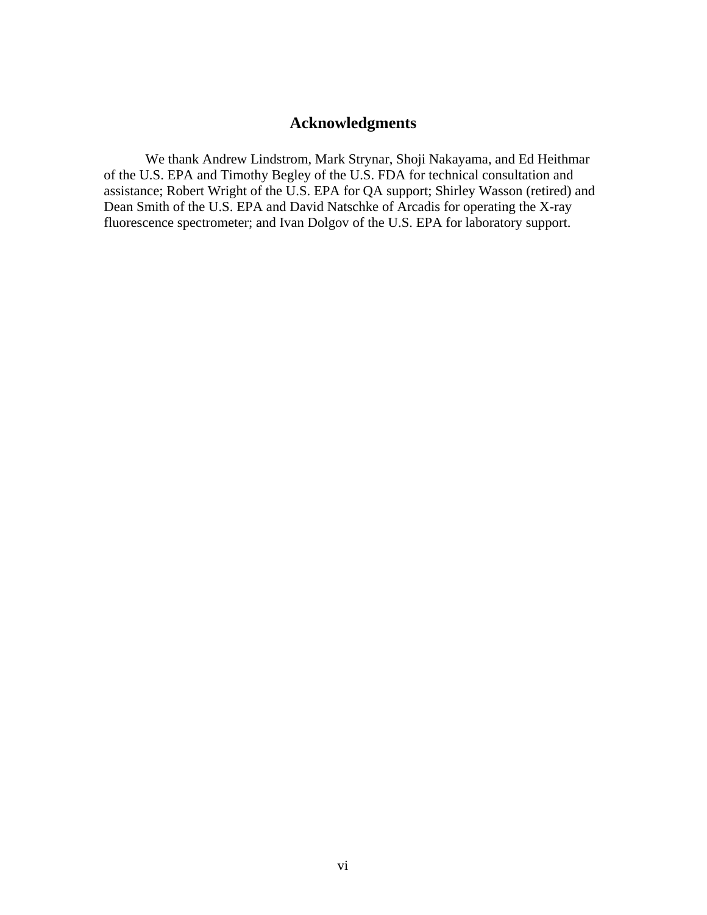# Acknowledgments

We thank Andrew Lindstrom, Mark Strynar, Shoji Nakayama, and Ed Heithmar of the U.S. EPA and Timothy Begley of the U.S. FDA for technical consultation and assistance; Robert Wright of the U.S. EPA for QA support; Shirley Wasson (retired) and Dean Smith of the U.S. EPA and David Natschke of Arcadis for operating the X-ray fluorescence spectrometer; and Ivan Dolgov of the U.S. EPA for laboratory support.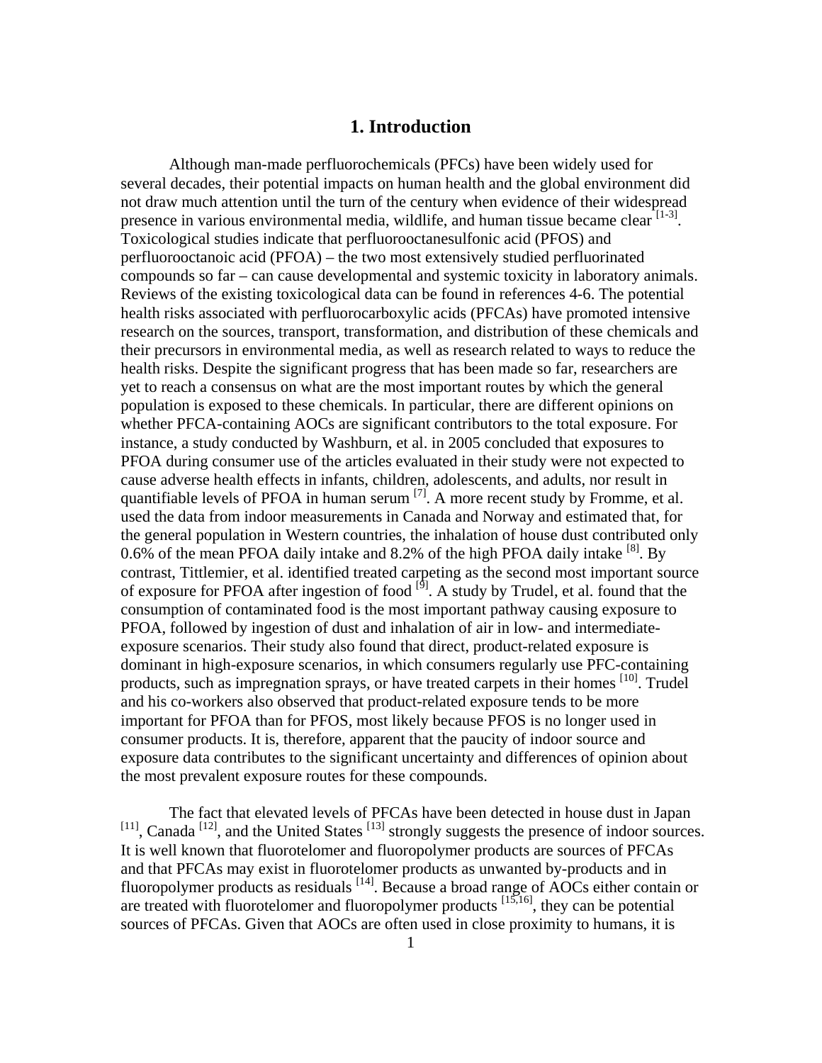# 1. Introduction

Although man-made perfluorochemicals (PFCs) have been widely used for several decades, their potential impacts on human health and the global environment did not draw much attention until the turn of the century when evidence of their widespread presence in various environmental media, wildlife, and human tissue became clear [1-3]. Toxicological studies indicate that perfluorooctanesulfonic acid (PFOS) and perfluorooctanoic acid (PFOA) – the two most extensively studied perfluorinated compounds so far – can cause developmental and systemic toxicity in laboratory animals. Reviews of the existing toxicological data can be found in references 4-6. The potential health risks associated with perfluorocarboxylic acids (PFCAs) have promoted intensive research on the sources, transport, transformation, and distribution of these chemicals and their precursors in environmental media, as well as research related to ways to reduce the health risks. Despite the significant progress that has been made so far, researchers are yet to reach a consensus on what are the most important routes by which the general population is exposed to these chemicals. In particular, there are different opinions on whether PFCA-containing AOCs are significant contributors to the total exposure. For instance, a study conducted by Washburn, et al. in 2005 concluded that exposures to PFOA during consumer use of the articles evaluated in their study were not expected to cause adverse health effects in infants, children, adolescents, and adults, nor result in quantifiable levels of PFOA in human serum [7]. A more recent study by Fromme, et al. used the data from indoor measurements in Canada and Norway and estimated that, for the general population in Western countries, the inhalation of house dust contributed only 0.6% of the mean PFOA daily intake and 8.2% of the high PFOA daily intake [8]. By contrast, Tittlemier, et al. identified treated carpeting as the second most important source of exposure for PFOA after ingestion of food [9]. A study by Trudel, et al. found that the consumption of contaminated food is the most important pathway causing exposure to PFOA, followed by ingestion of dust and inhalation of air in low- and intermediate-exposure scenarios. Their study also found that direct, product-related exposure is dominant in high-exposure scenarios, in which consumers regularly use PFC-containing products, such as impregnation sprays, or have treated carpets in their homes [10]. Trudel and his co-workers also observed that product-related exposure tends to be more important for PFOA than for PFOS, most likely because PFOS is no longer used in consumer products. It is, therefore, apparent that the paucity of indoor source and exposure data contributes to the significant uncertainty and differences of opinion about the most prevalent exposure routes for these compounds.

The fact that elevated levels of PFCAs have been detected in house dust in Japan [11], Canada [12], and the United States [13] strongly suggests the presence of indoor sources. It is well known that fluorotelomer and fluoropolymer products are sources of PFCAs and that PFCAs may exist in fluorotelomer products as unwanted by-products and in fluoropolymer products as residuals [14]. Because a broad range of AOCs either contain or are treated with fluorotelomer and fluoropolymer products [15,16], they can be potential sources of PFCAs. Given that AOCs are often used in close proximity to humans, it is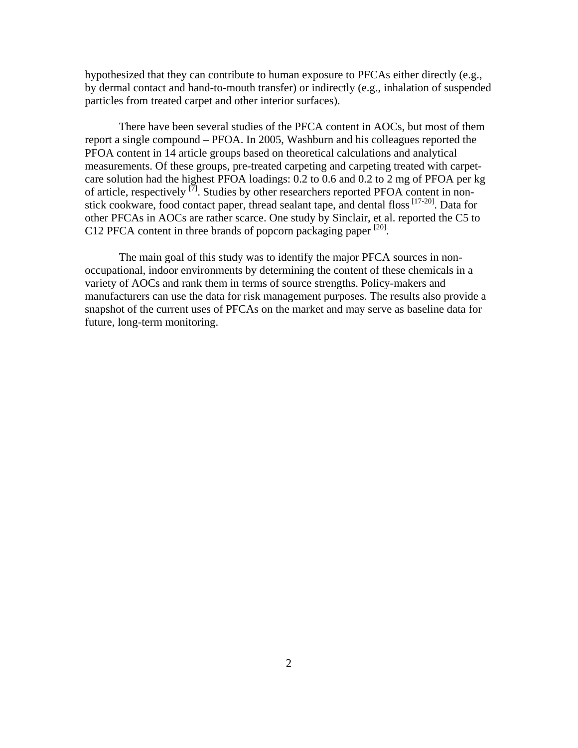hypothesized that they can contribute to human exposure to PFCAs either directly (e.g., by dermal contact and hand-to-mouth transfer) or indirectly (e.g., inhalation of suspended particles from treated carpet and other interior surfaces).

There have been several studies of the PFCA content in AOCs, but most of them report a single compound – PFOA. In 2005, Washburn and his colleagues reported the PFOA content in 14 article groups based on theoretical calculations and analytical measurements. Of these groups, pre-treated carpeting and carpeting treated with carpet-care solution had the highest PFOA loadings: 0.2 to 0.6 and 0.2 to 2 mg of PFOA per kg of article, respectively [7]. Studies by other researchers reported PFOA content in non-stick cookware, food contact paper, thread sealant tape, and dental floss [17-20]. Data for other PFCAs in AOCs are rather scarce. One study by Sinclair, et al. reported the C5 to C12 PFCA content in three brands of popcorn packaging paper [20].

The main goal of this study was to identify the major PFCA sources in non-occupational, indoor environments by determining the content of these chemicals in a variety of AOCs and rank them in terms of source strengths. Policy-makers and manufacturers can use the data for risk management purposes. The results also provide a snapshot of the current uses of PFCAs on the market and may serve as baseline data for future, long-term monitoring.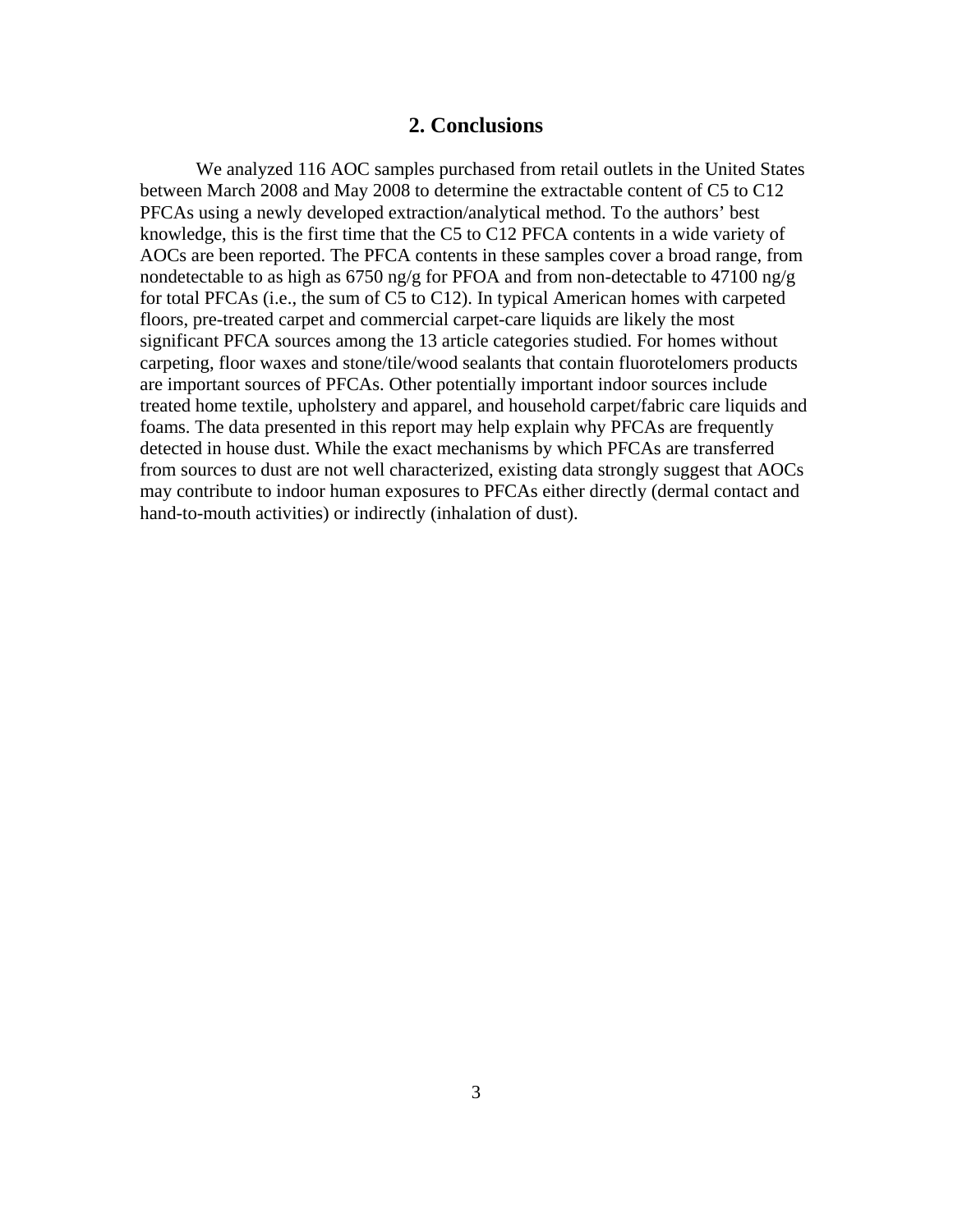## 2. Conclusions

We analyzed 116 AOC samples purchased from retail outlets in the United States between March 2008 and May 2008 to determine the extractable content of C5 to C12 PFCAs using a newly developed extraction/analytical method. To the authors' best knowledge, this is the first time that the C5 to C12 PFCA contents in a wide variety of AOCs are been reported. The PFCA contents in these samples cover a broad range, from nondetectable to as high as 6750 ng/g for PFOA and from non-detectable to 47100 ng/g for total PFCAs (i.e., the sum of C5 to C12). In typical American homes with carpeted floors, pre-treated carpet and commercial carpet-care liquids are likely the most significant PFCA sources among the 13 article categories studied. For homes without carpeting, floor waxes and stone/tile/wood sealants that contain fluorotelomers products are important sources of PFCAs. Other potentially important indoor sources include treated home textile, upholstery and apparel, and household carpet/fabric care liquids and foams. The data presented in this report may help explain why PFCAs are frequently detected in house dust. While the exact mechanisms by which PFCAs are transferred from sources to dust are not well characterized, existing data strongly suggest that AOCs may contribute to indoor human exposures to PFCAs either directly (dermal contact and hand-to-mouth activities) or indirectly (inhalation of dust).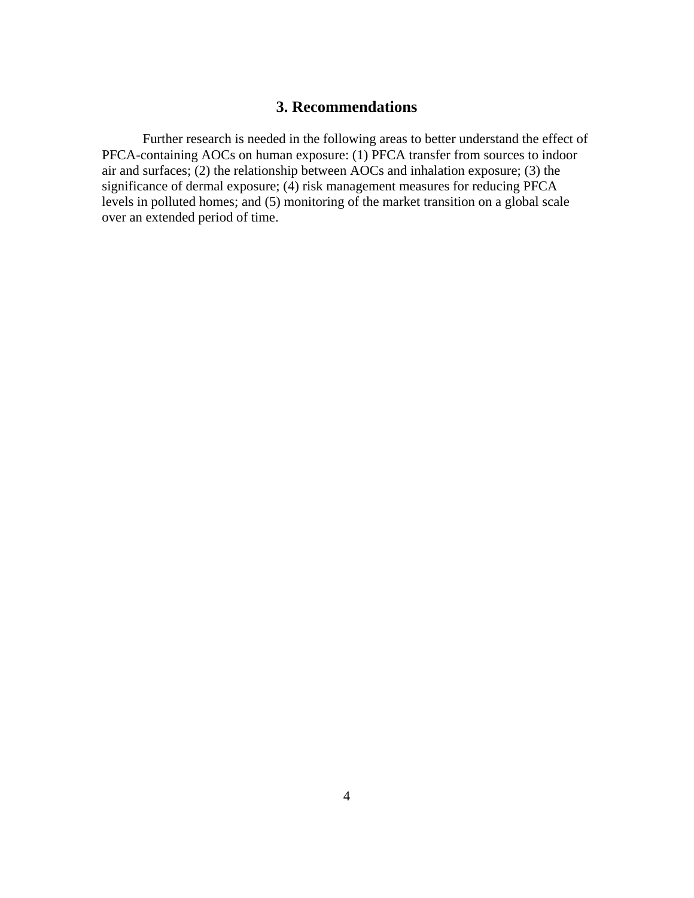## 3. Recommendations

Further research is needed in the following areas to better understand the effect of PFCA-containing AOCs on human exposure: (1) PFCA transfer from sources to indoor air and surfaces; (2) the relationship between AOCs and inhalation exposure; (3) the significance of dermal exposure; (4) risk management measures for reducing PFCA levels in polluted homes; and (5) monitoring of the market transition on a global scale over an extended period of time.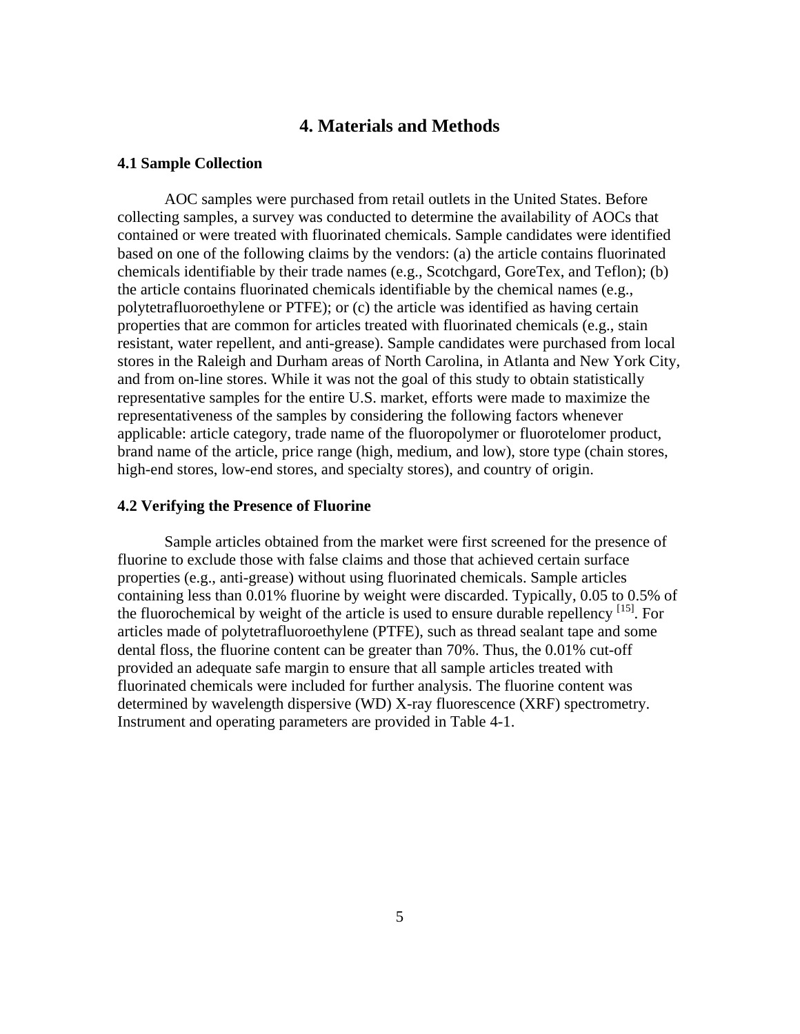# 4. Materials and Methods

### 4.1 Sample Collection

AOC samples were purchased from retail outlets in the United States. Before collecting samples, a survey was conducted to determine the availability of AOCs that contained or were treated with fluorinated chemicals. Sample candidates were identified based on one of the following claims by the vendors: (a) the article contains fluorinated chemicals identifiable by their trade names (e.g., Scotchgard, GoreTex, and Teflon); (b) the article contains fluorinated chemicals identifiable by the chemical names (e.g., polytetrafluoroethylene or PTFE); or (c) the article was identified as having certain properties that are common for articles treated with fluorinated chemicals (e.g., stain resistant, water repellent, and anti-grease). Sample candidates were purchased from local stores in the Raleigh and Durham areas of North Carolina, in Atlanta and New York City, and from on-line stores. While it was not the goal of this study to obtain statistically representative samples for the entire U.S. market, efforts were made to maximize the representativeness of the samples by considering the following factors whenever applicable: article category, trade name of the fluoropolymer or fluorotelomer product, brand name of the article, price range (high, medium, and low), store type (chain stores, high-end stores, low-end stores, and specialty stores), and country of origin.

### 4.2 Verifying the Presence of Fluorine

Sample articles obtained from the market were first screened for the presence of fluorine to exclude those with false claims and those that achieved certain surface properties (e.g., anti-grease) without using fluorinated chemicals. Sample articles containing less than 0.01% fluorine by weight were discarded. Typically, 0.05 to 0.5% of the fluorochemical by weight of the article is used to ensure durable repellency [15]. For articles made of polytetrafluoroethylene (PTFE), such as thread sealant tape and some dental floss, the fluorine content can be greater than 70%. Thus, the 0.01% cut-off provided an adequate safe margin to ensure that all sample articles treated with fluorinated chemicals were included for further analysis. The fluorine content was determined by wavelength dispersive (WD) X-ray fluorescence (XRF) spectrometry. Instrument and operating parameters are provided in Table 4-1.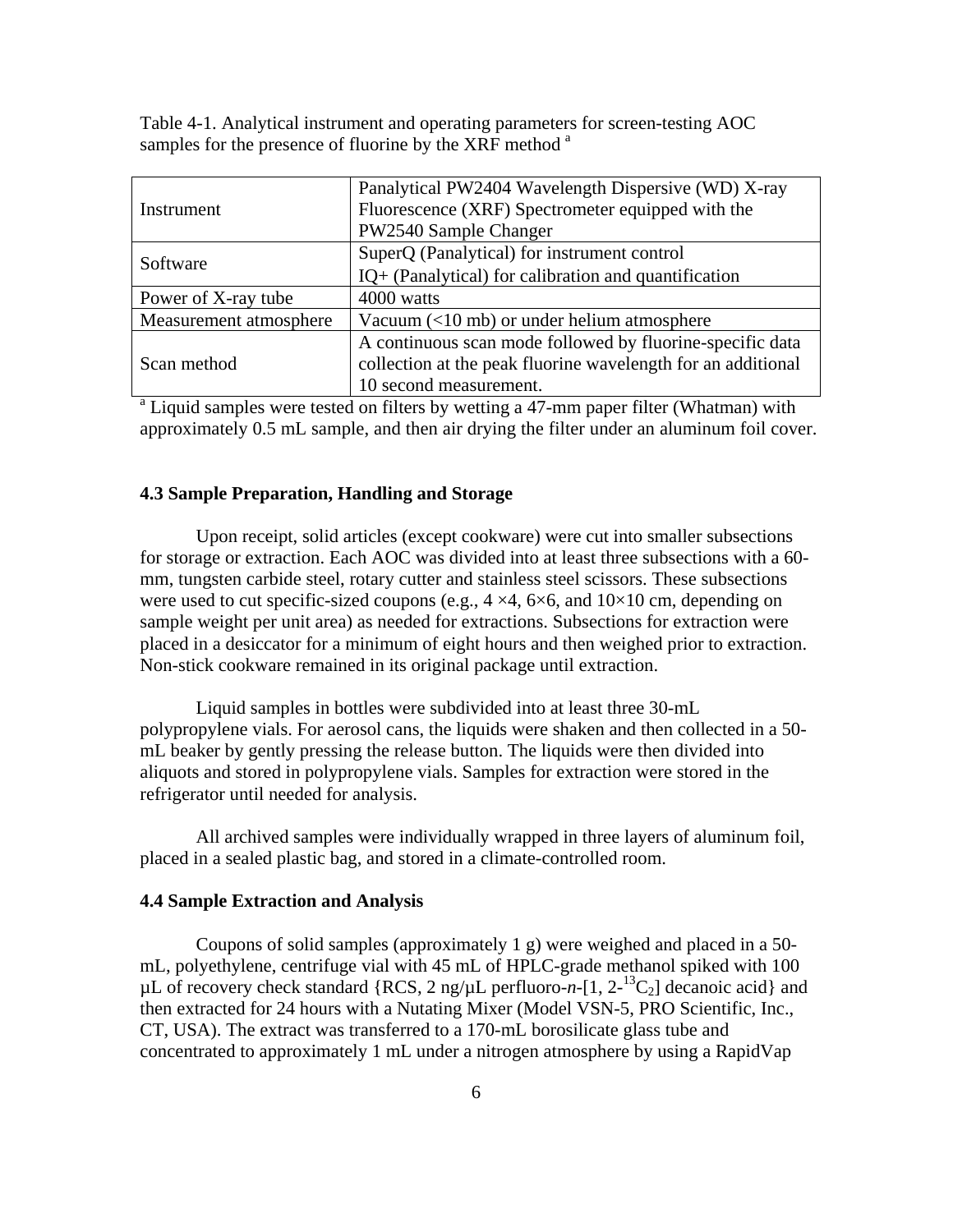Table 4-1. Analytical instrument and operating parameters for screen-testing AOC samples for the presence of fluorine by the XRF method [a]

| | |
|---|---|
| Instrument | Panalytical PW2404 Wavelength Dispersive (WD) X-ray Fluorescence (XRF) Spectrometer equipped with the PW2540 Sample Changer |
| Software | SuperQ (Panalytical) for instrument control<br>IQ+ (Panalytical) for calibration and quantification |
| Power of X-ray tube | 4000 watts |
| Measurement atmosphere | Vacuum (<10 mb) or under helium atmosphere |
| Scan method | A continuous scan mode followed by fluorine-specific data collection at the peak fluorine wavelength for an additional 10 second measurement. |

[a] Liquid samples were tested on filters by wetting a 47-mm paper filter (Whatman) with approximately 0.5 mL sample, and then air drying the filter under an aluminum foil cover.

### 4.3 Sample Preparation, Handling and Storage

Upon receipt, solid articles (except cookware) were cut into smaller subsections for storage or extraction. Each AOC was divided into at least three subsections with a 60-mm, tungsten carbide steel, rotary cutter and stainless steel scissors. These subsections were used to cut specific-sized coupons (e.g., 4 ×4, 6×6, and 10×10 cm, depending on sample weight per unit area) as needed for extractions. Subsections for extraction were placed in a desiccator for a minimum of eight hours and then weighed prior to extraction. Non-stick cookware remained in its original package until extraction.

Liquid samples in bottles were subdivided into at least three 30-mL polypropylene vials. For aerosol cans, the liquids were shaken and then collected in a 50-mL beaker by gently pressing the release button. The liquids were then divided into aliquots and stored in polypropylene vials. Samples for extraction were stored in the refrigerator until needed for analysis.

All archived samples were individually wrapped in three layers of aluminum foil, placed in a sealed plastic bag, and stored in a climate-controlled room.

### 4.4 Sample Extraction and Analysis

Coupons of solid samples (approximately 1 g) were weighed and placed in a 50-mL, polyethylene, centrifuge vial with 45 mL of HPLC-grade methanol spiked with 100 µL of recovery check standard {RCS, 2 ng/µL perfluoro-*n*-[1, 2-$^{13}C_2$] decanoic acid} and then extracted for 24 hours with a Nutating Mixer (Model VSN-5, PRO Scientific, Inc., CT, USA). The extract was transferred to a 170-mL borosilicate glass tube and concentrated to approximately 1 mL under a nitrogen atmosphere by using a RapidVap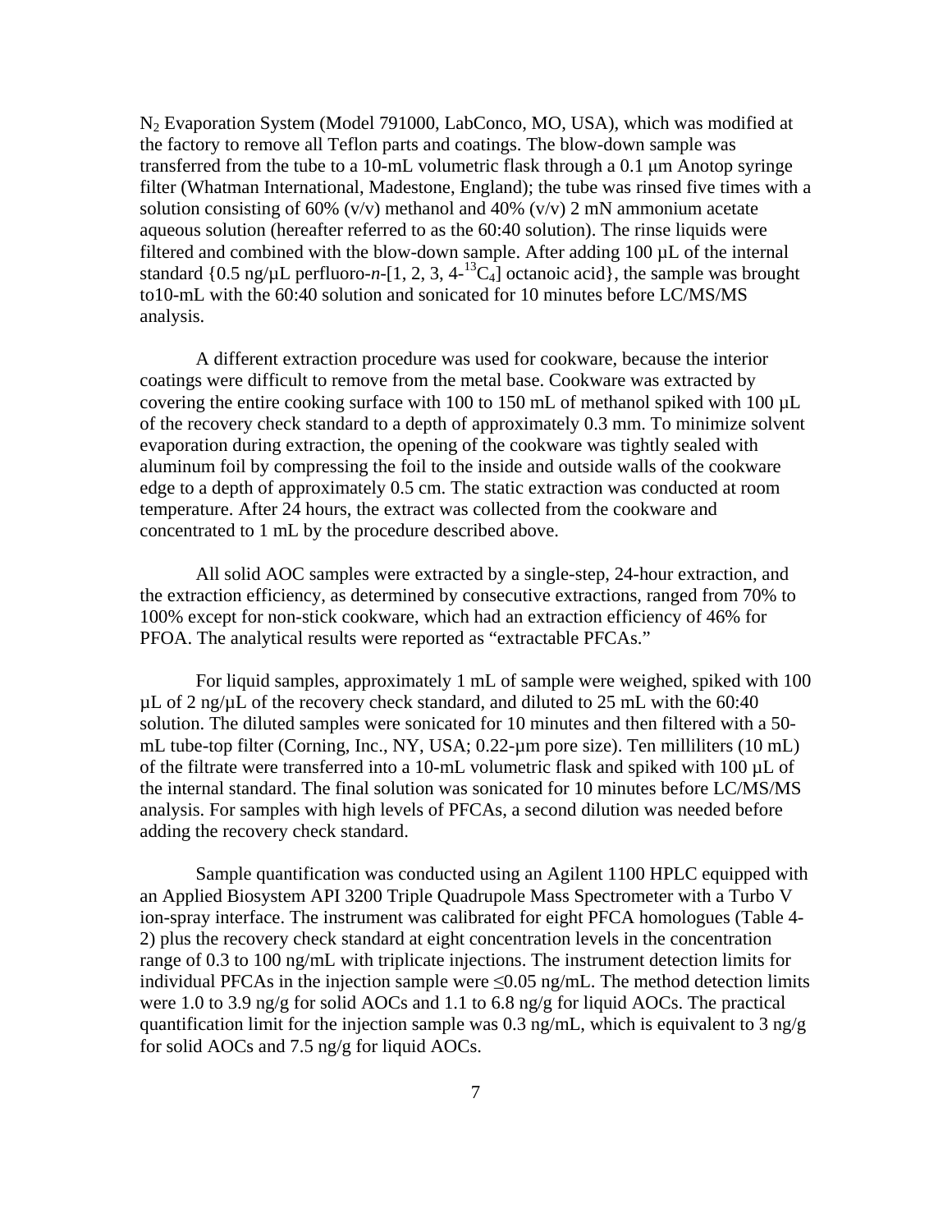$N_2$ Evaporation System (Model 791000, LabConco, MO, USA), which was modified at the factory to remove all Teflon parts and coatings. The blow-down sample was transferred from the tube to a 10-mL volumetric flask through a 0.1 µm Anotop syringe filter (Whatman International, Madestone, England); the tube was rinsed five times with a solution consisting of 60% (v/v) methanol and 40% (v/v) 2 mN ammonium acetate aqueous solution (hereafter referred to as the 60:40 solution). The rinse liquids were filtered and combined with the blow-down sample. After adding 100 µL of the internal standard {0.5 ng/µL perfluoro-*n*-[1, 2, 3, 4-$^{13}C_4$] octanoic acid}, the sample was brought to10-mL with the 60:40 solution and sonicated for 10 minutes before LC/MS/MS analysis.

A different extraction procedure was used for cookware, because the interior coatings were difficult to remove from the metal base. Cookware was extracted by covering the entire cooking surface with 100 to 150 mL of methanol spiked with 100 µL of the recovery check standard to a depth of approximately 0.3 mm. To minimize solvent evaporation during extraction, the opening of the cookware was tightly sealed with aluminum foil by compressing the foil to the inside and outside walls of the cookware edge to a depth of approximately 0.5 cm. The static extraction was conducted at room temperature. After 24 hours, the extract was collected from the cookware and concentrated to 1 mL by the procedure described above.

All solid AOC samples were extracted by a single-step, 24-hour extraction, and the extraction efficiency, as determined by consecutive extractions, ranged from 70% to 100% except for non-stick cookware, which had an extraction efficiency of 46% for PFOA. The analytical results were reported as "extractable PFCAs."

For liquid samples, approximately 1 mL of sample were weighed, spiked with 100 µL of 2 ng/µL of the recovery check standard, and diluted to 25 mL with the 60:40 solution. The diluted samples were sonicated for 10 minutes and then filtered with a 50-mL tube-top filter (Corning, Inc., NY, USA; 0.22-µm pore size). Ten milliliters (10 mL) of the filtrate were transferred into a 10-mL volumetric flask and spiked with 100 µL of the internal standard. The final solution was sonicated for 10 minutes before LC/MS/MS analysis. For samples with high levels of PFCAs, a second dilution was needed before adding the recovery check standard.

Sample quantification was conducted using an Agilent 1100 HPLC equipped with an Applied Biosystem API 3200 Triple Quadrupole Mass Spectrometer with a Turbo V ion-spray interface. The instrument was calibrated for eight PFCA homologues (Table 4-2) plus the recovery check standard at eight concentration levels in the concentration range of 0.3 to 100 ng/mL with triplicate injections. The instrument detection limits for individual PFCAs in the injection sample were $\leq$0.05 ng/mL. The method detection limits were 1.0 to 3.9 ng/g for solid AOCs and 1.1 to 6.8 ng/g for liquid AOCs. The practical quantification limit for the injection sample was 0.3 ng/mL, which is equivalent to 3 ng/g for solid AOCs and 7.5 ng/g for liquid AOCs.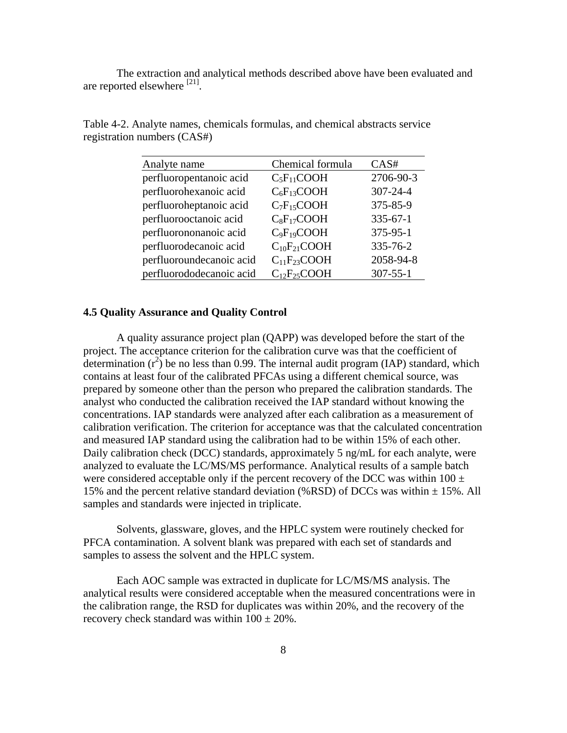The extraction and analytical methods described above have been evaluated and are reported elsewhere [21].

Table 4-2. Analyte names, chemicals formulas, and chemical abstracts service registration numbers (CAS#)

| Analyte name | Chemical formula | CAS# |
| --- | --- | --- |
| perfluoropentanoic acid | $C_5F_{11}COOH$ | 2706-90-3 |
| perfluorohexanoic acid | $C_6F_{13}COOH$ | 307-24-4 |
| perfluoroheptanoic acid | $C_7F_{15}COOH$ | 375-85-9 |
| perfluorooctanoic acid | $C_8F_{17}COOH$ | 335-67-1 |
| perfluorononanoic acid | $C_9F_{19}COOH$ | 375-95-1 |
| perfluorodecanoic acid | $C_{10}F_{21}COOH$ | 335-76-2 |
| perfluoroundecanoic acid | $C_{11}F_{23}COOH$ | 2058-94-8 |
| perfluorododecanoic acid | $C_{12}F_{25}COOH$ | 307-55-1 |

### 4.5 Quality Assurance and Quality Control

A quality assurance project plan (QAPP) was developed before the start of the project. The acceptance criterion for the calibration curve was that the coefficient of determination ($r^2$) be no less than 0.99. The internal audit program (IAP) standard, which contains at least four of the calibrated PFCAs using a different chemical source, was prepared by someone other than the person who prepared the calibration standards. The analyst who conducted the calibration received the IAP standard without knowing the concentrations. IAP standards were analyzed after each calibration as a measurement of calibration verification. The criterion for acceptance was that the calculated concentration and measured IAP standard using the calibration had to be within 15% of each other. Daily calibration check (DCC) standards, approximately 5 ng/mL for each analyte, were analyzed to evaluate the LC/MS/MS performance. Analytical results of a sample batch were considered acceptable only if the percent recovery of the DCC was within $100 \pm 15\%$ and the percent relative standard deviation (%RSD) of DCCs was within $\pm$ 15%. All samples and standards were injected in triplicate.

Solvents, glassware, gloves, and the HPLC system were routinely checked for PFCA contamination. A solvent blank was prepared with each set of standards and samples to assess the solvent and the HPLC system.

Each AOC sample was extracted in duplicate for LC/MS/MS analysis. The analytical results were considered acceptable when the measured concentrations were in the calibration range, the RSD for duplicates was within 20%, and the recovery of the recovery check standard was within $100 \pm 20\%$.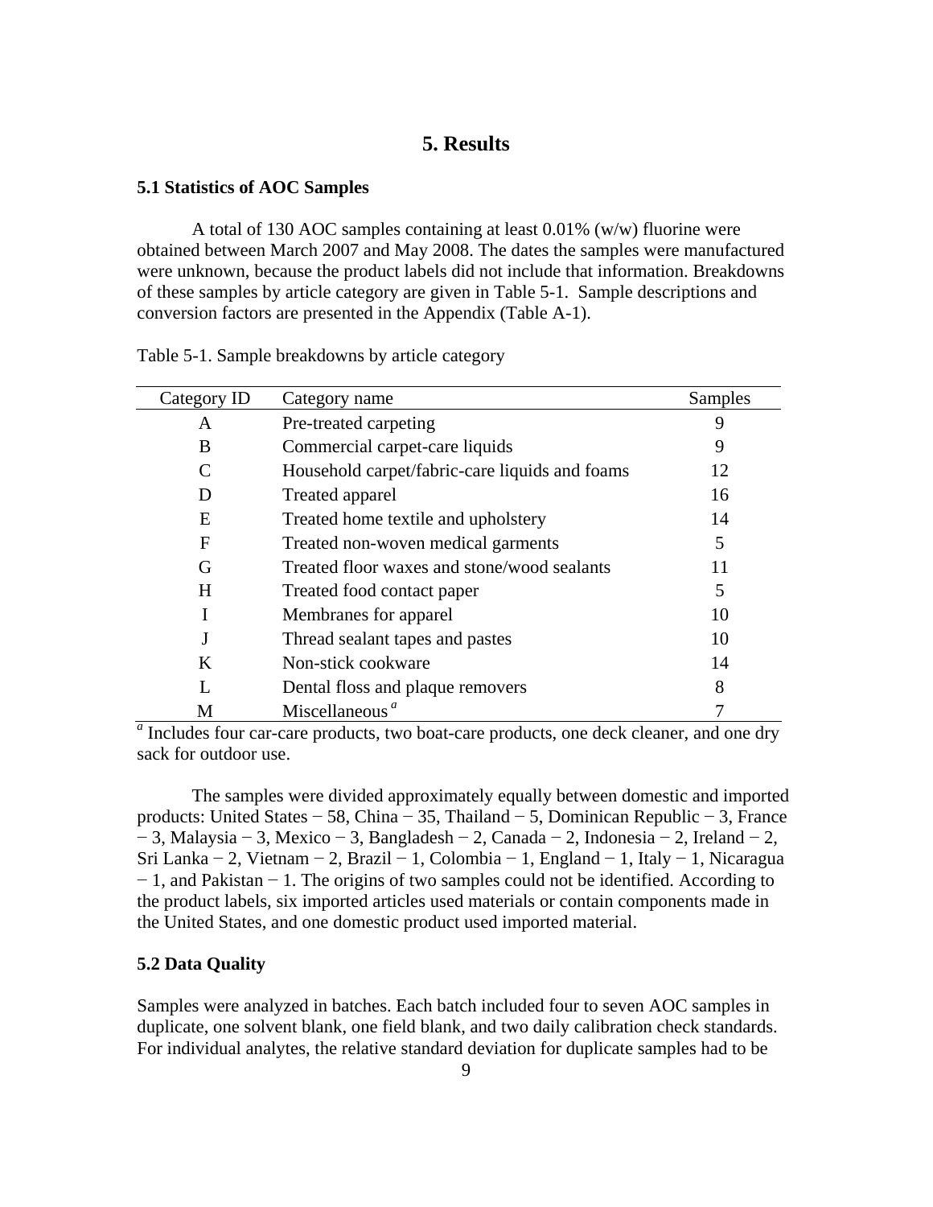# 5. Results

### 5.1 Statistics of AOC Samples

A total of 130 AOC samples containing at least 0.01% (w/w) fluorine were obtained between March 2007 and May 2008. The dates the samples were manufactured were unknown, because the product labels did not include that information. Breakdowns of these samples by article category are given in Table 5-1. Sample descriptions and conversion factors are presented in the Appendix (Table A-1).

Table 5-1. Sample breakdowns by article category

| Category ID | Category name | Samples |
|---|---|---|
| A | Pre-treated carpeting | 9 |
| B | Commercial carpet-care liquids | 9 |
| C | Household carpet/fabric-care liquids and foams | 12 |
| D | Treated apparel | 16 |
| E | Treated home textile and upholstery | 14 |
| F | Treated non-woven medical garments | 5 |
| G | Treated floor waxes and stone/wood sealants | 11 |
| H | Treated food contact paper | 5 |
| I | Membranes for apparel | 10 |
| J | Thread sealant tapes and pastes | 10 |
| K | Non-stick cookware | 14 |
| L | Dental floss and plaque removers | 8 |
| M | Miscellaneous [a] | 7 |

[a] Includes four car-care products, two boat-care products, one deck cleaner, and one dry sack for outdoor use.

The samples were divided approximately equally between domestic and imported products: United States − 58, China − 35, Thailand − 5, Dominican Republic − 3, France − 3, Malaysia − 3, Mexico − 3, Bangladesh − 2, Canada − 2, Indonesia − 2, Ireland − 2, Sri Lanka − 2, Vietnam − 2, Brazil − 1, Colombia − 1, England − 1, Italy − 1, Nicaragua − 1, and Pakistan − 1. The origins of two samples could not be identified. According to the product labels, six imported articles used materials or contain components made in the United States, and one domestic product used imported material.

### 5.2 Data Quality

Samples were analyzed in batches. Each batch included four to seven AOC samples in duplicate, one solvent blank, one field blank, and two daily calibration check standards. For individual analytes, the relative standard deviation for duplicate samples had to be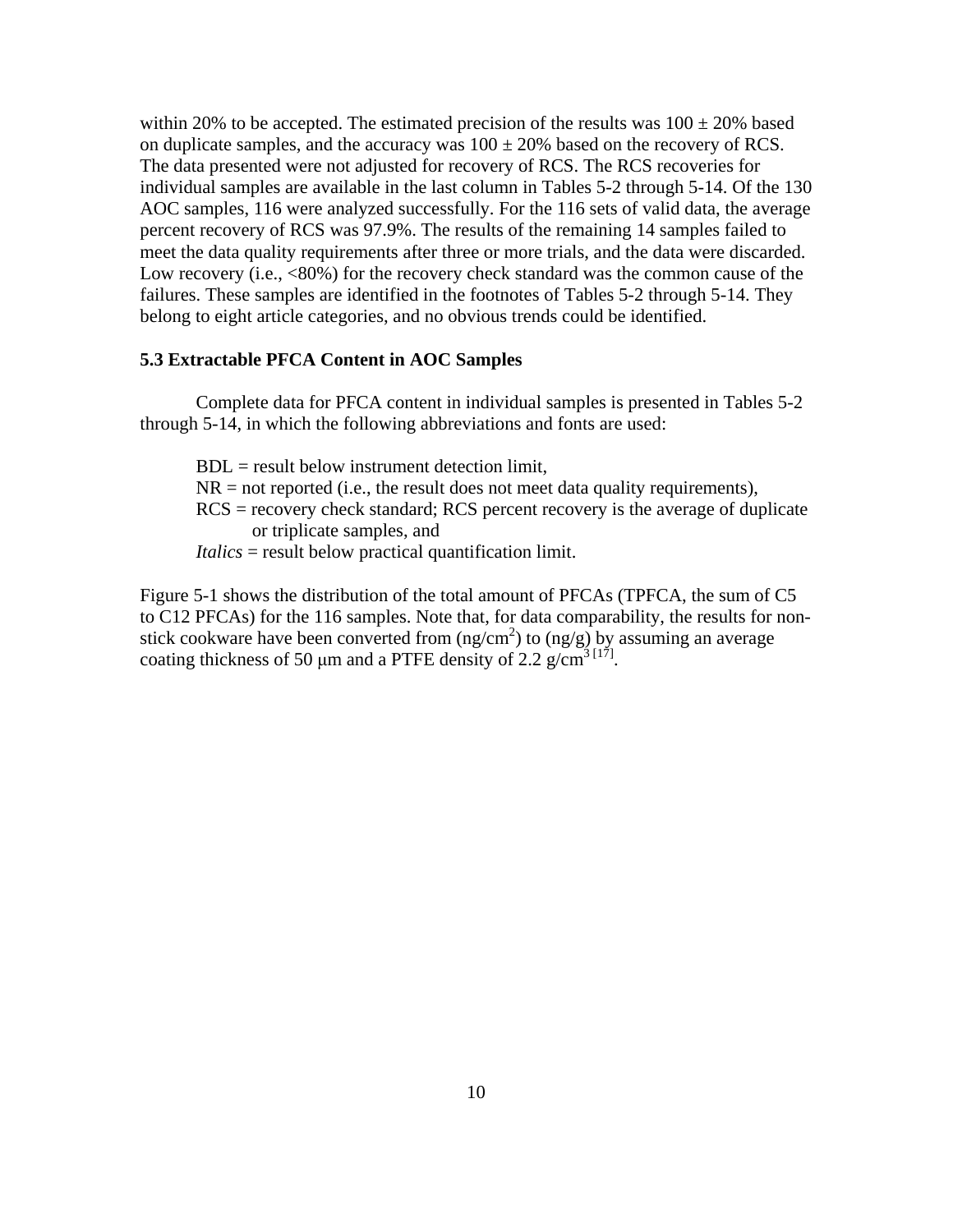within 20% to be accepted. The estimated precision of the results was 100 ± 20% based on duplicate samples, and the accuracy was 100 ± 20% based on the recovery of RCS. The data presented were not adjusted for recovery of RCS. The RCS recoveries for individual samples are available in the last column in Tables 5-2 through 5-14. Of the 130 AOC samples, 116 were analyzed successfully. For the 116 sets of valid data, the average percent recovery of RCS was 97.9%. The results of the remaining 14 samples failed to meet the data quality requirements after three or more trials, and the data were discarded. Low recovery (i.e., <80%) for the recovery check standard was the common cause of the failures. These samples are identified in the footnotes of Tables 5-2 through 5-14. They belong to eight article categories, and no obvious trends could be identified.

### 5.3 Extractable PFCA Content in AOC Samples

Complete data for PFCA content in individual samples is presented in Tables 5-2 through 5-14, in which the following abbreviations and fonts are used:

BDL = result below instrument detection limit,
NR = not reported (i.e., the result does not meet data quality requirements),
RCS = recovery check standard; RCS percent recovery is the average of duplicate or triplicate samples, and
*Italics* = result below practical quantification limit.

Figure 5-1 shows the distribution of the total amount of PFCAs (TPFCA, the sum of C5 to C12 PFCAs) for the 116 samples. Note that, for data comparability, the results for non-stick cookware have been converted from ($ng/cm^2$) to (ng/g) by assuming an average coating thickness of 50 μm and a PTFE density of 2.2 $g/cm^3$ [17].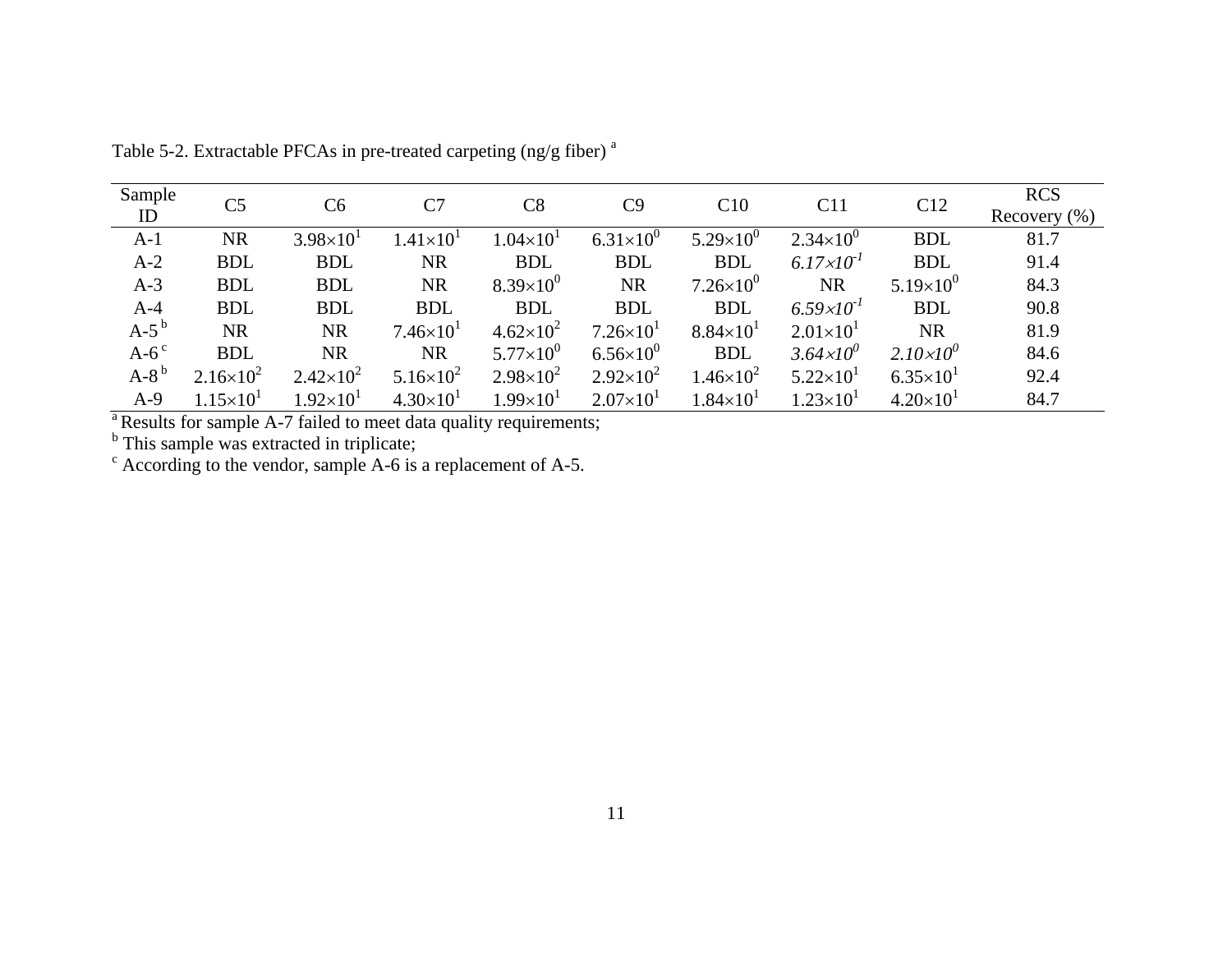Table 5-2. Extractable PFCAs in pre-treated carpeting (ng/g fiber) [a]

| Sample ID | C5 | C6 | C7 | C8 | C9 | C10 | C11 | C12 | RCS Recovery (%) |
|---|---|---|---|---|---|---|---|---|---|
| A-1 | NR | $3.98{\times}10^{1}$ | $1.41{\times}10^{1}$ | $1.04{\times}10^{1}$ | $6.31{\times}10^{0}$ | $5.29{\times}10^{0}$ | $2.34{\times}10^{0}$ | BDL | 81.7 |
| A-2 | BDL | BDL | NR | BDL | BDL | BDL | *$6.17{\times}10^{-1}$* | BDL | 91.4 |
| A-3 | BDL | BDL | NR | $8.39{\times}10^{0}$ | NR | $7.26{\times}10^{0}$ | NR | $5.19{\times}10^{0}$ | 84.3 |
| A-4 | BDL | BDL | BDL | BDL | BDL | BDL | *$6.59{\times}10^{-1}$* | BDL | 90.8 |
| A-5 [b] | NR | NR | $7.46{\times}10^{1}$ | $4.62{\times}10^{2}$ | $7.26{\times}10^{1}$ | $8.84{\times}10^{1}$ | $2.01{\times}10^{1}$ | NR | 81.9 |
| A-6 [c] | BDL | NR | NR | $5.77{\times}10^{0}$ | $6.56{\times}10^{0}$ | BDL | *$3.64{\times}10^{0}$* | *$2.10{\times}10^{0}$* | 84.6 |
| A-8 [b] | $2.16{\times}10^{2}$ | $2.42{\times}10^{2}$ | $5.16{\times}10^{2}$ | $2.98{\times}10^{2}$ | $2.92{\times}10^{2}$ | $1.46{\times}10^{2}$ | $5.22{\times}10^{1}$ | $6.35{\times}10^{1}$ | 92.4 |
| A-9 | $1.15{\times}10^{1}$ | $1.92{\times}10^{1}$ | $4.30{\times}10^{1}$ | $1.99{\times}10^{1}$ | $2.07{\times}10^{1}$ | $1.84{\times}10^{1}$ | $1.23{\times}10^{1}$ | $4.20{\times}10^{1}$ | 84.7 |

[a] Results for sample A-7 failed to meet data quality requirements;
[b] This sample was extracted in triplicate;
[c] According to the vendor, sample A-6 is a replacement of A-5.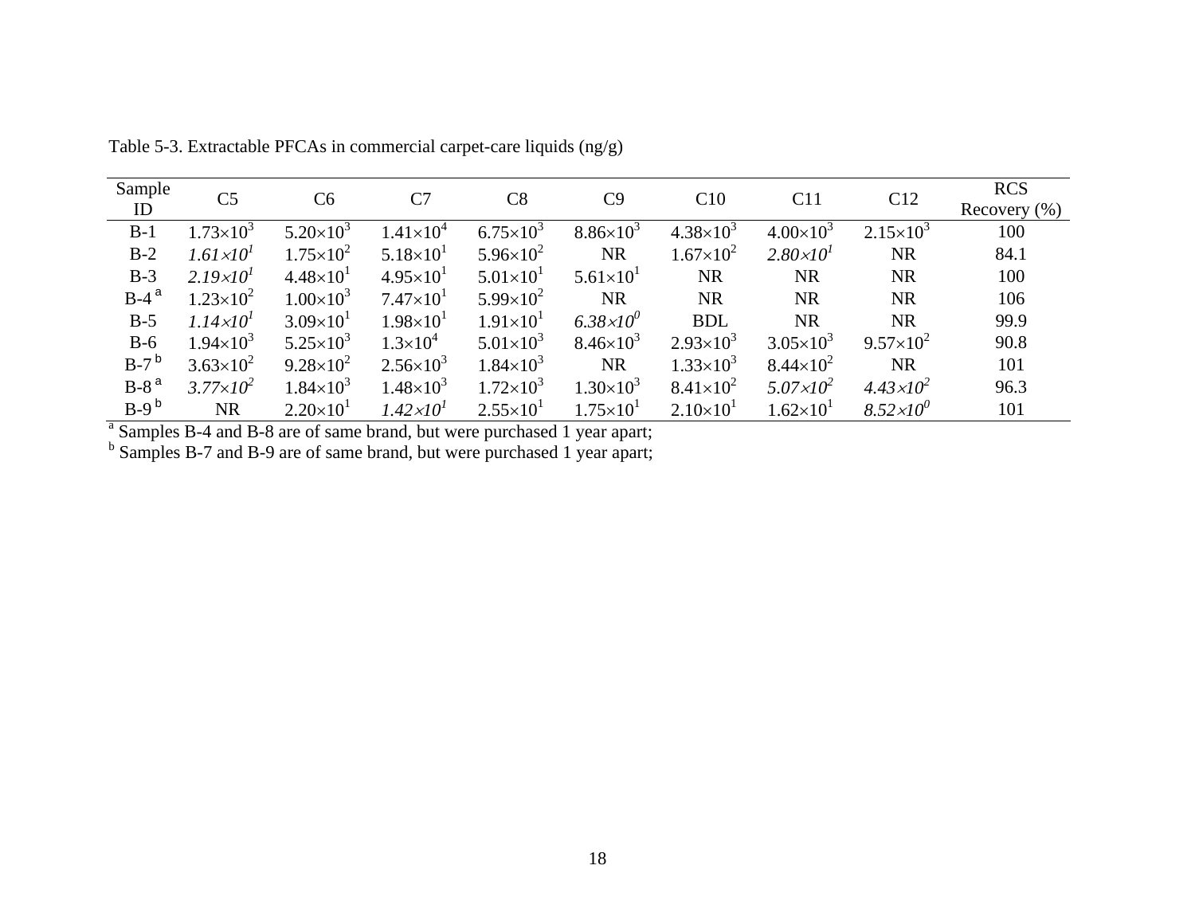Table 5-3. Extractable PFCAs in commercial carpet-care liquids (ng/g)

| Sample ID | C5 | C6 | C7 | C8 | C9 | C10 | C11 | C12 | RCS Recovery (%) |
|---|---|---|---|---|---|---|---|---|---|
| B-1 | $1.73\times10^{3}$ | $5.20\times10^{3}$ | $1.41\times10^{4}$ | $6.75\times10^{3}$ | $8.86\times10^{3}$ | $4.38\times10^{3}$ | $4.00\times10^{3}$ | $2.15\times10^{3}$ | 100 |
| B-2 | *$1.61\times10^{1}$* | $1.75\times10^{2}$ | $5.18\times10^{1}$ | $5.96\times10^{2}$ | NR | $1.67\times10^{2}$ | *$2.80\times10^{1}$* | NR | 84.1 |
| B-3 | *$2.19\times10^{1}$* | $4.48\times10^{1}$ | $4.95\times10^{1}$ | $5.01\times10^{1}$ | $5.61\times10^{1}$ | NR | NR | NR | 100 |
| B-4 [a] | $1.23\times10^{2}$ | $1.00\times10^{3}$ | $7.47\times10^{1}$ | $5.99\times10^{2}$ | NR | NR | NR | NR | 106 |
| B-5 | *$1.14\times10^{1}$* | $3.09\times10^{1}$ | $1.98\times10^{1}$ | $1.91\times10^{1}$ | *$6.38\times10^{0}$* | BDL | NR | NR | 99.9 |
| B-6 | $1.94\times10^{3}$ | $5.25\times10^{3}$ | $1.3\times10^{4}$ | $5.01\times10^{3}$ | $8.46\times10^{3}$ | $2.93\times10^{3}$ | $3.05\times10^{3}$ | $9.57\times10^{2}$ | 90.8 |
| B-7 [b] | $3.63\times10^{2}$ | $9.28\times10^{2}$ | $2.56\times10^{3}$ | $1.84\times10^{3}$ | NR | $1.33\times10^{3}$ | $8.44\times10^{2}$ | NR | 101 |
| B-8 [a] | *$3.77\times10^{2}$* | $1.84\times10^{3}$ | $1.48\times10^{3}$ | $1.72\times10^{3}$ | $1.30\times10^{3}$ | $8.41\times10^{2}$ | *$5.07\times10^{2}$* | *$4.43\times10^{2}$* | 96.3 |
| B-9 [b] | NR | $2.20\times10^{1}$ | *$1.42\times10^{1}$* | $2.55\times10^{1}$ | $1.75\times10^{1}$ | $2.10\times10^{1}$ | $1.62\times10^{1}$ | *$8.52\times10^{0}$* | 101 |

[a] Samples B-4 and B-8 are of same brand, but were purchased 1 year apart;
[b] Samples B-7 and B-9 are of same brand, but were purchased 1 year apart;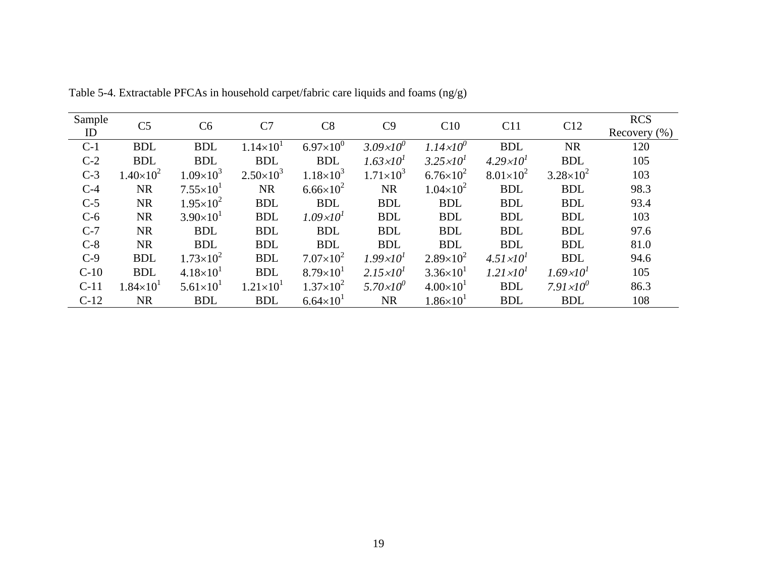Table 5-4. Extractable PFCAs in household carpet/fabric care liquids and foams (ng/g)

| Sample ID | C5 | C6 | C7 | C8 | C9 | C10 | C11 | C12 | RCS Recovery (%) |
|---|---|---|---|---|---|---|---|---|---|
| C-1 | BDL | BDL | $1.14{\times}10^{1}$ | $6.97{\times}10^{0}$ | *$3.09{\times}10^{0}$* | *$1.14{\times}10^{0}$* | BDL | NR | 120 |
| C-2 | BDL | BDL | BDL | BDL | *$1.63{\times}10^{1}$* | *$3.25{\times}10^{1}$* | *$4.29{\times}10^{1}$* | BDL | 105 |
| C-3 | $1.40{\times}10^{2}$ | $1.09{\times}10^{3}$ | $2.50{\times}10^{3}$ | $1.18{\times}10^{3}$ | $1.71{\times}10^{3}$ | $6.76{\times}10^{2}$ | $8.01{\times}10^{2}$ | $3.28{\times}10^{2}$ | 103 |
| C-4 | NR | $7.55{\times}10^{1}$ | NR | $6.66{\times}10^{2}$ | NR | $1.04{\times}10^{2}$ | BDL | BDL | 98.3 |
| C-5 | NR | $1.95{\times}10^{2}$ | BDL | BDL | BDL | BDL | BDL | BDL | 93.4 |
| C-6 | NR | $3.90{\times}10^{1}$ | BDL | *$1.09{\times}10^{1}$* | BDL | BDL | BDL | BDL | 103 |
| C-7 | NR | BDL | BDL | BDL | BDL | BDL | BDL | BDL | 97.6 |
| C-8 | NR | BDL | BDL | BDL | BDL | BDL | BDL | BDL | 81.0 |
| C-9 | BDL | $1.73{\times}10^{2}$ | BDL | $7.07{\times}10^{2}$ | *$1.99{\times}10^{1}$* | $2.89{\times}10^{2}$ | *$4.51{\times}10^{1}$* | BDL | 94.6 |
| C-10 | BDL | $4.18{\times}10^{1}$ | BDL | $8.79{\times}10^{1}$ | *$2.15{\times}10^{1}$* | $3.36{\times}10^{1}$ | *$1.21{\times}10^{1}$* | *$1.69{\times}10^{1}$* | 105 |
| C-11 | $1.84{\times}10^{1}$ | $5.61{\times}10^{1}$ | $1.21{\times}10^{1}$ | $1.37{\times}10^{2}$ | *$5.70{\times}10^{0}$* | $4.00{\times}10^{1}$ | BDL | *$7.91{\times}10^{0}$* | 86.3 |
| C-12 | NR | BDL | BDL | $6.64{\times}10^{1}$ | NR | $1.86{\times}10^{1}$ | BDL | BDL | 108 |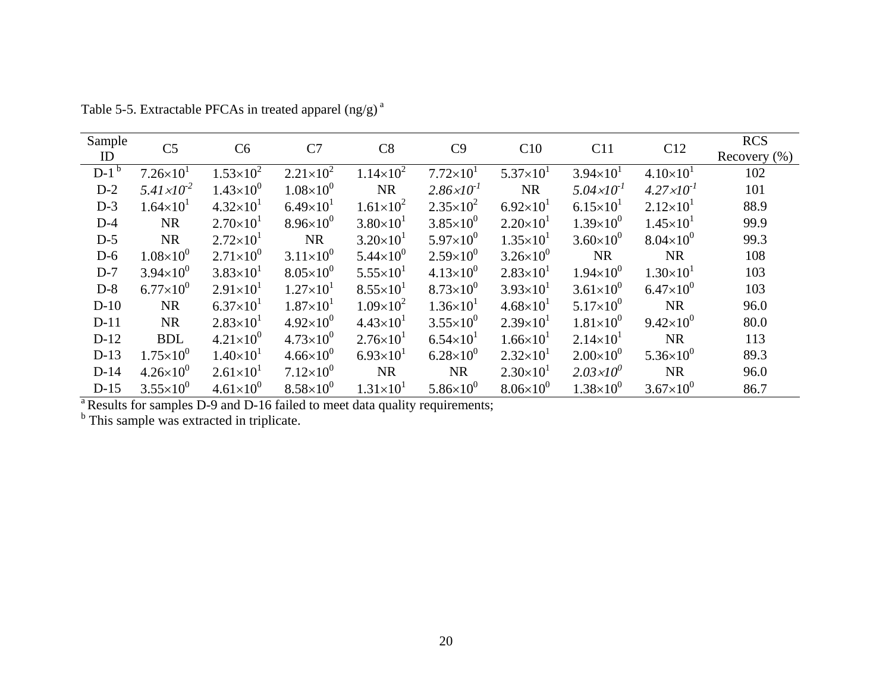Table 5-5. Extractable PFCAs in treated apparel (ng/g) [a]

| Sample ID | C5 | C6 | C7 | C8 | C9 | C10 | C11 | C12 | RCS Recovery (%) |
|---|---|---|---|---|---|---|---|---|---|
| D-1 [b] | $7.26\times10^{1}$ | $1.53\times10^{2}$ | $2.21\times10^{2}$ | $1.14\times10^{2}$ | $7.72\times10^{1}$ | $5.37\times10^{1}$ | $3.94\times10^{1}$ | $4.10\times10^{1}$ | 102 |
| D-2 | *$5.41\times10^{-2}$* | $1.43\times10^{0}$ | $1.08\times10^{0}$ | NR | *$2.86\times10^{-1}$* | NR | *$5.04\times10^{-1}$* | *$4.27\times10^{-1}$* | 101 |
| D-3 | $1.64\times10^{1}$ | $4.32\times10^{1}$ | $6.49\times10^{1}$ | $1.61\times10^{2}$ | $2.35\times10^{2}$ | $6.92\times10^{1}$ | $6.15\times10^{1}$ | $2.12\times10^{1}$ | 88.9 |
| D-4 | NR | $2.70\times10^{1}$ | $8.96\times10^{0}$ | $3.80\times10^{1}$ | $3.85\times10^{0}$ | $2.20\times10^{1}$ | $1.39\times10^{0}$ | $1.45\times10^{1}$ | 99.9 |
| D-5 | NR | $2.72\times10^{1}$ | NR | $3.20\times10^{1}$ | $5.97\times10^{0}$ | $1.35\times10^{1}$ | $3.60\times10^{0}$ | $8.04\times10^{0}$ | 99.3 |
| D-6 | $1.08\times10^{0}$ | $2.71\times10^{0}$ | $3.11\times10^{0}$ | $5.44\times10^{0}$ | $2.59\times10^{0}$ | $3.26\times10^{0}$ | NR | NR | 108 |
| D-7 | $3.94\times10^{0}$ | $3.83\times10^{1}$ | $8.05\times10^{0}$ | $5.55\times10^{1}$ | $4.13\times10^{0}$ | $2.83\times10^{1}$ | $1.94\times10^{0}$ | $1.30\times10^{1}$ | 103 |
| D-8 | $6.77\times10^{0}$ | $2.91\times10^{1}$ | $1.27\times10^{1}$ | $8.55\times10^{1}$ | $8.73\times10^{0}$ | $3.93\times10^{1}$ | $3.61\times10^{0}$ | $6.47\times10^{0}$ | 103 |
| D-10 | NR | $6.37\times10^{1}$ | $1.87\times10^{1}$ | $1.09\times10^{2}$ | $1.36\times10^{1}$ | $4.68\times10^{1}$ | $5.17\times10^{0}$ | NR | 96.0 |
| D-11 | NR | $2.83\times10^{1}$ | $4.92\times10^{0}$ | $4.43\times10^{1}$ | $3.55\times10^{0}$ | $2.39\times10^{1}$ | $1.81\times10^{0}$ | $9.42\times10^{0}$ | 80.0 |
| D-12 | BDL | $4.21\times10^{0}$ | $4.73\times10^{0}$ | $2.76\times10^{1}$ | $6.54\times10^{1}$ | $1.66\times10^{1}$ | $2.14\times10^{1}$ | NR | 113 |
| D-13 | $1.75\times10^{0}$ | $1.40\times10^{1}$ | $4.66\times10^{0}$ | $6.93\times10^{1}$ | $6.28\times10^{0}$ | $2.32\times10^{1}$ | $2.00\times10^{0}$ | $5.36\times10^{0}$ | 89.3 |
| D-14 | $4.26\times10^{0}$ | $2.61\times10^{1}$ | $7.12\times10^{0}$ | NR | NR | $2.30\times10^{1}$ | *$2.03\times10^{0}$* | NR | 96.0 |
| D-15 | $3.55\times10^{0}$ | $4.61\times10^{0}$ | $8.58\times10^{0}$ | $1.31\times10^{1}$ | $5.86\times10^{0}$ | $8.06\times10^{0}$ | $1.38\times10^{0}$ | $3.67\times10^{0}$ | 86.7 |

[a] Results for samples D-9 and D-16 failed to meet data quality requirements;
[b] This sample was extracted in triplicate.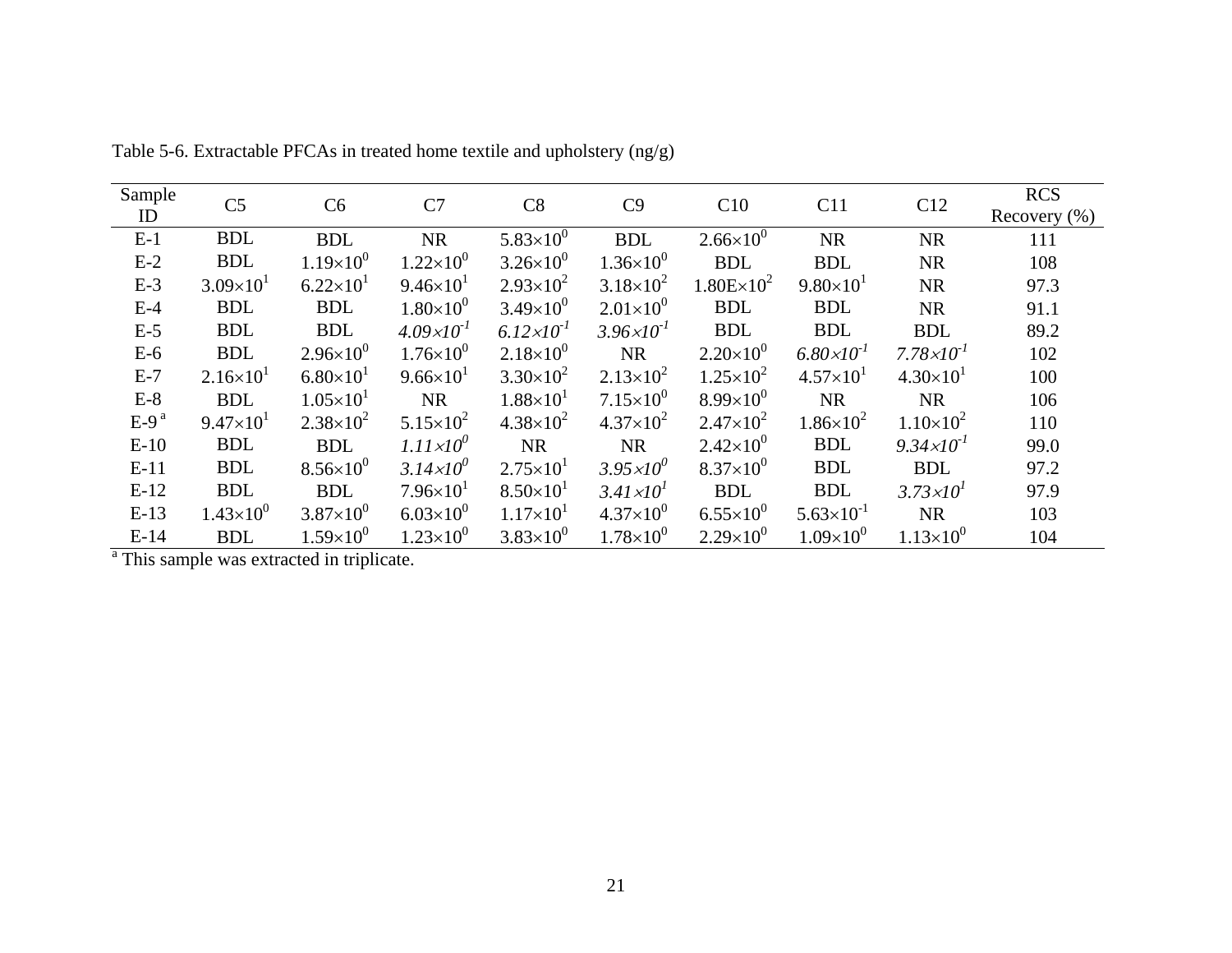Table 5-6. Extractable PFCAs in treated home textile and upholstery (ng/g)

| Sample ID | C5 | C6 | C7 | C8 | C9 | C10 | C11 | C12 | RCS Recovery (%) |
|---|---|---|---|---|---|---|---|---|---|
| E-1 | BDL | BDL | NR | $5.83\times10^{0}$ | BDL | $2.66\times10^{0}$ | NR | NR | 111 |
| E-2 | BDL | $1.19\times10^{0}$ | $1.22\times10^{0}$ | $3.26\times10^{0}$ | $1.36\times10^{0}$ | BDL | BDL | NR | 108 |
| E-3 | $3.09\times10^{1}$ | $6.22\times10^{1}$ | $9.46\times10^{1}$ | $2.93\times10^{2}$ | $3.18\times10^{2}$ | $1.80\text{E}\times10^{2}$ | $9.80\times10^{1}$ | NR | 97.3 |
| E-4 | BDL | BDL | $1.80\times10^{0}$ | $3.49\times10^{0}$ | $2.01\times10^{0}$ | BDL | BDL | NR | 91.1 |
| E-5 | BDL | BDL | *$4.09\times10^{-1}$* | *$6.12\times10^{-1}$* | *$3.96\times10^{-1}$* | BDL | BDL | BDL | 89.2 |
| E-6 | BDL | $2.96\times10^{0}$ | $1.76\times10^{0}$ | $2.18\times10^{0}$ | NR | $2.20\times10^{0}$ | *$6.80\times10^{-1}$* | *$7.78\times10^{-1}$* | 102 |
| E-7 | $2.16\times10^{1}$ | $6.80\times10^{1}$ | $9.66\times10^{1}$ | $3.30\times10^{2}$ | $2.13\times10^{2}$ | $1.25\times10^{2}$ | $4.57\times10^{1}$ | $4.30\times10^{1}$ | 100 |
| E-8 | BDL | $1.05\times10^{1}$ | NR | $1.88\times10^{1}$ | $7.15\times10^{0}$ | $8.99\times10^{0}$ | NR | NR | 106 |
| E-9 [a] | $9.47\times10^{1}$ | $2.38\times10^{2}$ | $5.15\times10^{2}$ | $4.38\times10^{2}$ | $4.37\times10^{2}$ | $2.47\times10^{2}$ | $1.86\times10^{2}$ | $1.10\times10^{2}$ | 110 |
| E-10 | BDL | BDL | *$1.11\times10^{0}$* | NR | NR | $2.42\times10^{0}$ | BDL | *$9.34\times10^{-1}$* | 99.0 |
| E-11 | BDL | $8.56\times10^{0}$ | *$3.14\times10^{0}$* | $2.75\times10^{1}$ | *$3.95\times10^{0}$* | $8.37\times10^{0}$ | BDL | BDL | 97.2 |
| E-12 | BDL | BDL | $7.96\times10^{1}$ | $8.50\times10^{1}$ | *$3.41\times10^{1}$* | BDL | BDL | *$3.73\times10^{1}$* | 97.9 |
| E-13 | $1.43\times10^{0}$ | $3.87\times10^{0}$ | $6.03\times10^{0}$ | $1.17\times10^{1}$ | $4.37\times10^{0}$ | $6.55\times10^{0}$ | $5.63\times10^{-1}$ | NR | 103 |
| E-14 | BDL | $1.59\times10^{0}$ | $1.23\times10^{0}$ | $3.83\times10^{0}$ | $1.78\times10^{0}$ | $2.29\times10^{0}$ | $1.09\times10^{0}$ | $1.13\times10^{0}$ | 104 |

[a] This sample was extracted in triplicate.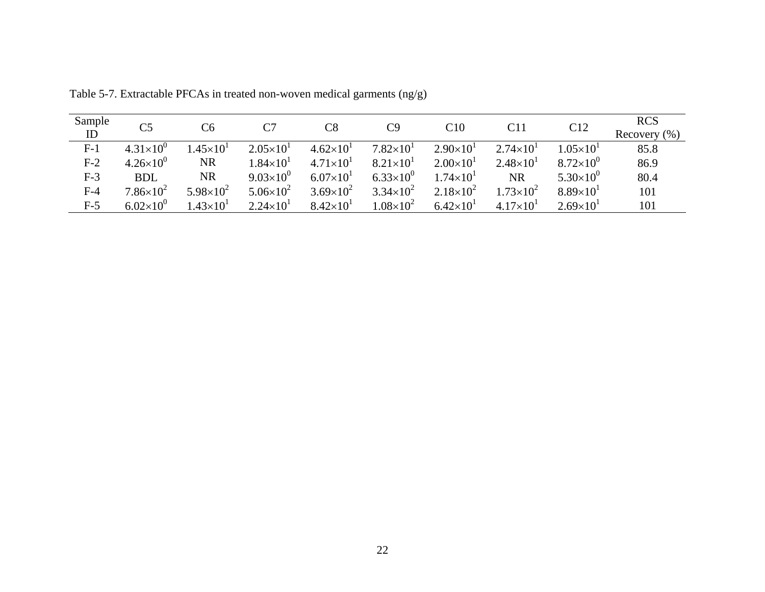Table 5-7. Extractable PFCAs in treated non-woven medical garments (ng/g)

| Sample ID | C5 | C6 | C7 | C8 | C9 | C10 | C11 | C12 | RCS Recovery (%) |
|---|---|---|---|---|---|---|---|---|---|
| F-1 | $4.31\times10^{0}$ | $1.45\times10^{1}$ | $2.05\times10^{1}$ | $4.62\times10^{1}$ | $7.82\times10^{1}$ | $2.90\times10^{1}$ | $2.74\times10^{1}$ | $1.05\times10^{1}$ | 85.8 |
| F-2 | $4.26\times10^{0}$ | NR | $1.84\times10^{1}$ | $4.71\times10^{1}$ | $8.21\times10^{1}$ | $2.00\times10^{1}$ | $2.48\times10^{1}$ | $8.72\times10^{0}$ | 86.9 |
| F-3 | BDL | NR | $9.03\times10^{0}$ | $6.07\times10^{1}$ | $6.33\times10^{0}$ | $1.74\times10^{1}$ | NR | $5.30\times10^{0}$ | 80.4 |
| F-4 | $7.86\times10^{2}$ | $5.98\times10^{2}$ | $5.06\times10^{2}$ | $3.69\times10^{2}$ | $3.34\times10^{2}$ | $2.18\times10^{2}$ | $1.73\times10^{2}$ | $8.89\times10^{1}$ | 101 |
| F-5 | $6.02\times10^{0}$ | $1.43\times10^{1}$ | $2.24\times10^{1}$ | $8.42\times10^{1}$ | $1.08\times10^{2}$ | $6.42\times10^{1}$ | $4.17\times10^{1}$ | $2.69\times10^{1}$ | 101 |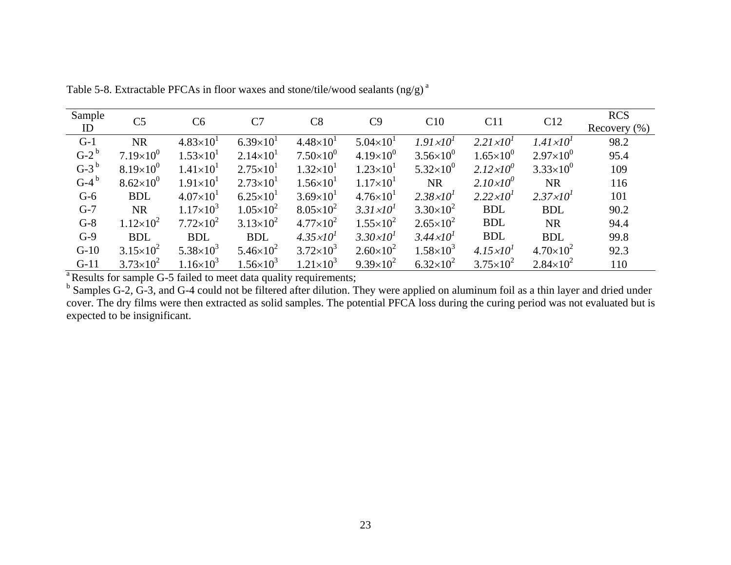Table 5-8. Extractable PFCAs in floor waxes and stone/tile/wood sealants (ng/g) [a]

| Sample ID | C5 | C6 | C7 | C8 | C9 | C10 | C11 | C12 | RCS Recovery (%) |
|---|---|---|---|---|---|---|---|---|---|
| G-1 | NR | $4.83\times10^{1}$ | $6.39\times10^{1}$ | $4.48\times10^{1}$ | $5.04\times10^{1}$ | *$1.91\times10^{1}$* | *$2.21\times10^{1}$* | *$1.41\times10^{1}$* | 98.2 |
| G-2 [b] | $7.19\times10^{0}$ | $1.53\times10^{1}$ | $2.14\times10^{1}$ | $7.50\times10^{0}$ | $4.19\times10^{0}$ | $3.56\times10^{0}$ | $1.65\times10^{0}$ | $2.97\times10^{0}$ | 95.4 |
| G-3 [b] | $8.19\times10^{0}$ | $1.41\times10^{1}$ | $2.75\times10^{1}$ | $1.32\times10^{1}$ | $1.23\times10^{1}$ | $5.32\times10^{0}$ | *$2.12\times10^{0}$* | $3.33\times10^{0}$ | 109 |
| G-4 [b] | $8.62\times10^{0}$ | $1.91\times10^{1}$ | $2.73\times10^{1}$ | $1.56\times10^{1}$ | $1.17\times10^{1}$ | NR | *$2.10\times10^{0}$* | NR | 116 |
| G-6 | BDL | $4.07\times10^{1}$ | $6.25\times10^{1}$ | $3.69\times10^{1}$ | $4.76\times10^{1}$ | *$2.38\times10^{1}$* | *$2.22\times10^{1}$* | *$2.37\times10^{1}$* | 101 |
| G-7 | NR | $1.17\times10^{3}$ | $1.05\times10^{2}$ | $8.05\times10^{2}$ | *$3.31\times10^{1}$* | $3.30\times10^{2}$ | BDL | BDL | 90.2 |
| G-8 | $1.12\times10^{2}$ | $7.72\times10^{2}$ | $3.13\times10^{2}$ | $4.77\times10^{2}$ | $1.55\times10^{2}$ | $2.65\times10^{2}$ | BDL | NR | 94.4 |
| G-9 | BDL | BDL | BDL | *$4.35\times10^{1}$* | *$3.30\times10^{1}$* | *$3.44\times10^{1}$* | BDL | BDL | 99.8 |
| G-10 | $3.15\times10^{2}$ | $5.38\times10^{3}$ | $5.46\times10^{2}$ | $3.72\times10^{3}$ | $2.60\times10^{2}$ | $1.58\times10^{3}$ | *$4.15\times10^{1}$* | $4.70\times10^{2}$ | 92.3 |
| G-11 | $3.73\times10^{2}$ | $1.16\times10^{3}$ | $1.56\times10^{3}$ | $1.21\times10^{3}$ | $9.39\times10^{2}$ | $6.32\times10^{2}$ | $3.75\times10^{2}$ | $2.84\times10^{2}$ | 110 |

[a] Results for sample G-5 failed to meet data quality requirements;

[b] Samples G-2, G-3, and G-4 could not be filtered after dilution. They were applied on aluminum foil as a thin layer and dried under cover. The dry films were then extracted as solid samples. The potential PFCA loss during the curing period was not evaluated but is expected to be insignificant.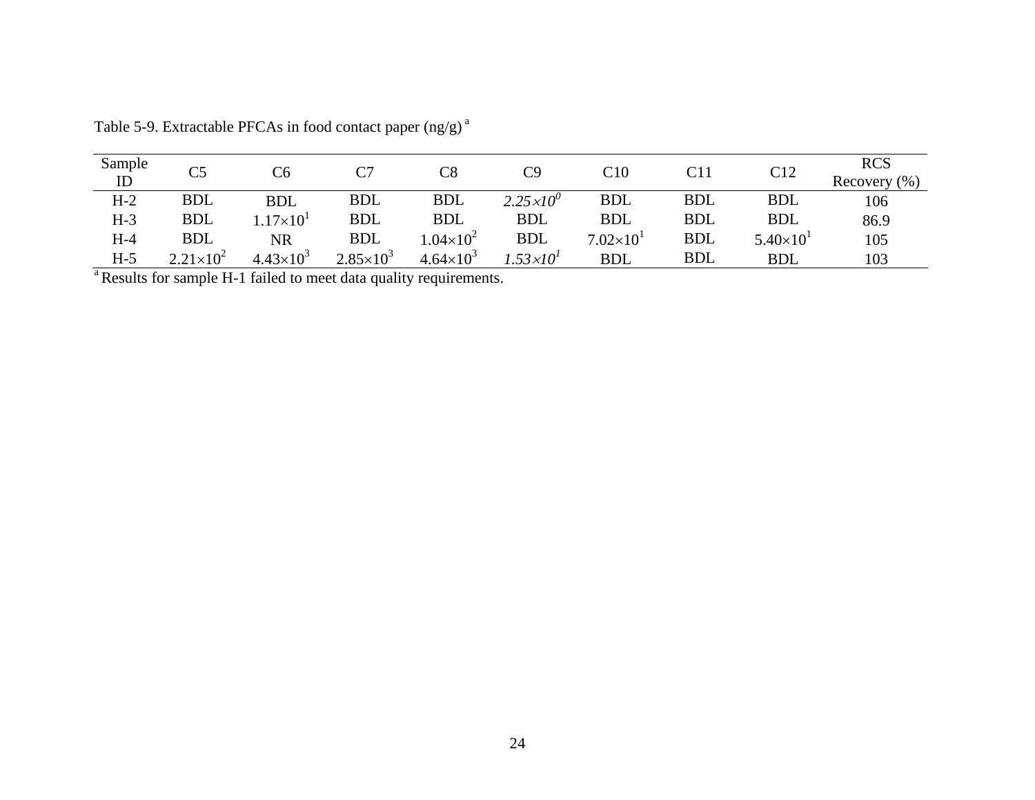Table 5-9. Extractable PFCAs in food contact paper (ng/g) [a]

| Sample ID | C5 | C6 | C7 | C8 | C9 | C10 | C11 | C12 | RCS Recovery (%) |
|---|---|---|---|---|---|---|---|---|---|
| H-2 | BDL | BDL | BDL | BDL | *$2.25\times10^{0}$* | BDL | BDL | BDL | 106 |
| H-3 | BDL | $1.17\times10^{1}$ | BDL | BDL | BDL | BDL | BDL | BDL | 86.9 |
| H-4 | BDL | NR | BDL | $1.04\times10^{2}$ | BDL | $7.02\times10^{1}$ | BDL | $5.40\times10^{1}$ | 105 |
| H-5 | $2.21\times10^{2}$ | $4.43\times10^{3}$ | $2.85\times10^{3}$ | $4.64\times10^{3}$ | *$1.53\times10^{1}$* | BDL | BDL | BDL | 103 |

[a] Results for sample H-1 failed to meet data quality requirements.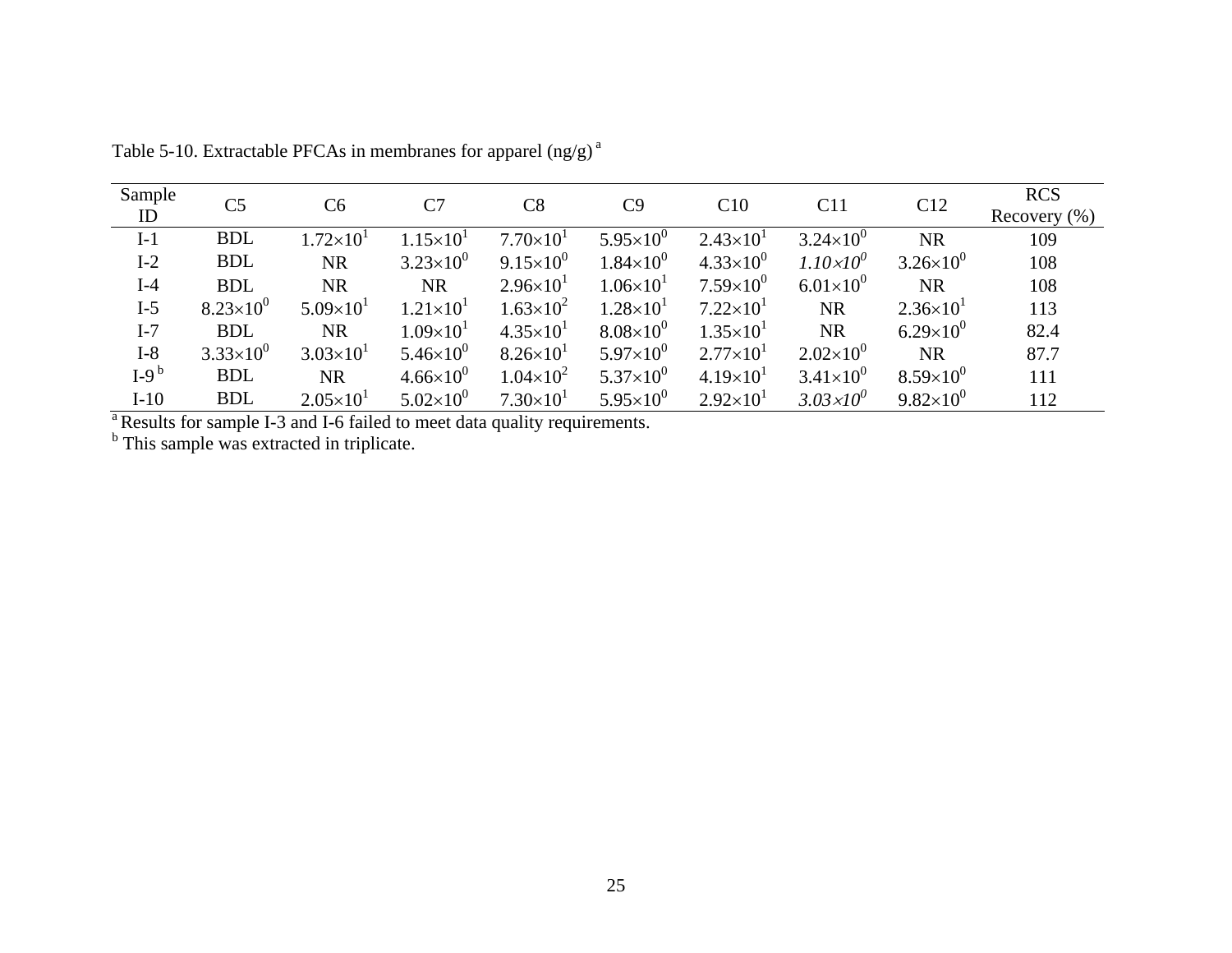Table 5-10. Extractable PFCAs in membranes for apparel (ng/g) [a]

| Sample ID | C5 | C6 | C7 | C8 | C9 | C10 | C11 | C12 | RCS Recovery (%) |
|---|---|---|---|---|---|---|---|---|---|
| I-1 | BDL | $1.72\times10^{1}$ | $1.15\times10^{1}$ | $7.70\times10^{1}$ | $5.95\times10^{0}$ | $2.43\times10^{1}$ | $3.24\times10^{0}$ | NR | 109 |
| I-2 | BDL | NR | $3.23\times10^{0}$ | $9.15\times10^{0}$ | $1.84\times10^{0}$ | $4.33\times10^{0}$ | *$1.10\times10^{0}$* | $3.26\times10^{0}$ | 108 |
| I-4 | BDL | NR | NR | $2.96\times10^{1}$ | $1.06\times10^{1}$ | $7.59\times10^{0}$ | $6.01\times10^{0}$ | NR | 108 |
| I-5 | $8.23\times10^{0}$ | $5.09\times10^{1}$ | $1.21\times10^{1}$ | $1.63\times10^{2}$ | $1.28\times10^{1}$ | $7.22\times10^{1}$ | NR | $2.36\times10^{1}$ | 113 |
| I-7 | BDL | NR | $1.09\times10^{1}$ | $4.35\times10^{1}$ | $8.08\times10^{0}$ | $1.35\times10^{1}$ | NR | $6.29\times10^{0}$ | 82.4 |
| I-8 | $3.33\times10^{0}$ | $3.03\times10^{1}$ | $5.46\times10^{0}$ | $8.26\times10^{1}$ | $5.97\times10^{0}$ | $2.77\times10^{1}$ | $2.02\times10^{0}$ | NR | 87.7 |
| I-9 [b] | BDL | NR | $4.66\times10^{0}$ | $1.04\times10^{2}$ | $5.37\times10^{0}$ | $4.19\times10^{1}$ | $3.41\times10^{0}$ | $8.59\times10^{0}$ | 111 |
| I-10 | BDL | $2.05\times10^{1}$ | $5.02\times10^{0}$ | $7.30\times10^{1}$ | $5.95\times10^{0}$ | $2.92\times10^{1}$ | *$3.03\times10^{0}$* | $9.82\times10^{0}$ | 112 |

[a] Results for sample I-3 and I-6 failed to meet data quality requirements.
[b] This sample was extracted in triplicate.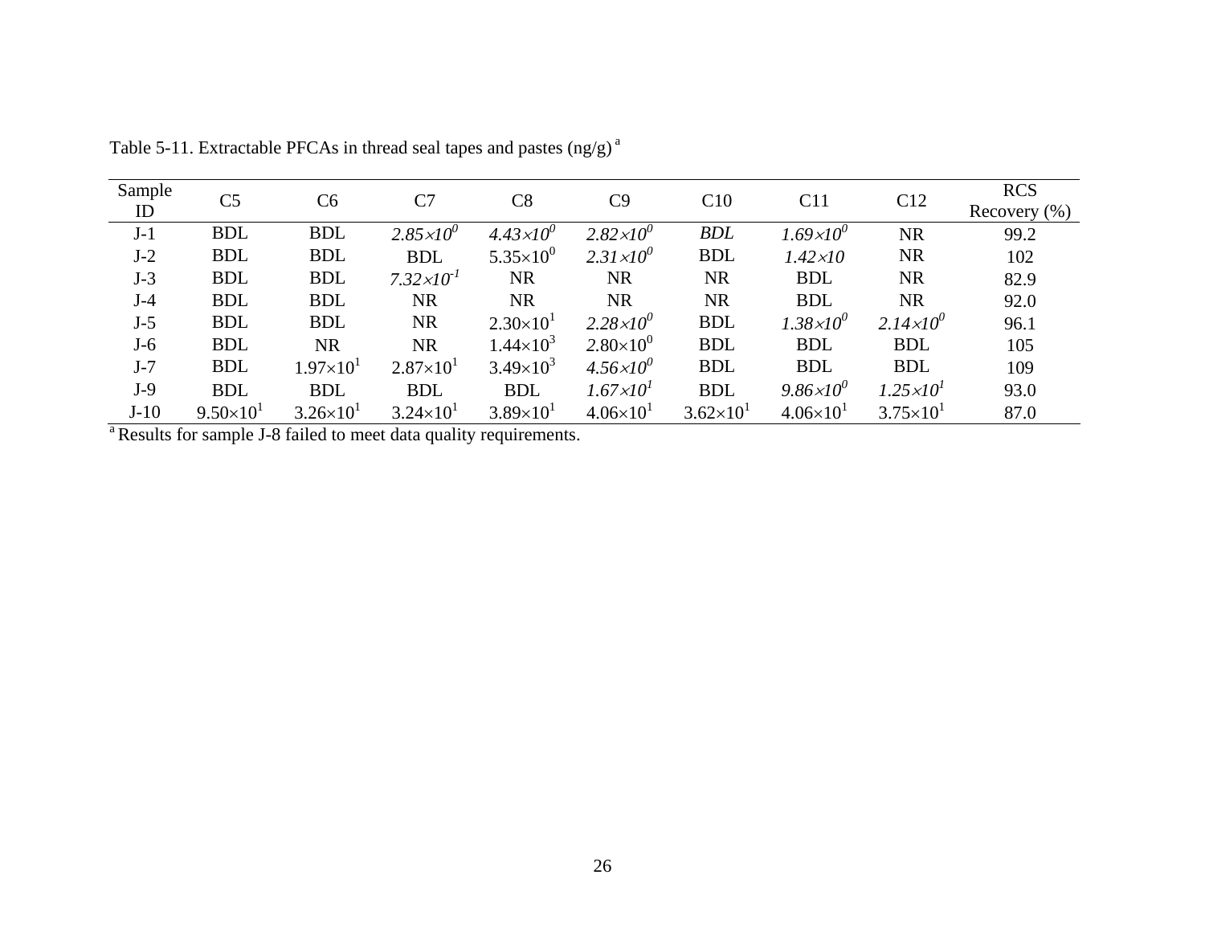Table 5-11. Extractable PFCAs in thread seal tapes and pastes (ng/g) [a]

| Sample ID | C5 | C6 | C7 | C8 | C9 | C10 | C11 | C12 | RCS Recovery (%) |
|---|---|---|---|---|---|---|---|---|---|
| J-1 | BDL | BDL | *$2.85\times10^{0}$* | *$4.43\times10^{0}$* | *$2.82\times10^{0}$* | *BDL* | *$1.69\times10^{0}$* | NR | 99.2 |
| J-2 | BDL | BDL | BDL | $5.35\times10^{0}$ | *$2.31\times10^{0}$* | BDL | *$1.42\times10$* | NR | 102 |
| J-3 | BDL | BDL | *$7.32\times10^{-1}$* | NR | NR | NR | BDL | NR | 82.9 |
| J-4 | BDL | BDL | NR | NR | NR | NR | BDL | NR | 92.0 |
| J-5 | BDL | BDL | NR | $2.30\times10^{1}$ | *$2.28\times10^{0}$* | BDL | *$1.38\times10^{0}$* | *$2.14\times10^{0}$* | 96.1 |
| J-6 | BDL | NR | NR | $1.44\times10^{3}$ | $2.80\times10^{0}$ | BDL | BDL | BDL | 105 |
| J-7 | BDL | $1.97\times10^{1}$ | $2.87\times10^{1}$ | $3.49\times10^{3}$ | *$4.56\times10^{0}$* | BDL | BDL | BDL | 109 |
| J-9 | BDL | BDL | BDL | BDL | *$1.67\times10^{1}$* | BDL | *$9.86\times10^{0}$* | *$1.25\times10^{1}$* | 93.0 |
| J-10 | $9.50\times10^{1}$ | $3.26\times10^{1}$ | $3.24\times10^{1}$ | $3.89\times10^{1}$ | $4.06\times10^{1}$ | $3.62\times10^{1}$ | $4.06\times10^{1}$ | $3.75\times10^{1}$ | 87.0 |

[a] Results for sample J-8 failed to meet data quality requirements.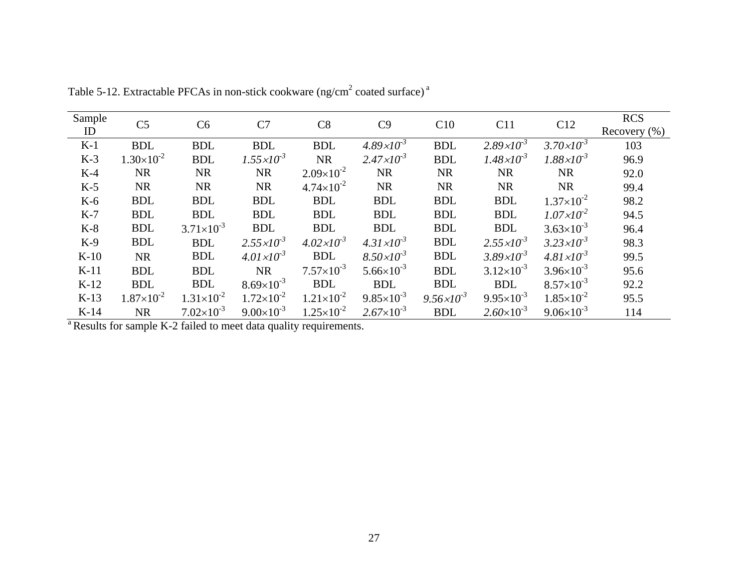Table 5-12. Extractable PFCAs in non-stick cookware (ng/cm$^2$ coated surface) [a]

| Sample ID | C5 | C6 | C7 | C8 | C9 | C10 | C11 | C12 | RCS Recovery (%) |
|---|---|---|---|---|---|---|---|---|---|
| K-1 | BDL | BDL | BDL | BDL | *$4.89\times10^{-3}$* | BDL | *$2.89\times10^{-3}$* | *$3.70\times10^{-3}$* | 103 |
| K-3 | $1.30\times10^{-2}$ | BDL | *$1.55\times10^{-3}$* | NR | *$2.47\times10^{-3}$* | BDL | *$1.48\times10^{-3}$* | *$1.88\times10^{-3}$* | 96.9 |
| K-4 | NR | NR | NR | $2.09\times10^{-2}$ | NR | NR | NR | NR | 92.0 |
| K-5 | NR | NR | NR | $4.74\times10^{-2}$ | NR | NR | NR | NR | 99.4 |
| K-6 | BDL | BDL | BDL | BDL | BDL | BDL | BDL | $1.37\times10^{-2}$ | 98.2 |
| K-7 | BDL | BDL | BDL | BDL | BDL | BDL | BDL | *$1.07\times10^{-2}$* | 94.5 |
| K-8 | BDL | $3.71\times10^{-3}$ | BDL | BDL | BDL | BDL | BDL | $3.63\times10^{-3}$ | 96.4 |
| K-9 | BDL | BDL | *$2.55\times10^{-3}$* | *$4.02\times10^{-3}$* | *$4.31\times10^{-3}$* | BDL | *$2.55\times10^{-3}$* | *$3.23\times10^{-3}$* | 98.3 |
| K-10 | NR | BDL | *$4.01\times10^{-3}$* | BDL | *$8.50\times10^{-3}$* | BDL | *$3.89\times10^{-3}$* | *$4.81\times10^{-3}$* | 99.5 |
| K-11 | BDL | BDL | NR | $7.57\times10^{-3}$ | $5.66\times10^{-3}$ | BDL | $3.12\times10^{-3}$ | $3.96\times10^{-3}$ | 95.6 |
| K-12 | BDL | BDL | $8.69\times10^{-3}$ | BDL | BDL | BDL | BDL | $8.57\times10^{-3}$ | 92.2 |
| K-13 | $1.87\times10^{-2}$ | $1.31\times10^{-2}$ | $1.72\times10^{-2}$ | $1.21\times10^{-2}$ | $9.85\times10^{-3}$ | *$9.56\times10^{-3}$* | $9.95\times10^{-3}$ | $1.85\times10^{-2}$ | 95.5 |
| K-14 | NR | $7.02\times10^{-3}$ | $9.00\times10^{-3}$ | $1.25\times10^{-2}$ | *$2.67\times10^{-3}$* | BDL | *$2.60\times10^{-3}$* | $9.06\times10^{-3}$ | 114 |

[a] Results for sample K-2 failed to meet data quality requirements.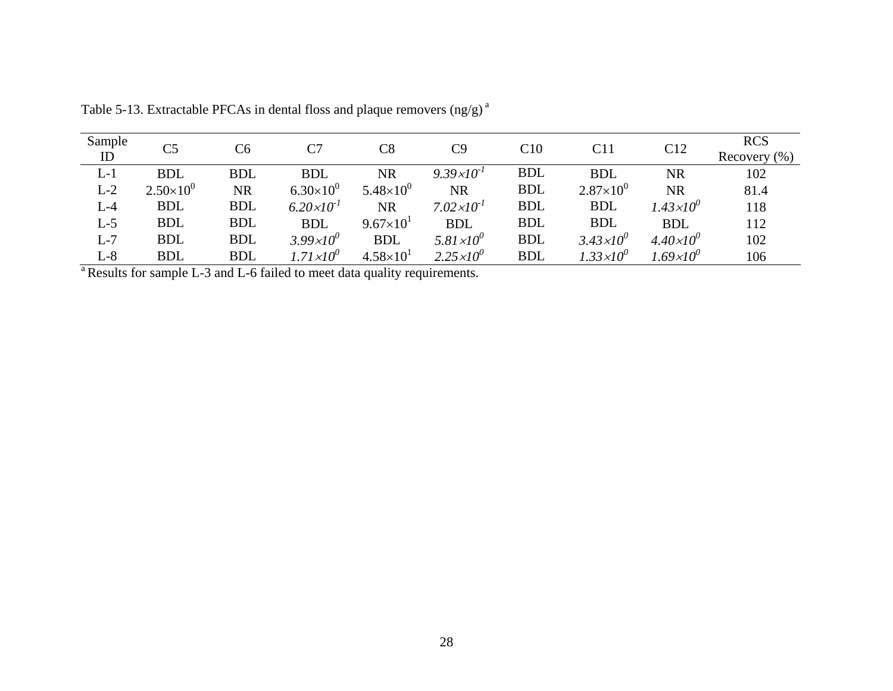Table 5-13. Extractable PFCAs in dental floss and plaque removers (ng/g) [a]

| Sample ID | C5 | C6 | C7 | C8 | C9 | C10 | C11 | C12 | RCS Recovery (%) |
|---|---|---|---|---|---|---|---|---|---|
| L-1 | BDL | BDL | BDL | NR | *$9.39\times10^{-1}$* | BDL | BDL | NR | 102 |
| L-2 | $2.50\times10^{0}$ | NR | $6.30\times10^{0}$ | $5.48\times10^{0}$ | NR | BDL | $2.87\times10^{0}$ | NR | 81.4 |
| L-4 | BDL | BDL | *$6.20\times10^{-1}$* | NR | *$7.02\times10^{-1}$* | BDL | BDL | *$1.43\times10^{0}$* | 118 |
| L-5 | BDL | BDL | BDL | $9.67\times10^{1}$ | BDL | BDL | BDL | BDL | 112 |
| L-7 | BDL | BDL | *$3.99\times10^{0}$* | BDL | *$5.81\times10^{0}$* | BDL | *$3.43\times10^{0}$* | *$4.40\times10^{0}$* | 102 |
| L-8 | BDL | BDL | *$1.71\times10^{0}$* | $4.58\times10^{1}$ | *$2.25\times10^{0}$* | BDL | *$1.33\times10^{0}$* | *$1.69\times10^{0}$* | 106 |

[a] Results for sample L-3 and L-6 failed to meet data quality requirements.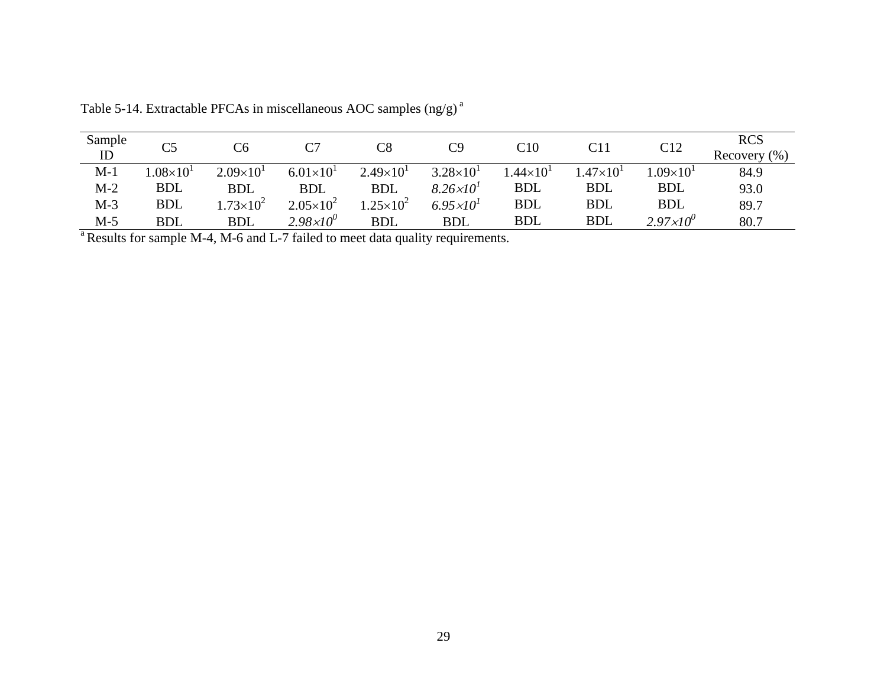Table 5-14. Extractable PFCAs in miscellaneous AOC samples (ng/g) [a]

| Sample ID | C5 | C6 | C7 | C8 | C9 | C10 | C11 | C12 | RCS Recovery (%) |
|---|---|---|---|---|---|---|---|---|---|
| M-1 | $1.08\times10^{1}$ | $2.09\times10^{1}$ | $6.01\times10^{1}$ | $2.49\times10^{1}$ | $3.28\times10^{1}$ | $1.44\times10^{1}$ | $1.47\times10^{1}$ | $1.09\times10^{1}$ | 84.9 |
| M-2 | BDL | BDL | BDL | BDL | *$8.26\times10^{1}$* | BDL | BDL | BDL | 93.0 |
| M-3 | BDL | $1.73\times10^{2}$ | $2.05\times10^{2}$ | $1.25\times10^{2}$ | *$6.95\times10^{1}$* | BDL | BDL | BDL | 89.7 |
| M-5 | BDL | BDL | *$2.98\times10^{0}$* | BDL | BDL | BDL | BDL | *$2.97\times10^{0}$* | 80.7 |

[a] Results for sample M-4, M-6 and L-7 failed to meet data quality requirements.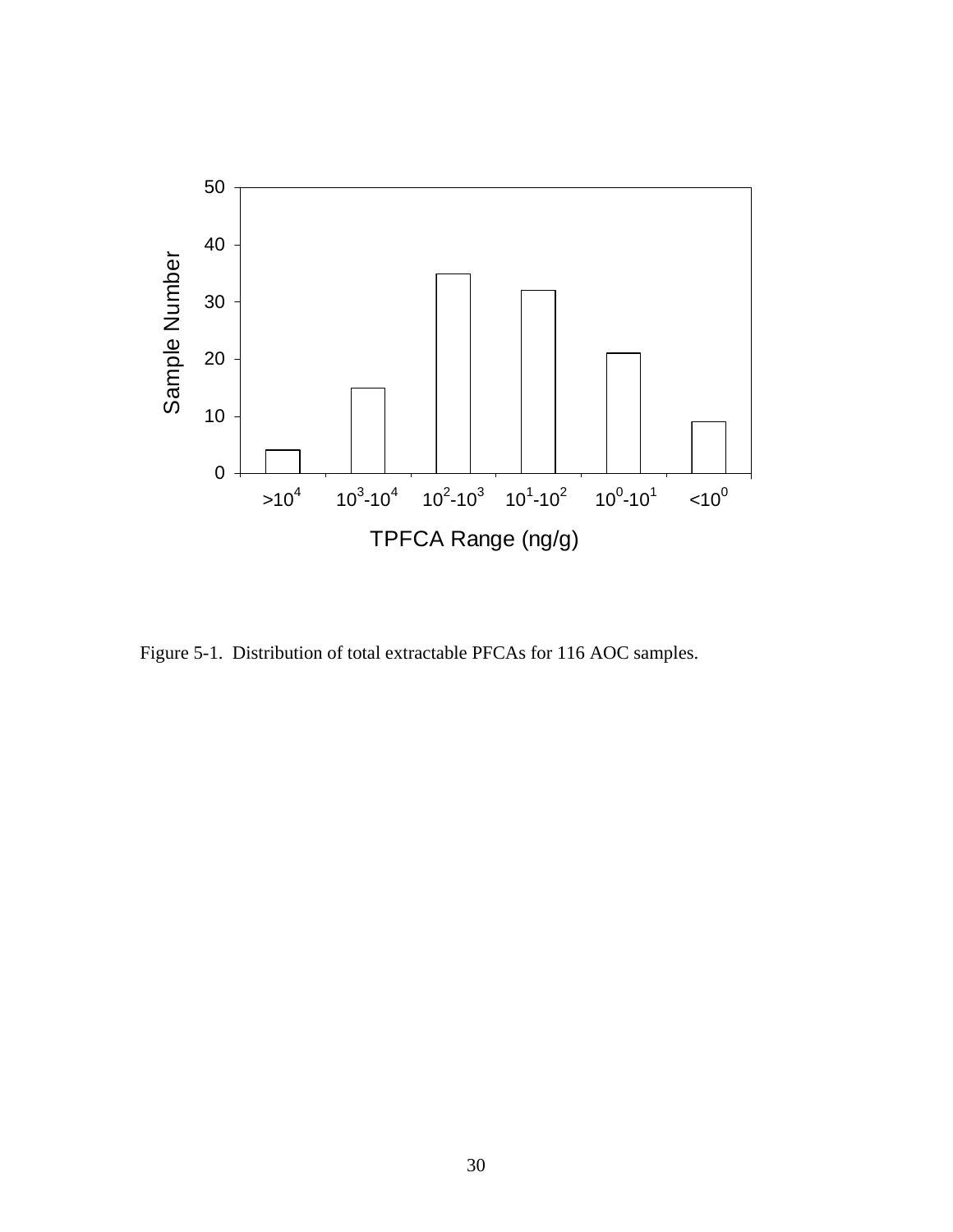Figure 5-1. Distribution of total extractable PFCAs for 116 AOC samples.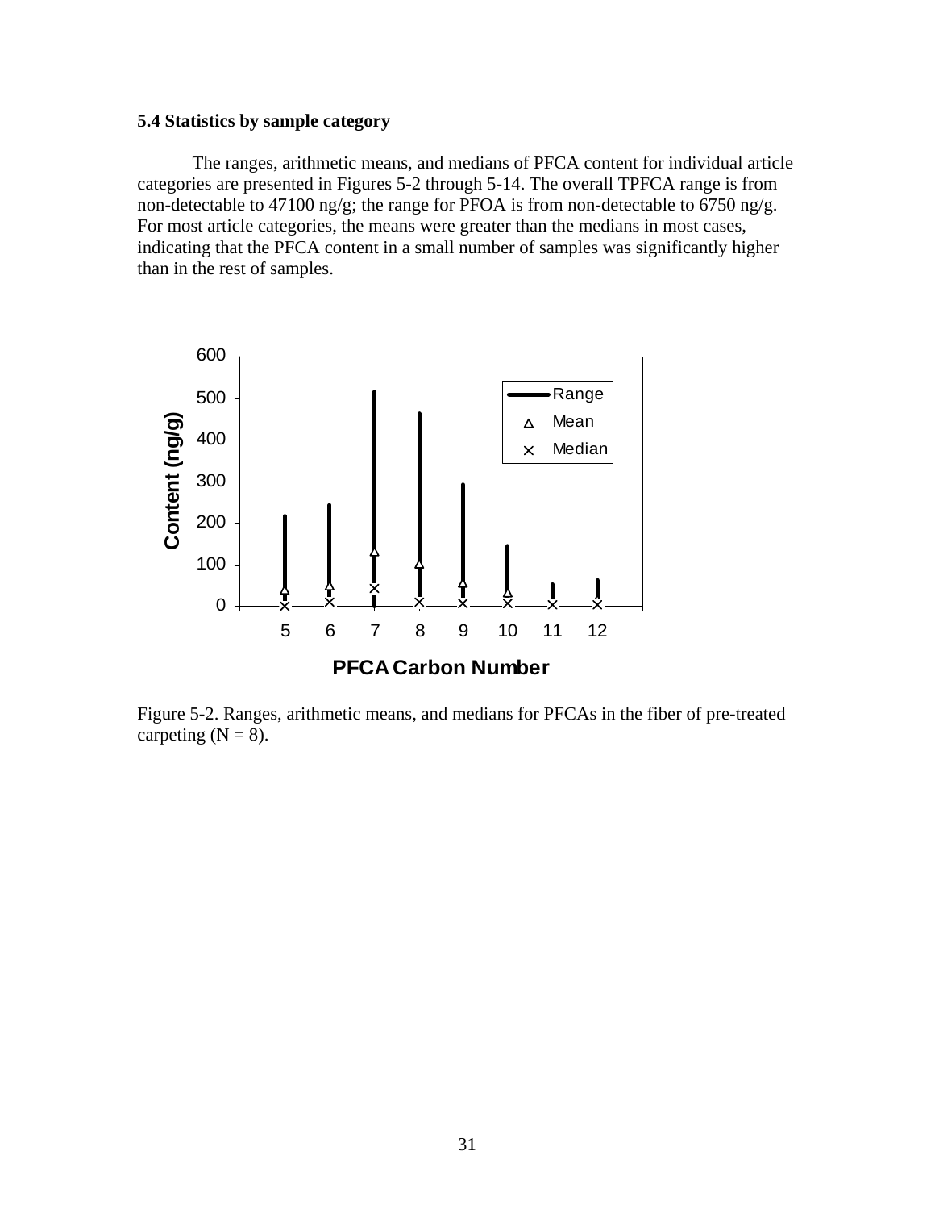### 5.4 Statistics by sample category

The ranges, arithmetic means, and medians of PFCA content for individual article categories are presented in Figures 5-2 through 5-14. The overall TPFCA range is from non-detectable to 47100 ng/g; the range for PFOA is from non-detectable to 6750 ng/g. For most article categories, the means were greater than the medians in most cases, indicating that the PFCA content in a small number of samples was significantly higher than in the rest of samples.

Figure 5-2. Ranges, arithmetic means, and medians for PFCAs in the fiber of pre-treated carpeting (N = 8).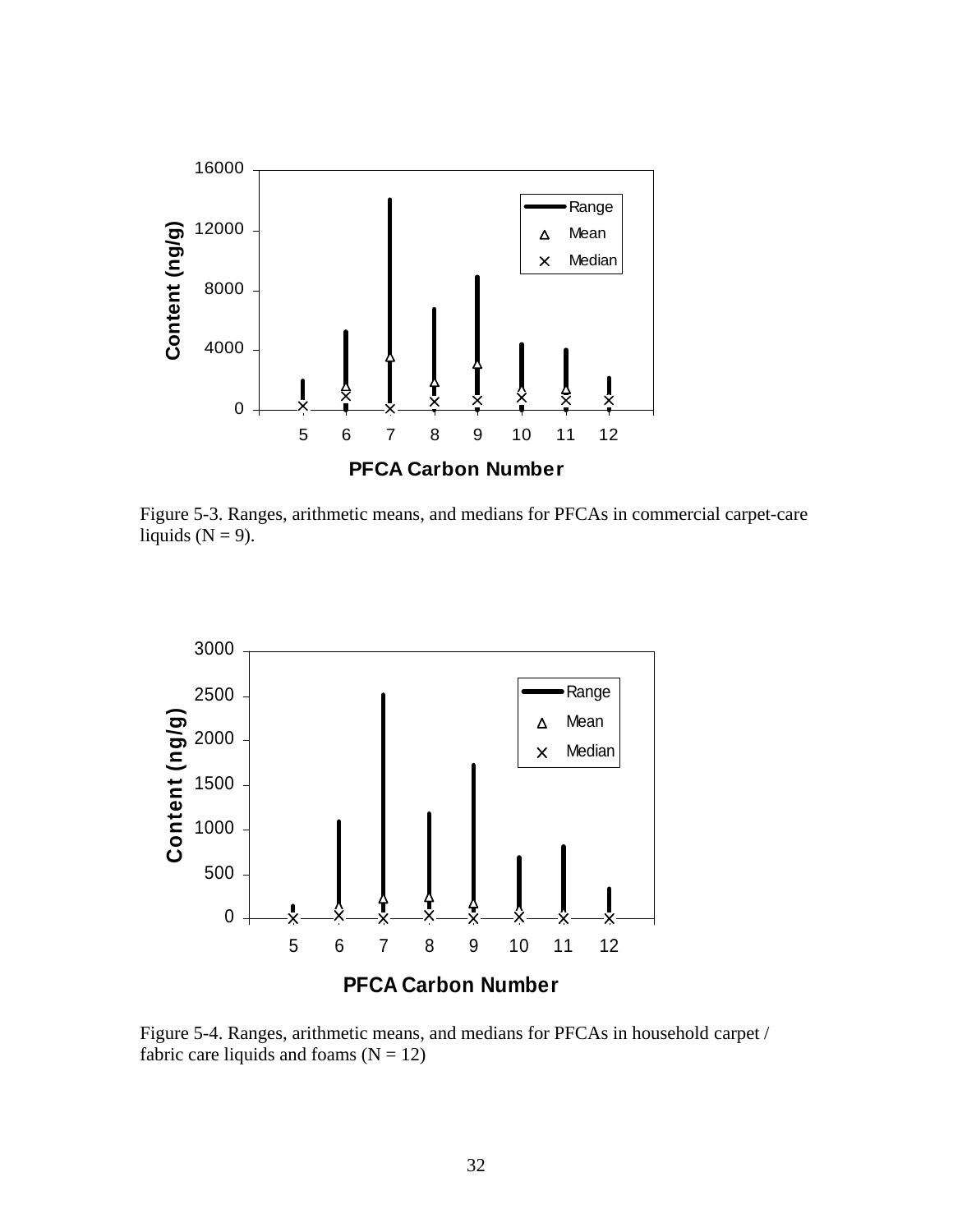Figure 5-3. Ranges, arithmetic means, and medians for PFCAs in commercial carpet-care liquids (N = 9).

Figure 5-4. Ranges, arithmetic means, and medians for PFCAs in household carpet / fabric care liquids and foams (N = 12)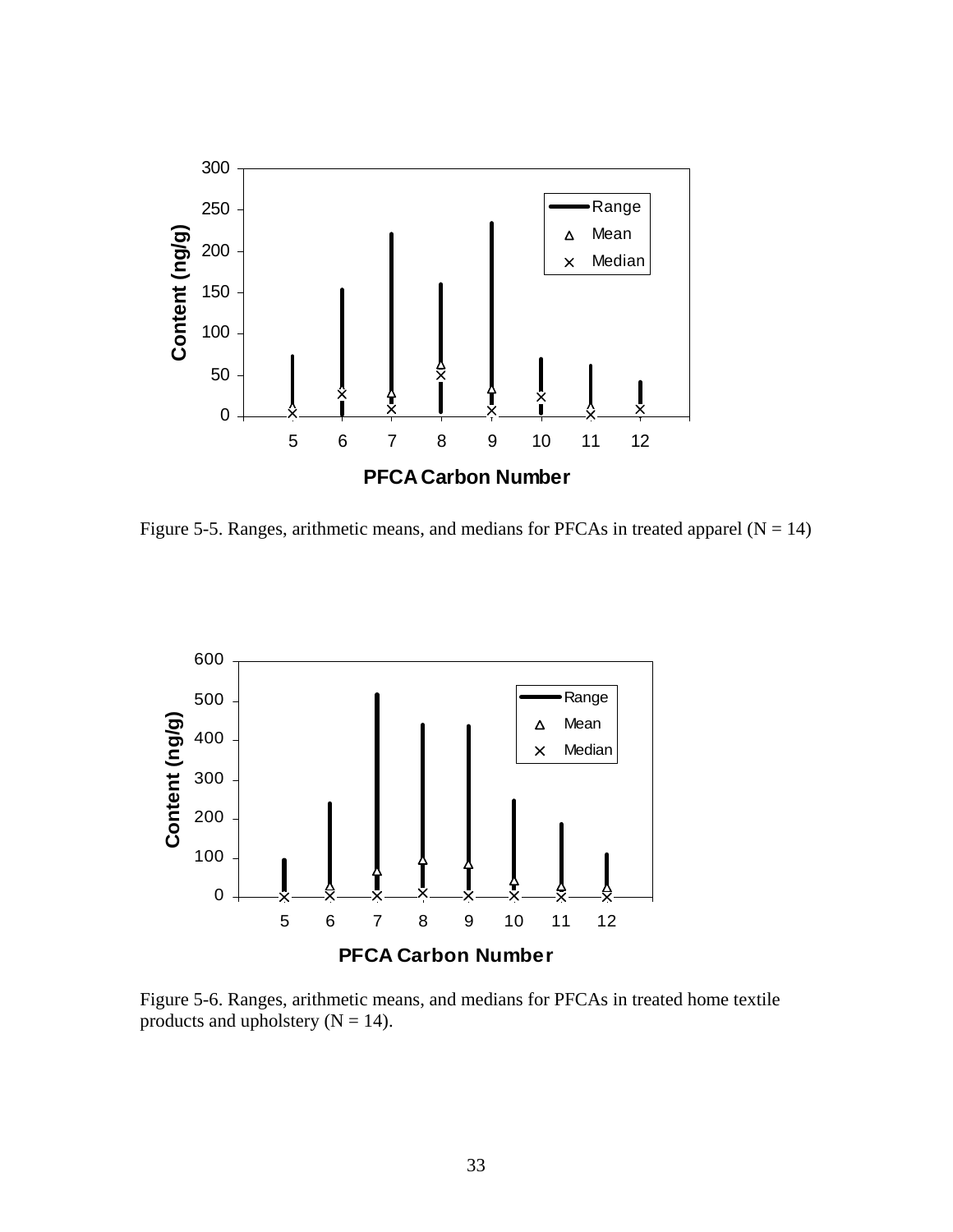Figure 5-5. Ranges, arithmetic means, and medians for PFCAs in treated apparel (N = 14)

Figure 5-6. Ranges, arithmetic means, and medians for PFCAs in treated home textile products and upholstery (N = 14).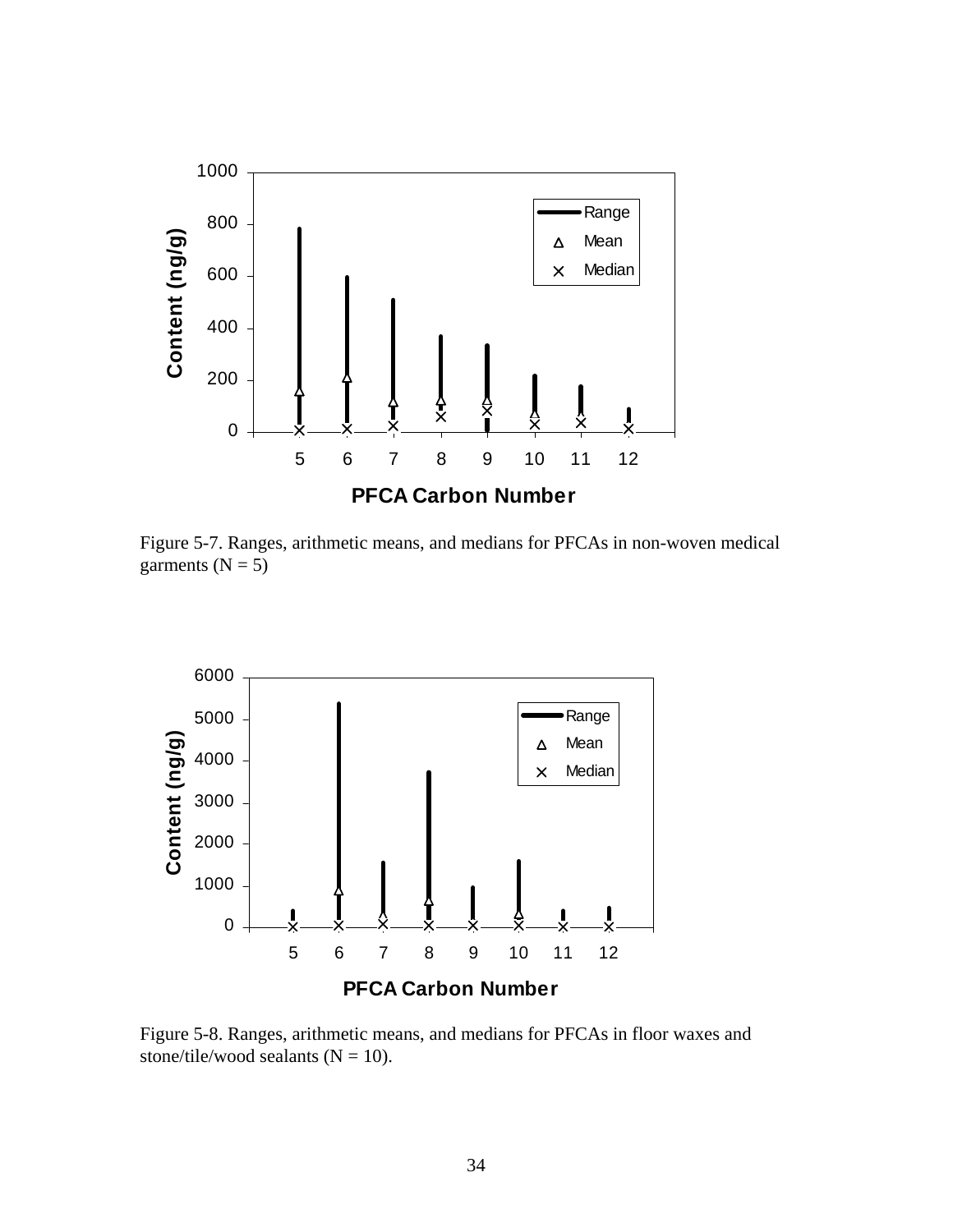Figure 5-7. Ranges, arithmetic means, and medians for PFCAs in non-woven medical garments (N = 5)

Figure 5-8. Ranges, arithmetic means, and medians for PFCAs in floor waxes and stone/tile/wood sealants (N = 10).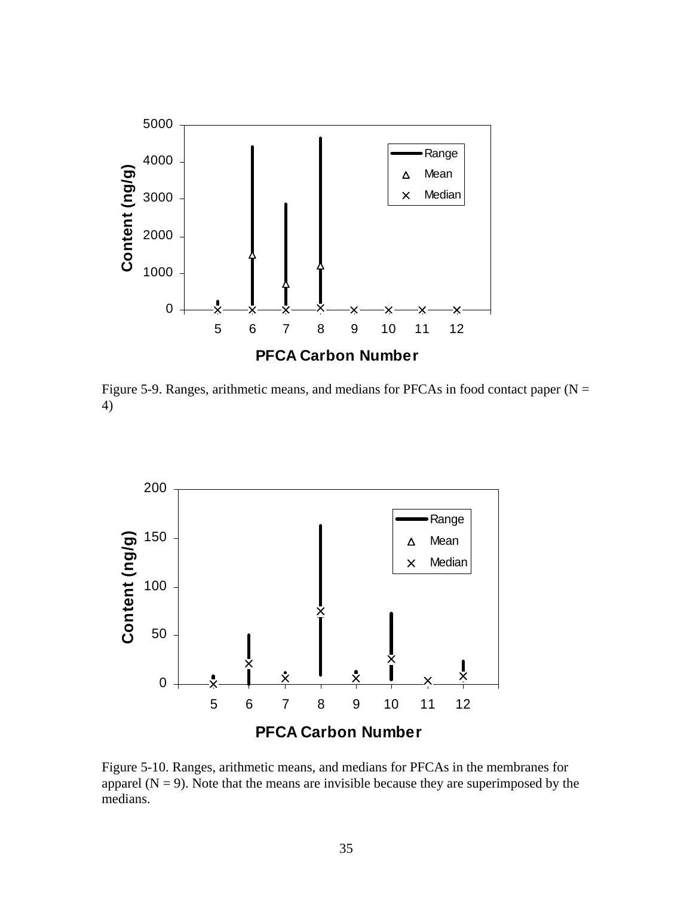Figure 5-9. Ranges, arithmetic means, and medians for PFCAs in food contact paper (N = 4)

Figure 5-10. Ranges, arithmetic means, and medians for PFCAs in the membranes for apparel (N = 9). Note that the means are invisible because they are superimposed by the medians.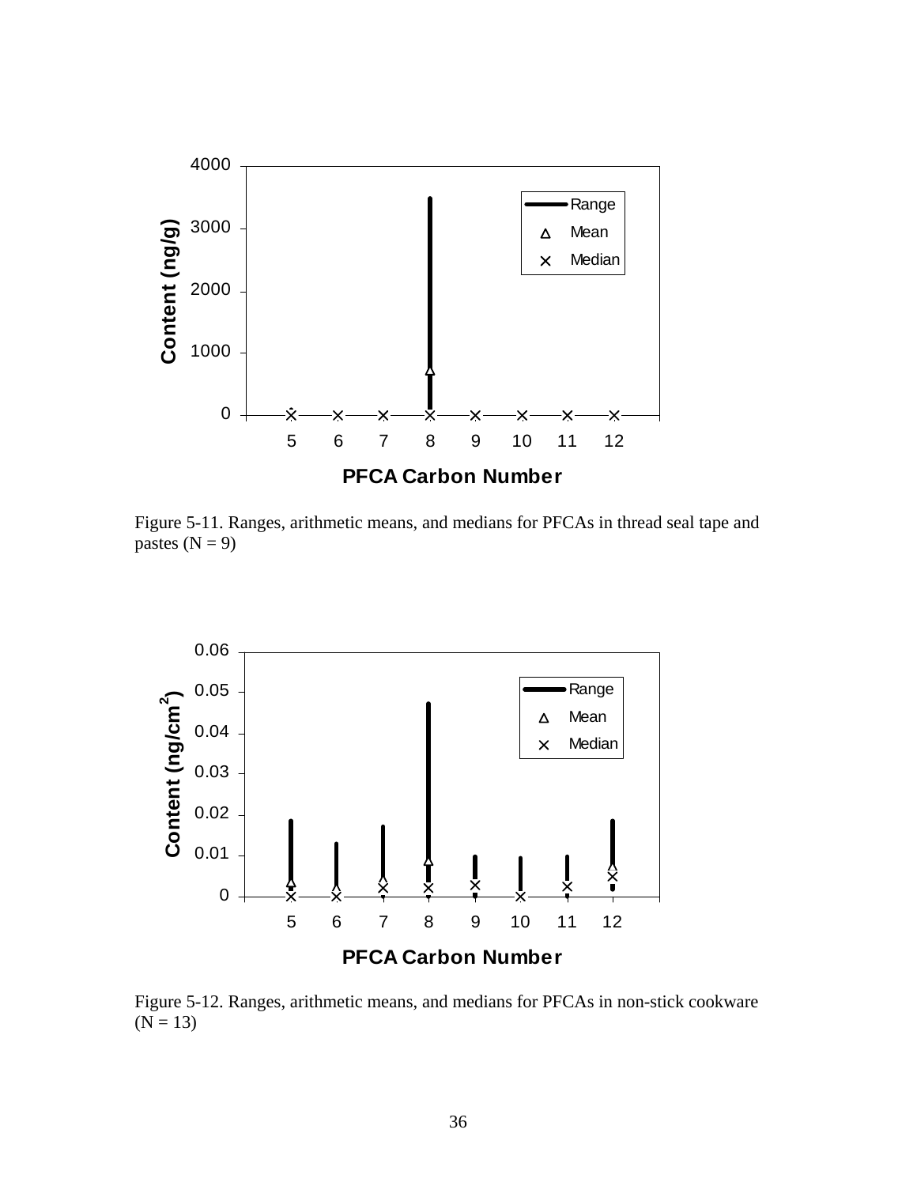Figure 5-11. Ranges, arithmetic means, and medians for PFCAs in thread seal tape and pastes (N = 9)

Figure 5-12. Ranges, arithmetic means, and medians for PFCAs in non-stick cookware (N = 13)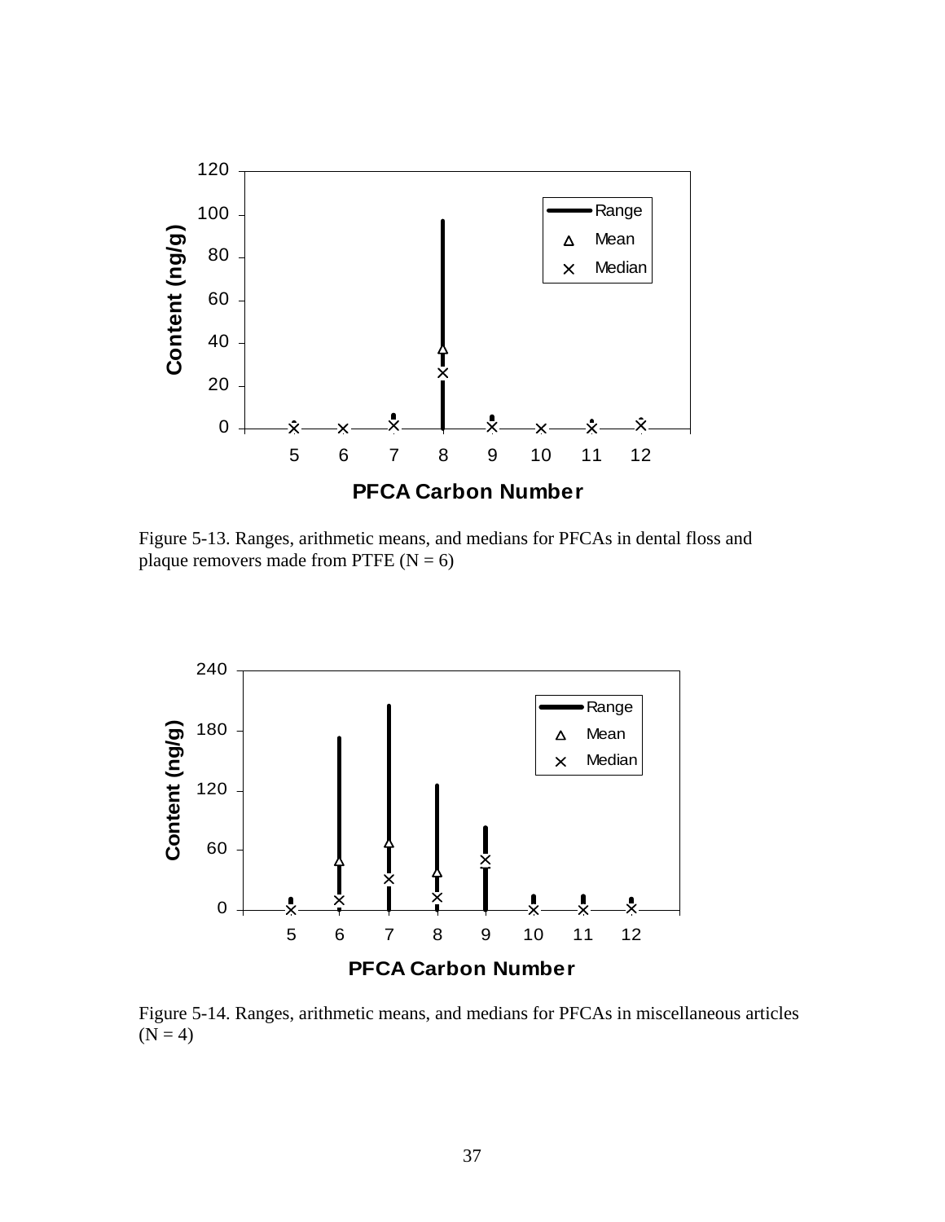Figure 5-13. Ranges, arithmetic means, and medians for PFCAs in dental floss and plaque removers made from PTFE (N = 6)

Figure 5-14. Ranges, arithmetic means, and medians for PFCAs in miscellaneous articles (N = 4)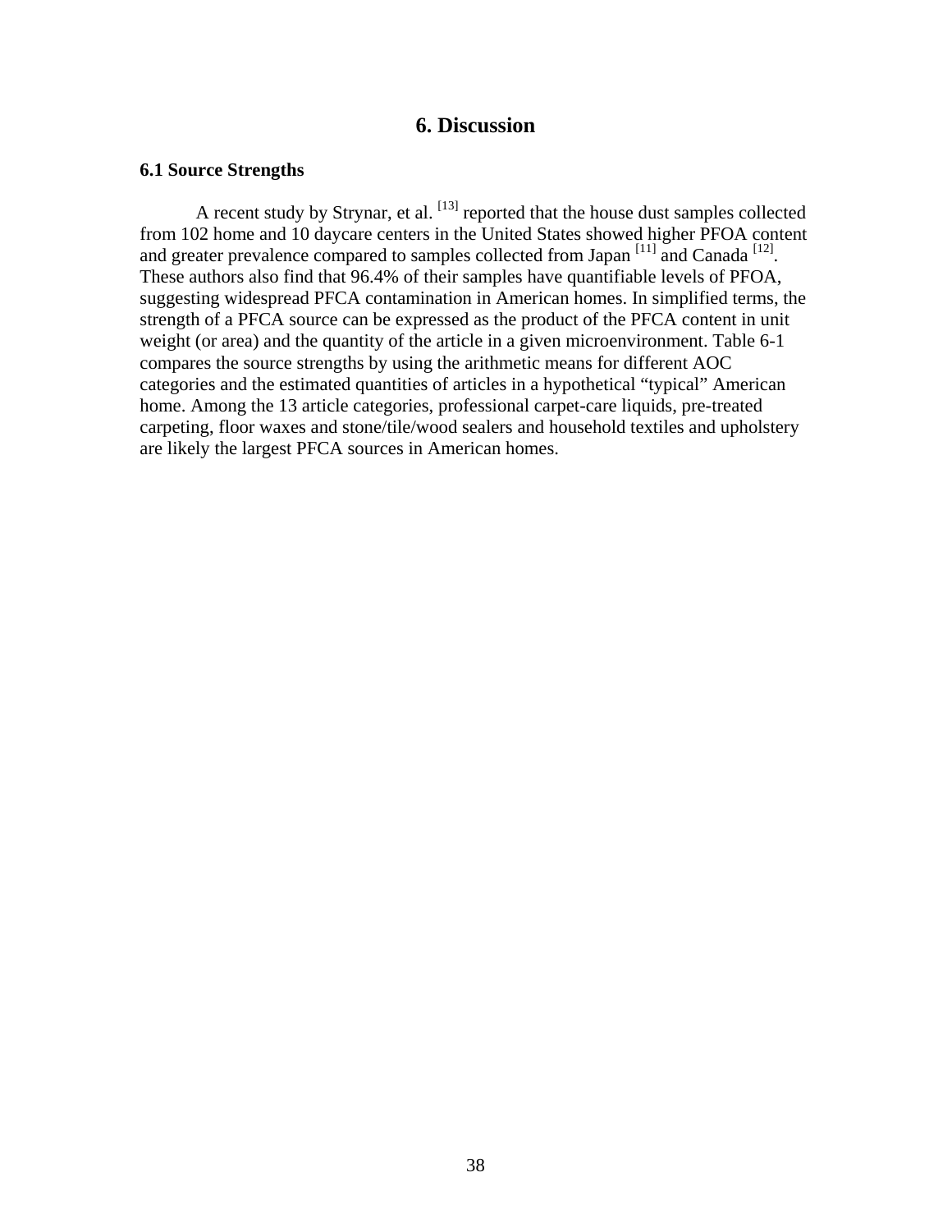# 6. Discussion

## 6.1 Source Strengths

A recent study by Strynar, et al. [13] reported that the house dust samples collected from 102 home and 10 daycare centers in the United States showed higher PFOA content and greater prevalence compared to samples collected from Japan [11] and Canada [12]. These authors also find that 96.4% of their samples have quantifiable levels of PFOA, suggesting widespread PFCA contamination in American homes. In simplified terms, the strength of a PFCA source can be expressed as the product of the PFCA content in unit weight (or area) and the quantity of the article in a given microenvironment. Table 6-1 compares the source strengths by using the arithmetic means for different AOC categories and the estimated quantities of articles in a hypothetical "typical" American home. Among the 13 article categories, professional carpet-care liquids, pre-treated carpeting, floor waxes and stone/tile/wood sealers and household textiles and upholstery are likely the largest PFCA sources in American homes.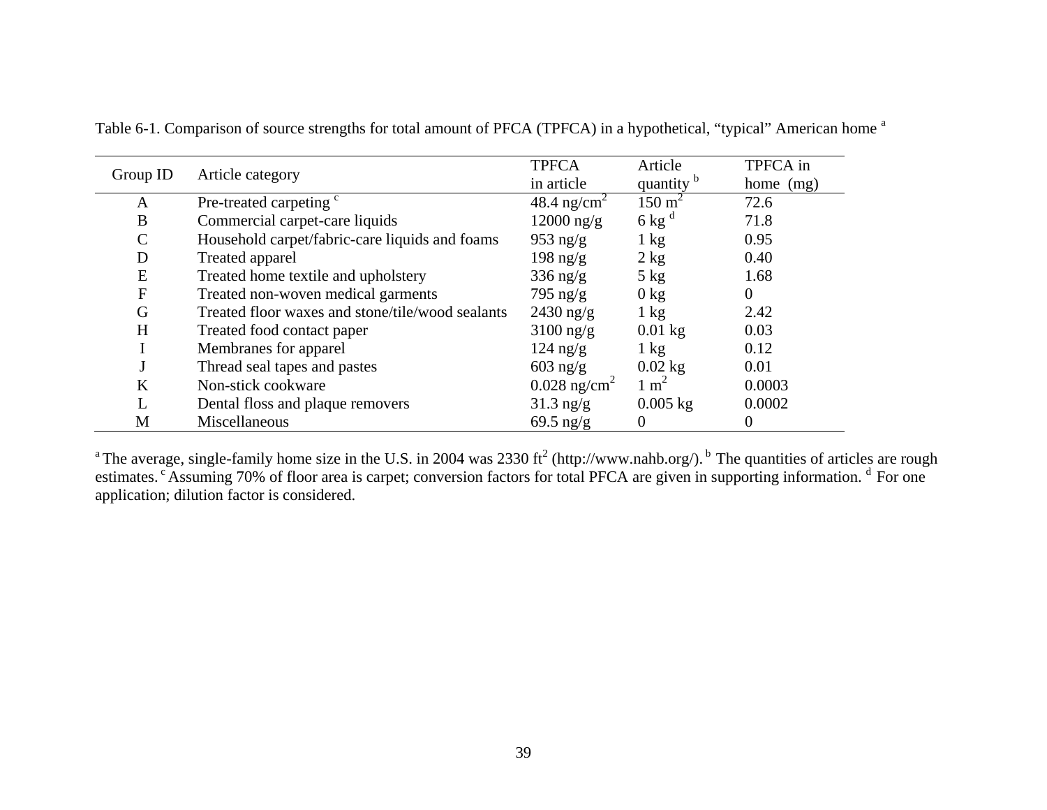Table 6-1. Comparison of source strengths for total amount of PFCA (TPFCA) in a hypothetical, "typical" American home [a]

| Group ID | Article category | TPFCA in article | Article quantity [b] | TPFCA in home (mg) |
|---|---|---|---|---|
| A | Pre-treated carpeting [c] | 48.4 ng/cm$^2$ | 150 m$^2$ | 72.6 |
| B | Commercial carpet-care liquids | 12000 ng/g | 6 kg [d] | 71.8 |
| C | Household carpet/fabric-care liquids and foams | 953 ng/g | 1 kg | 0.95 |
| D | Treated apparel | 198 ng/g | 2 kg | 0.40 |
| E | Treated home textile and upholstery | 336 ng/g | 5 kg | 1.68 |
| F | Treated non-woven medical garments | 795 ng/g | 0 kg | 0 |
| G | Treated floor waxes and stone/tile/wood sealants | 2430 ng/g | 1 kg | 2.42 |
| H | Treated food contact paper | 3100 ng/g | 0.01 kg | 0.03 |
| I | Membranes for apparel | 124 ng/g | 1 kg | 0.12 |
| J | Thread seal tapes and pastes | 603 ng/g | 0.02 kg | 0.01 |
| K | Non-stick cookware | 0.028 ng/cm$^2$ | 1 m$^2$ | 0.0003 |
| L | Dental floss and plaque removers | 31.3 ng/g | 0.005 kg | 0.0002 |
| M | Miscellaneous | 69.5 ng/g | 0 | 0 |

[a] The average, single-family home size in the U.S. in 2004 was 2330 ft$^2$ (http://www.nahb.org/). [b] The quantities of articles are rough estimates. [c] Assuming 70% of floor area is carpet; conversion factors for total PFCA are given in supporting information. [d] For one application; dilution factor is considered.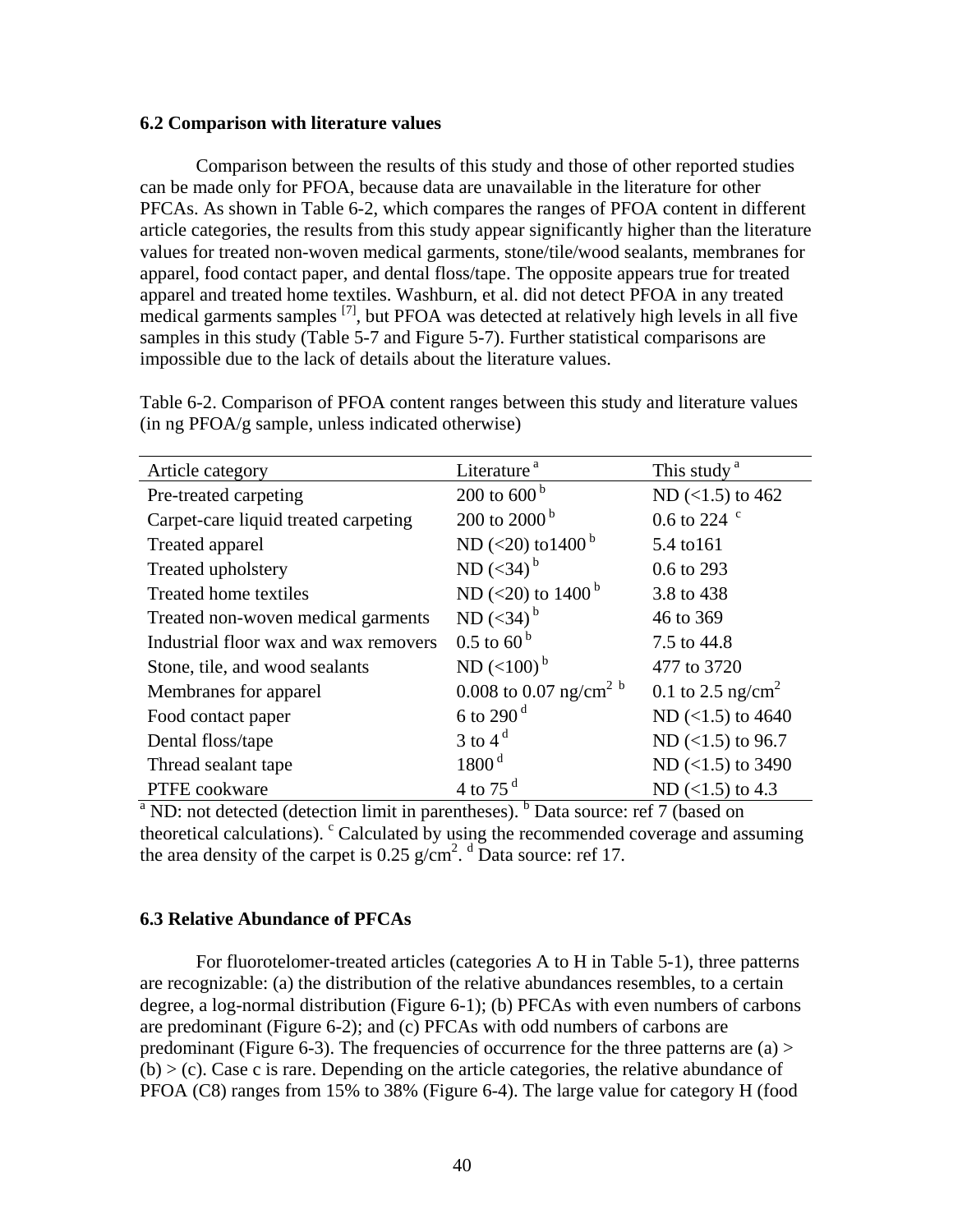### 6.2 Comparison with literature values

Comparison between the results of this study and those of other reported studies can be made only for PFOA, because data are unavailable in the literature for other PFCAs. As shown in Table 6-2, which compares the ranges of PFOA content in different article categories, the results from this study appear significantly higher than the literature values for treated non-woven medical garments, stone/tile/wood sealants, membranes for apparel, food contact paper, and dental floss/tape. The opposite appears true for treated apparel and treated home textiles. Washburn, et al. did not detect PFOA in any treated medical garments samples [7], but PFOA was detected at relatively high levels in all five samples in this study (Table 5-7 and Figure 5-7). Further statistical comparisons are impossible due to the lack of details about the literature values.

Table 6-2. Comparison of PFOA content ranges between this study and literature values (in ng PFOA/g sample, unless indicated otherwise)

| Article category | Literature [a] | This study [a] |
|---|---|---|
| Pre-treated carpeting | 200 to 600 [b] | ND (<1.5) to 462 |
| Carpet-care liquid treated carpeting | 200 to 2000 [b] | 0.6 to 224 [c] |
| Treated apparel | ND (<20) to1400 [b] | 5.4 to161 |
| Treated upholstery | ND (<34) [b] | 0.6 to 293 |
| Treated home textiles | ND (<20) to 1400 [b] | 3.8 to 438 |
| Treated non-woven medical garments | ND (<34) [b] | 46 to 369 |
| Industrial floor wax and wax removers | 0.5 to 60 [b] | 7.5 to 44.8 |
| Stone, tile, and wood sealants | ND (<100) [b] | 477 to 3720 |
| Membranes for apparel | 0.008 to 0.07 ng/cm$^2$ [b] | 0.1 to 2.5 ng/cm$^2$ |
| Food contact paper | 6 to 290 [d] | ND (<1.5) to 4640 |
| Dental floss/tape | 3 to 4 [d] | ND (<1.5) to 96.7 |
| Thread sealant tape | 1800 [d] | ND (<1.5) to 3490 |
| PTFE cookware | 4 to 75 [d] | ND (<1.5) to 4.3 |

[a] ND: not detected (detection limit in parentheses). [b] Data source: ref 7 (based on theoretical calculations). [c] Calculated by using the recommended coverage and assuming the area density of the carpet is 0.25 g/cm$^2$. [d] Data source: ref 17.

### 6.3 Relative Abundance of PFCAs

For fluorotelomer-treated articles (categories A to H in Table 5-1), three patterns are recognizable: (a) the distribution of the relative abundances resembles, to a certain degree, a log-normal distribution (Figure 6-1); (b) PFCAs with even numbers of carbons are predominant (Figure 6-2); and (c) PFCAs with odd numbers of carbons are predominant (Figure 6-3). The frequencies of occurrence for the three patterns are (a) > (b) > (c). Case c is rare. Depending on the article categories, the relative abundance of PFOA (C8) ranges from 15% to 38% (Figure 6-4). The large value for category H (food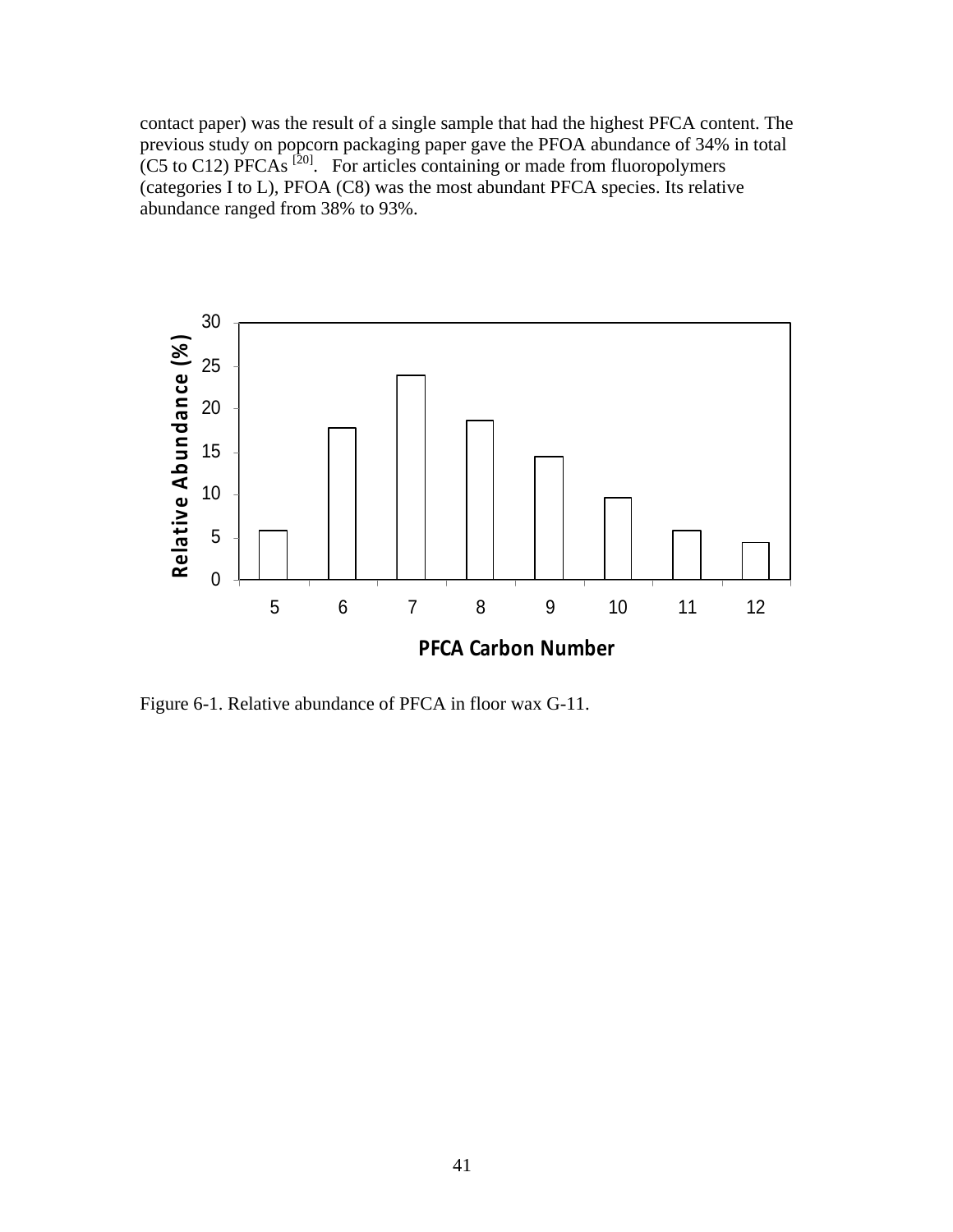contact paper) was the result of a single sample that had the highest PFCA content. The previous study on popcorn packaging paper gave the PFOA abundance of 34% in total (C5 to C12) PFCAs [20]. For articles containing or made from fluoropolymers (categories I to L), PFOA (C8) was the most abundant PFCA species. Its relative abundance ranged from 38% to 93%.

Figure 6-1. Relative abundance of PFCA in floor wax G-11.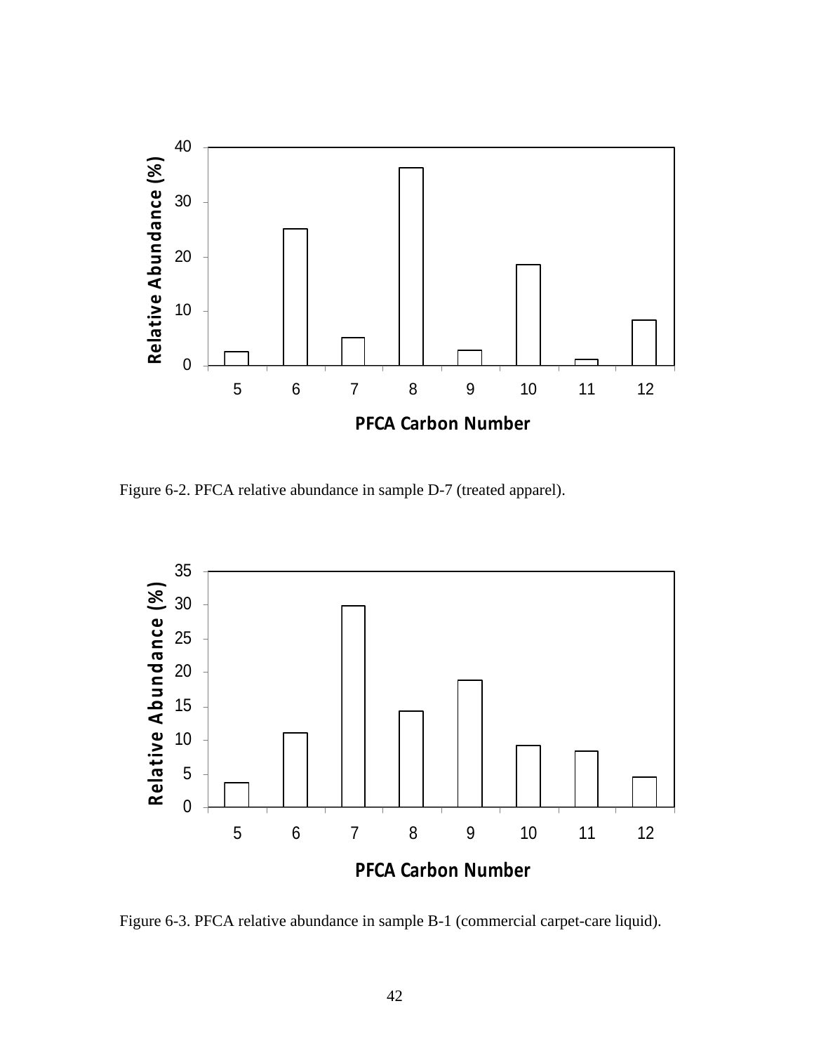Figure 6-2. PFCA relative abundance in sample D-7 (treated apparel).

Figure 6-3. PFCA relative abundance in sample B-1 (commercial carpet-care liquid).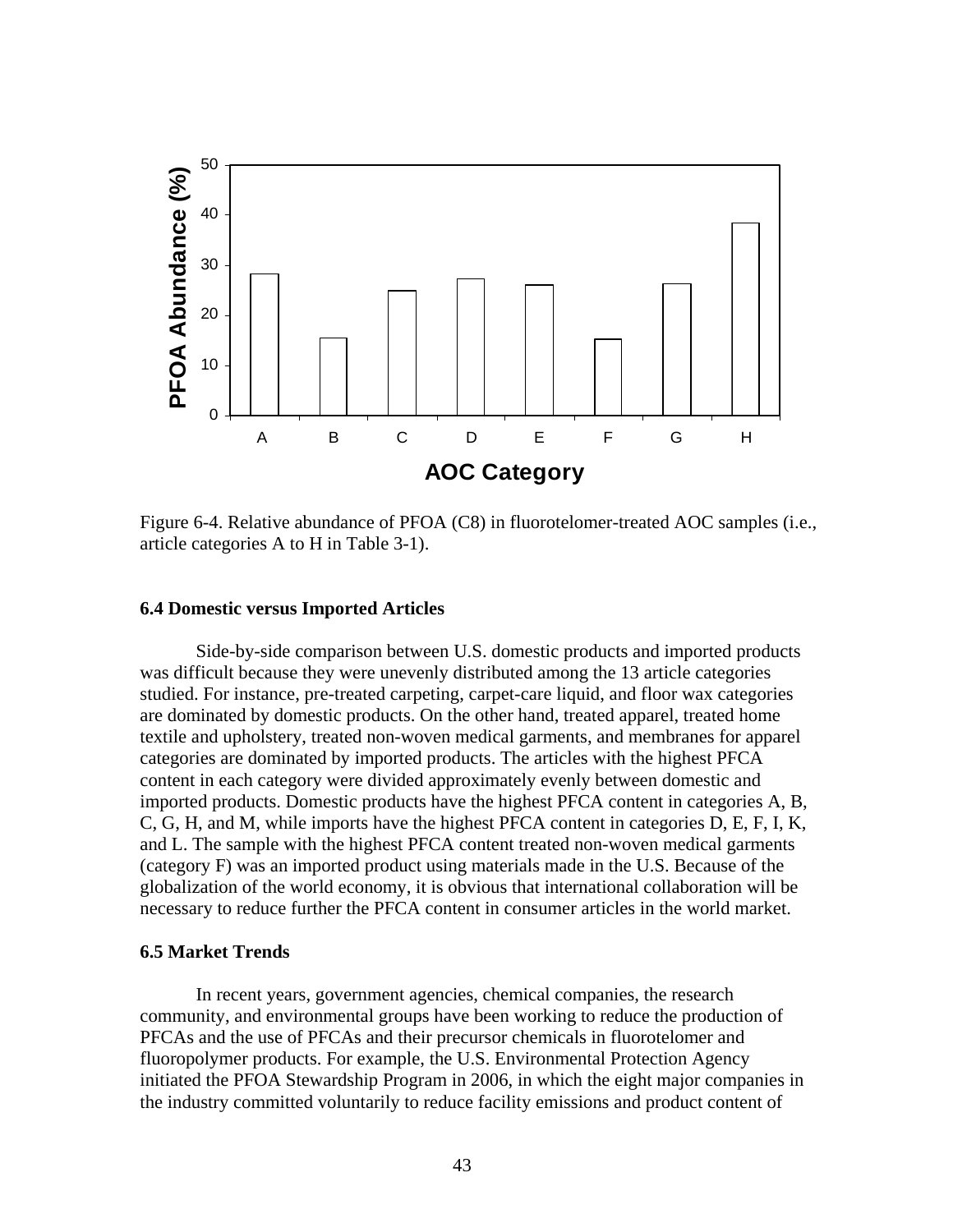Figure 6-4. Relative abundance of PFOA (C8) in fluorotelomer-treated AOC samples (i.e., article categories A to H in Table 3-1).

### 6.4 Domestic versus Imported Articles

Side-by-side comparison between U.S. domestic products and imported products was difficult because they were unevenly distributed among the 13 article categories studied. For instance, pre-treated carpeting, carpet-care liquid, and floor wax categories are dominated by domestic products. On the other hand, treated apparel, treated home textile and upholstery, treated non-woven medical garments, and membranes for apparel categories are dominated by imported products. The articles with the highest PFCA content in each category were divided approximately evenly between domestic and imported products. Domestic products have the highest PFCA content in categories A, B, C, G, H, and M, while imports have the highest PFCA content in categories D, E, F, I, K, and L. The sample with the highest PFCA content treated non-woven medical garments (category F) was an imported product using materials made in the U.S. Because of the globalization of the world economy, it is obvious that international collaboration will be necessary to reduce further the PFCA content in consumer articles in the world market.

### 6.5 Market Trends

In recent years, government agencies, chemical companies, the research community, and environmental groups have been working to reduce the production of PFCAs and the use of PFCAs and their precursor chemicals in fluorotelomer and fluoropolymer products. For example, the U.S. Environmental Protection Agency initiated the PFOA Stewardship Program in 2006, in which the eight major companies in the industry committed voluntarily to reduce facility emissions and product content of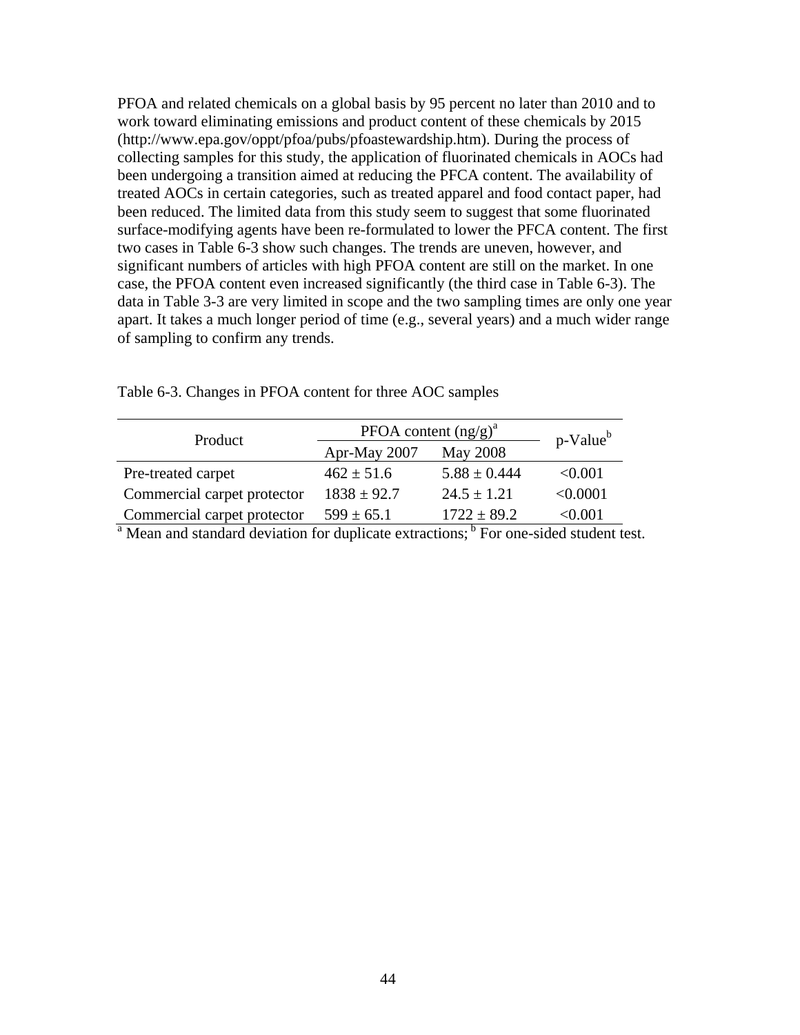PFOA and related chemicals on a global basis by 95 percent no later than 2010 and to work toward eliminating emissions and product content of these chemicals by 2015 (http://www.epa.gov/oppt/pfoa/pubs/pfoastewardship.htm). During the process of collecting samples for this study, the application of fluorinated chemicals in AOCs had been undergoing a transition aimed at reducing the PFCA content. The availability of treated AOCs in certain categories, such as treated apparel and food contact paper, had been reduced. The limited data from this study seem to suggest that some fluorinated surface-modifying agents have been re-formulated to lower the PFCA content. The first two cases in Table 6-3 show such changes. The trends are uneven, however, and significant numbers of articles with high PFOA content are still on the market. In one case, the PFOA content even increased significantly (the third case in Table 6-3). The data in Table 3-3 are very limited in scope and the two sampling times are only one year apart. It takes a much longer period of time (e.g., several years) and a much wider range of sampling to confirm any trends.

Table 6-3. Changes in PFOA content for three AOC samples

| Product | PFOA content (ng/g)[a] | | p-Value[b] |
|---|---|---|---|
| | Apr-May 2007 | May 2008 | |
| Pre-treated carpet | 462 ± 51.6 | 5.88 ± 0.444 | <0.001 |
| Commercial carpet protector | 1838 ± 92.7 | 24.5 ± 1.21 | <0.0001 |
| Commercial carpet protector | 599 ± 65.1 | 1722 ± 89.2 | <0.001 |

[a] Mean and standard deviation for duplicate extractions; [b] For one-sided student test.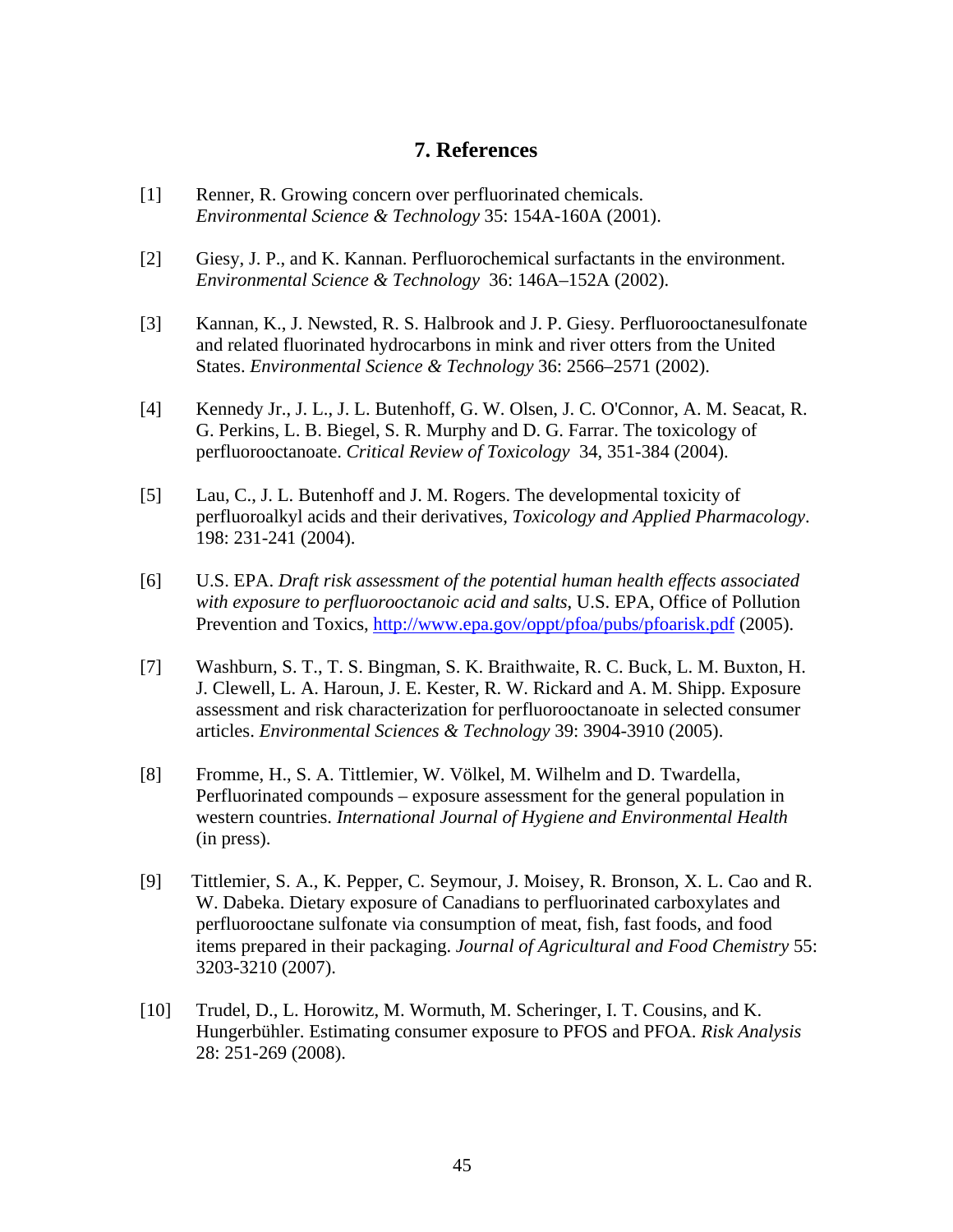## 7. References

[1] Renner, R. Growing concern over perfluorinated chemicals. *Environmental Science & Technology* 35: 154A-160A (2001).

[2] Giesy, J. P., and K. Kannan. Perfluorochemical surfactants in the environment. *Environmental Science & Technology* 36: 146A–152A (2002).

[3] Kannan, K., J. Newsted, R. S. Halbrook and J. P. Giesy. Perfluorooctanesulfonate and related fluorinated hydrocarbons in mink and river otters from the United States. *Environmental Science & Technology* 36: 2566–2571 (2002).

[4] Kennedy Jr., J. L., J. L. Butenhoff, G. W. Olsen, J. C. O'Connor, A. M. Seacat, R. G. Perkins, L. B. Biegel, S. R. Murphy and D. G. Farrar. The toxicology of perfluorooctanoate. *Critical Review of Toxicology* 34, 351-384 (2004).

[5] Lau, C., J. L. Butenhoff and J. M. Rogers. The developmental toxicity of perfluoroalkyl acids and their derivatives, *Toxicology and Applied Pharmacology*. 198: 231-241 (2004).

[6] U.S. EPA. *Draft risk assessment of the potential human health effects associated with exposure to perfluorooctanoic acid and salts*, U.S. EPA, Office of Pollution Prevention and Toxics, http://www.epa.gov/oppt/pfoa/pubs/pfoarisk.pdf (2005).

[7] Washburn, S. T., T. S. Bingman, S. K. Braithwaite, R. C. Buck, L. M. Buxton, H. J. Clewell, L. A. Haroun, J. E. Kester, R. W. Rickard and A. M. Shipp. Exposure assessment and risk characterization for perfluorooctanoate in selected consumer articles. *Environmental Sciences & Technology* 39: 3904-3910 (2005).

[8] Fromme, H., S. A. Tittlemier, W. Völkel, M. Wilhelm and D. Twardella, Perfluorinated compounds – exposure assessment for the general population in western countries. *International Journal of Hygiene and Environmental Health* (in press).

[9] Tittlemier, S. A., K. Pepper, C. Seymour, J. Moisey, R. Bronson, X. L. Cao and R. W. Dabeka. Dietary exposure of Canadians to perfluorinated carboxylates and perfluorooctane sulfonate via consumption of meat, fish, fast foods, and food items prepared in their packaging. *Journal of Agricultural and Food Chemistry* 55: 3203-3210 (2007).

[10] Trudel, D., L. Horowitz, M. Wormuth, M. Scheringer, I. T. Cousins, and K. Hungerbühler. Estimating consumer exposure to PFOS and PFOA. *Risk Analysis* 28: 251-269 (2008).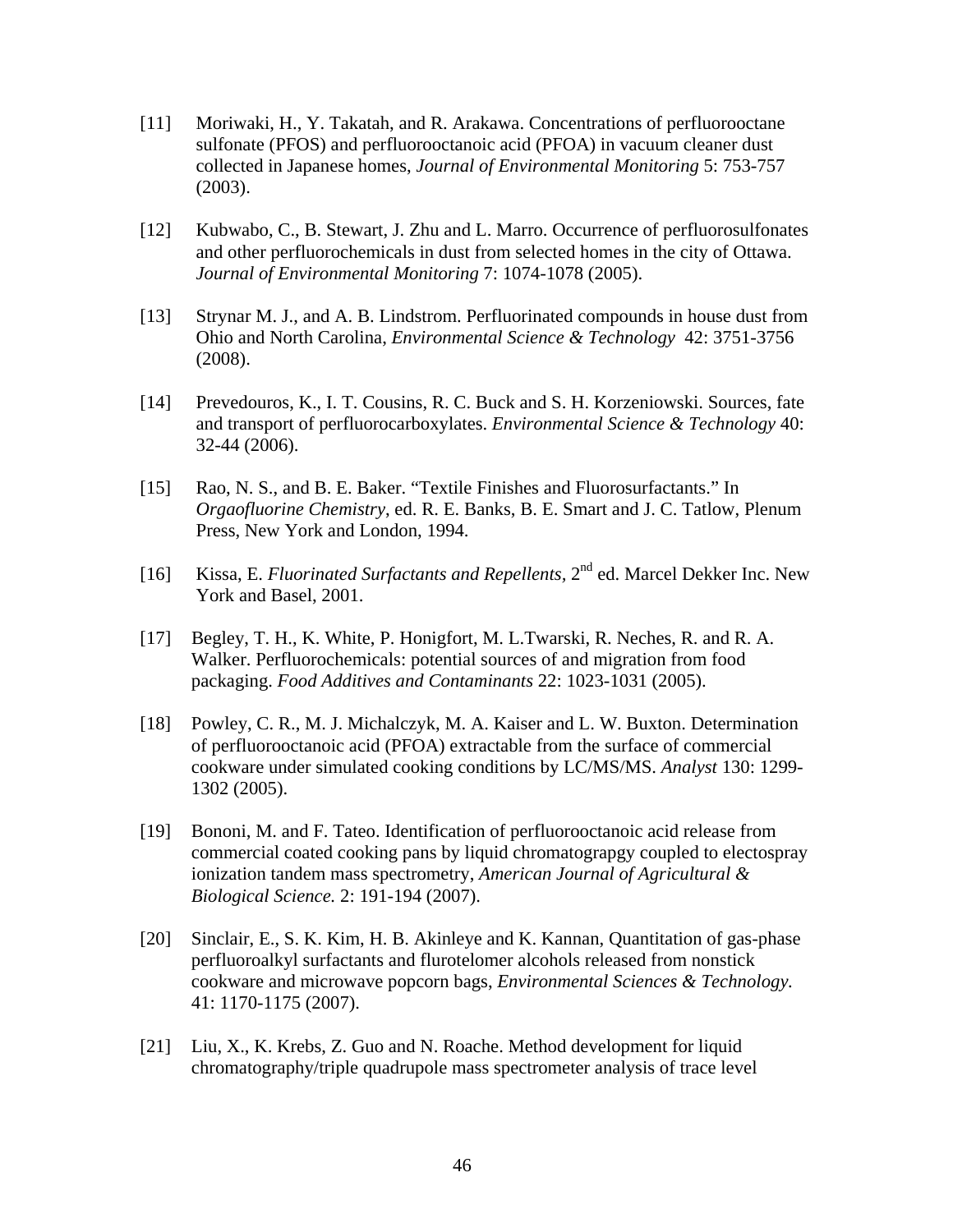[11] Moriwaki, H., Y. Takatah, and R. Arakawa. Concentrations of perfluorooctane sulfonate (PFOS) and perfluorooctanoic acid (PFOA) in vacuum cleaner dust collected in Japanese homes, *Journal of Environmental Monitoring* 5: 753-757 (2003).

[12] Kubwabo, C., B. Stewart, J. Zhu and L. Marro. Occurrence of perfluorosulfonates and other perfluorochemicals in dust from selected homes in the city of Ottawa. *Journal of Environmental Monitoring* 7: 1074-1078 (2005).

[13] Strynar M. J., and A. B. Lindstrom. Perfluorinated compounds in house dust from Ohio and North Carolina, *Environmental Science & Technology* 42: 3751-3756 (2008).

[14] Prevedouros, K., I. T. Cousins, R. C. Buck and S. H. Korzeniowski. Sources, fate and transport of perfluorocarboxylates. *Environmental Science & Technology* 40: 32-44 (2006).

[15] Rao, N. S., and B. E. Baker. "Textile Finishes and Fluorosurfactants." In *Orgaofluorine Chemistry*, ed. R. E. Banks, B. E. Smart and J. C. Tatlow, Plenum Press, New York and London, 1994.

[16] Kissa, E. *Fluorinated Surfactants and Repellents*, 2nd ed. Marcel Dekker Inc. New York and Basel, 2001.

[17] Begley, T. H., K. White, P. Honigfort, M. L.Twarski, R. Neches, R. and R. A. Walker. Perfluorochemicals: potential sources of and migration from food packaging. *Food Additives and Contaminants* 22: 1023-1031 (2005).

[18] Powley, C. R., M. J. Michalczyk, M. A. Kaiser and L. W. Buxton. Determination of perfluorooctanoic acid (PFOA) extractable from the surface of commercial cookware under simulated cooking conditions by LC/MS/MS. *Analyst* 130: 1299-1302 (2005).

[19] Bononi, M. and F. Tateo. Identification of perfluorooctanoic acid release from commercial coated cooking pans by liquid chromatograpgy coupled to electospray ionization tandem mass spectrometry, *American Journal of Agricultural & Biological Science.* 2: 191-194 (2007).

[20] Sinclair, E., S. K. Kim, H. B. Akinleye and K. Kannan, Quantitation of gas-phase perfluoroalkyl surfactants and flurotelomer alcohols released from nonstick cookware and microwave popcorn bags, *Environmental Sciences & Technology.* 41: 1170-1175 (2007).

[21] Liu, X., K. Krebs, Z. Guo and N. Roache. Method development for liquid chromatography/triple quadrupole mass spectrometer analysis of trace level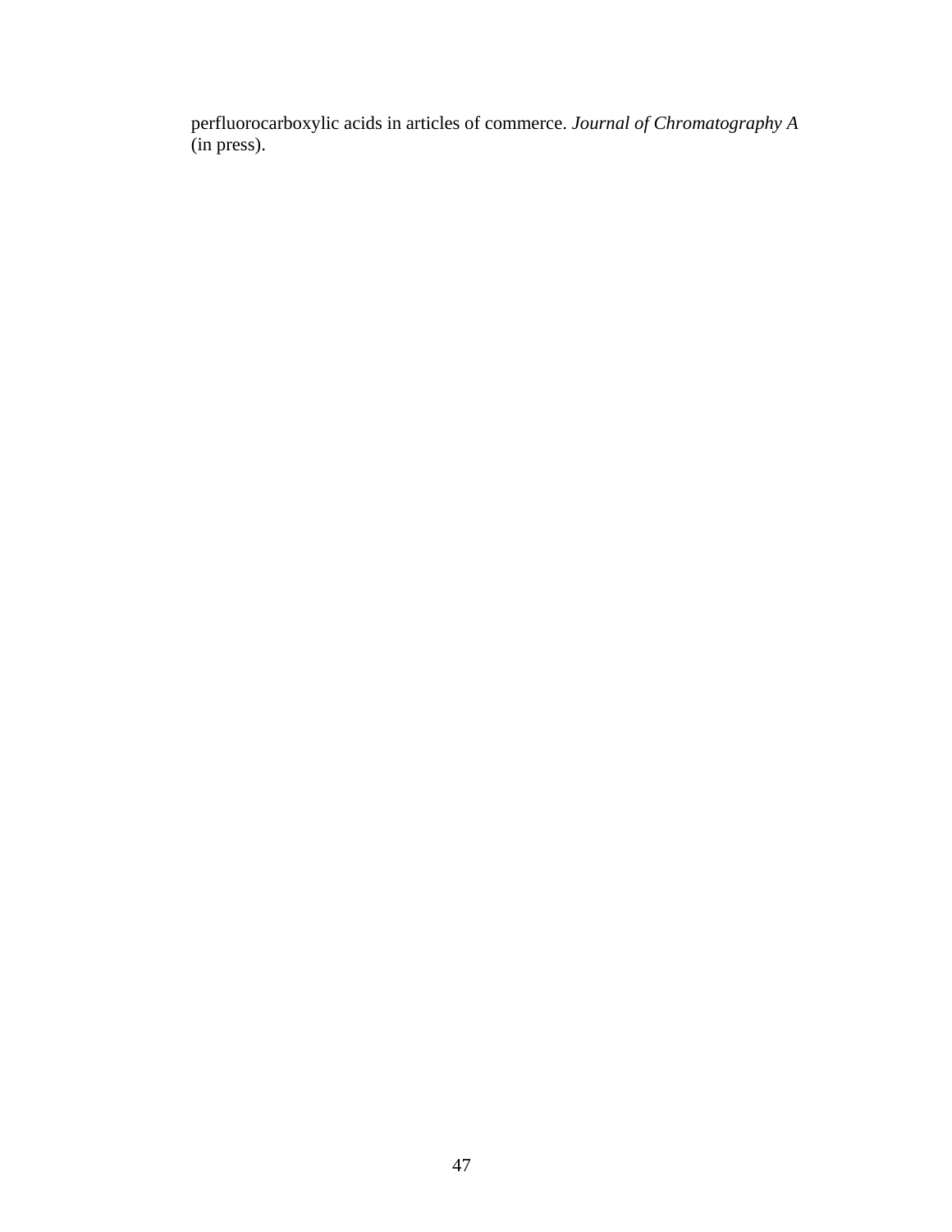perfluorocarboxylic acids in articles of commerce. *Journal of Chromatography A* (in press).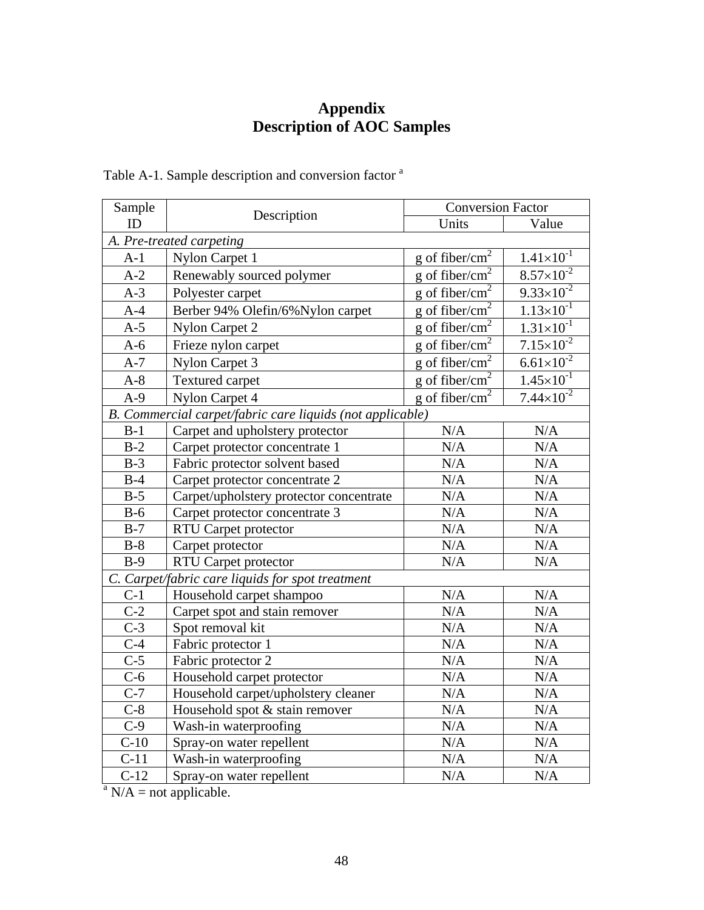# Appendix
# Description of AOC Samples

Table A-1. Sample description and conversion factor [a]

| Sample ID | Description | Conversion Factor | |
|---|---|---|---|
| | | Units | Value |
| *A. Pre-treated carpeting* | | | |
| A-1 | Nylon Carpet 1 | g of fiber/cm$^2$ | $1.41\times10^{-1}$ |
| A-2 | Renewably sourced polymer | g of fiber/cm$^2$ | $8.57\times10^{-2}$ |
| A-3 | Polyester carpet | g of fiber/cm$^2$ | $9.33\times10^{-2}$ |
| A-4 | Berber 94% Olefin/6%Nylon carpet | g of fiber/cm$^2$ | $1.13\times10^{-1}$ |
| A-5 | Nylon Carpet 2 | g of fiber/cm$^2$ | $1.31\times10^{-1}$ |
| A-6 | Frieze nylon carpet | g of fiber/cm$^2$ | $7.15\times10^{-2}$ |
| A-7 | Nylon Carpet 3 | g of fiber/cm$^2$ | $6.61\times10^{-2}$ |
| A-8 | Textured carpet | g of fiber/cm$^2$ | $1.45\times10^{-1}$ |
| A-9 | Nylon Carpet 4 | g of fiber/cm$^2$ | $7.44\times10^{-2}$ |
| *B. Commercial carpet/fabric care liquids (not applicable)* | | | |
| B-1 | Carpet and upholstery protector | N/A | N/A |
| B-2 | Carpet protector concentrate 1 | N/A | N/A |
| B-3 | Fabric protector solvent based | N/A | N/A |
| B-4 | Carpet protector concentrate 2 | N/A | N/A |
| B-5 | Carpet/upholstery protector concentrate | N/A | N/A |
| B-6 | Carpet protector concentrate 3 | N/A | N/A |
| B-7 | RTU Carpet protector | N/A | N/A |
| B-8 | Carpet protector | N/A | N/A |
| B-9 | RTU Carpet protector | N/A | N/A |
| *C. Carpet/fabric care liquids for spot treatment* | | | |
| C-1 | Household carpet shampoo | N/A | N/A |
| C-2 | Carpet spot and stain remover | N/A | N/A |
| C-3 | Spot removal kit | N/A | N/A |
| C-4 | Fabric protector 1 | N/A | N/A |
| C-5 | Fabric protector 2 | N/A | N/A |
| C-6 | Household carpet protector | N/A | N/A |
| C-7 | Household carpet/upholstery cleaner | N/A | N/A |
| C-8 | Household spot & stain remover | N/A | N/A |
| C-9 | Wash-in waterproofing | N/A | N/A |
| C-10 | Spray-on water repellent | N/A | N/A |
| C-11 | Wash-in waterproofing | N/A | N/A |
| C-12 | Spray-on water repellent | N/A | N/A |

[a] N/A = not applicable.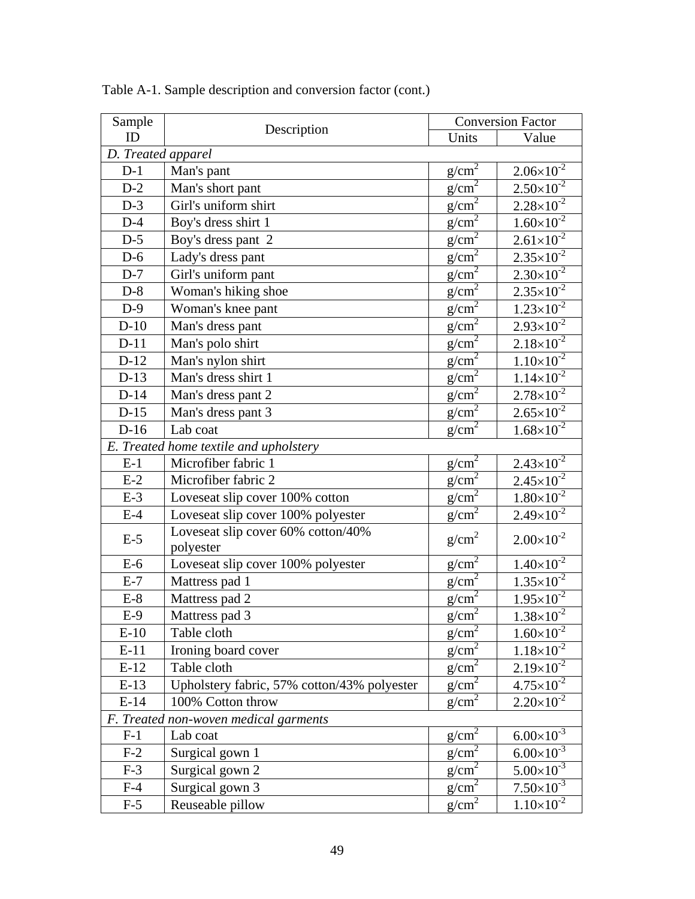Table A-1. Sample description and conversion factor (cont.)

| Sample ID | Description | Conversion Factor | |
|---|---|---|---|
| | | Units | Value |
| *D. Treated apparel* | | | |
| D-1 | Man's pant | $g/cm^2$ | $2.06\times10^{-2}$ |
| D-2 | Man's short pant | $g/cm^2$ | $2.50\times10^{-2}$ |
| D-3 | Girl's uniform shirt | $g/cm^2$ | $2.28\times10^{-2}$ |
| D-4 | Boy's dress shirt 1 | $g/cm^2$ | $1.60\times10^{-2}$ |
| D-5 | Boy's dress pant 2 | $g/cm^2$ | $2.61\times10^{-2}$ |
| D-6 | Lady's dress pant | $g/cm^2$ | $2.35\times10^{-2}$ |
| D-7 | Girl's uniform pant | $g/cm^2$ | $2.30\times10^{-2}$ |
| D-8 | Woman's hiking shoe | $g/cm^2$ | $2.35\times10^{-2}$ |
| D-9 | Woman's knee pant | $g/cm^2$ | $1.23\times10^{-2}$ |
| D-10 | Man's dress pant | $g/cm^2$ | $2.93\times10^{-2}$ |
| D-11 | Man's polo shirt | $g/cm^2$ | $2.18\times10^{-2}$ |
| D-12 | Man's nylon shirt | $g/cm^2$ | $1.10\times10^{-2}$ |
| D-13 | Man's dress shirt 1 | $g/cm^2$ | $1.14\times10^{-2}$ |
| D-14 | Man's dress pant 2 | $g/cm^2$ | $2.78\times10^{-2}$ |
| D-15 | Man's dress pant 3 | $g/cm^2$ | $2.65\times10^{-2}$ |
| D-16 | Lab coat | $g/cm^2$ | $1.68\times10^{-2}$ |
| *E. Treated home textile and upholstery* | | | |
| E-1 | Microfiber fabric 1 | $g/cm^2$ | $2.43\times10^{-2}$ |
| E-2 | Microfiber fabric 2 | $g/cm^2$ | $2.45\times10^{-2}$ |
| E-3 | Loveseat slip cover 100% cotton | $g/cm^2$ | $1.80\times10^{-2}$ |
| E-4 | Loveseat slip cover 100% polyester | $g/cm^2$ | $2.49\times10^{-2}$ |
| E-5 | Loveseat slip cover 60% cotton/40% polyester | $g/cm^2$ | $2.00\times10^{-2}$ |
| E-6 | Loveseat slip cover 100% polyester | $g/cm^2$ | $1.40\times10^{-2}$ |
| E-7 | Mattress pad 1 | $g/cm^2$ | $1.35\times10^{-2}$ |
| E-8 | Mattress pad 2 | $g/cm^2$ | $1.95\times10^{-2}$ |
| E-9 | Mattress pad 3 | $g/cm^2$ | $1.38\times10^{-2}$ |
| E-10 | Table cloth | $g/cm^2$ | $1.60\times10^{-2}$ |
| E-11 | Ironing board cover | $g/cm^2$ | $1.18\times10^{-2}$ |
| E-12 | Table cloth | $g/cm^2$ | $2.19\times10^{-2}$ |
| E-13 | Upholstery fabric, 57% cotton/43% polyester | $g/cm^2$ | $4.75\times10^{-2}$ |
| E-14 | 100% Cotton throw | $g/cm^2$ | $2.20\times10^{-2}$ |
| *F. Treated non-woven medical garments* | | | |
| F-1 | Lab coat | $g/cm^2$ | $6.00\times10^{-3}$ |
| F-2 | Surgical gown 1 | $g/cm^2$ | $6.00\times10^{-3}$ |
| F-3 | Surgical gown 2 | $g/cm^2$ | $5.00\times10^{-3}$ |
| F-4 | Surgical gown 3 | $g/cm^2$ | $7.50\times10^{-3}$ |
| F-5 | Reuseable pillow | $g/cm^2$ | $1.10\times10^{-2}$ |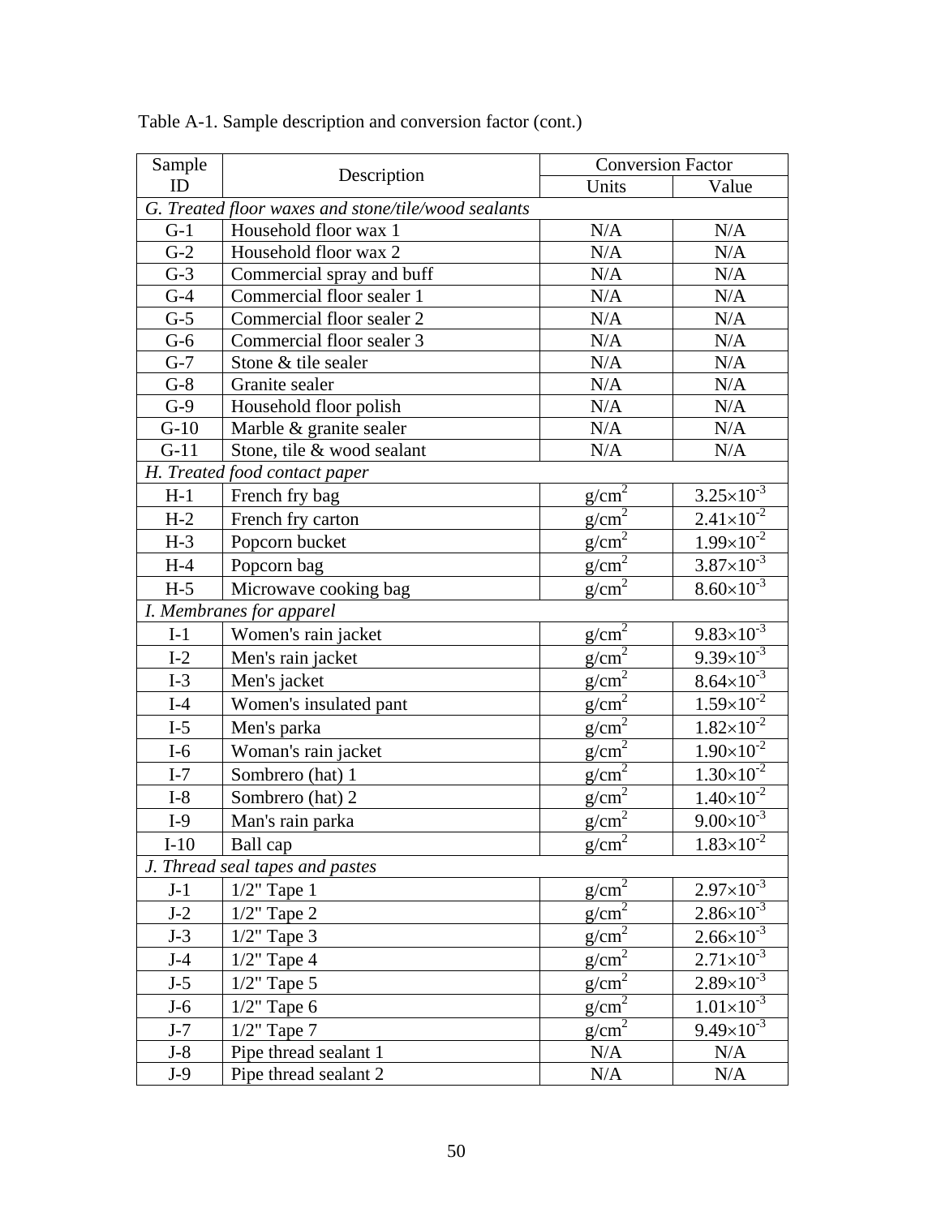Table A-1. Sample description and conversion factor (cont.)

| Sample ID | Description | Conversion Factor | |
|---|---|---|---|
| | | Units | Value |
| *G. Treated floor waxes and stone/tile/wood sealants* | | | |
| G-1 | Household floor wax 1 | N/A | N/A |
| G-2 | Household floor wax 2 | N/A | N/A |
| G-3 | Commercial spray and buff | N/A | N/A |
| G-4 | Commercial floor sealer 1 | N/A | N/A |
| G-5 | Commercial floor sealer 2 | N/A | N/A |
| G-6 | Commercial floor sealer 3 | N/A | N/A |
| G-7 | Stone & tile sealer | N/A | N/A |
| G-8 | Granite sealer | N/A | N/A |
| G-9 | Household floor polish | N/A | N/A |
| G-10 | Marble & granite sealer | N/A | N/A |
| G-11 | Stone, tile & wood sealant | N/A | N/A |
| *H. Treated food contact paper* | | | |
| H-1 | French fry bag | $g/cm^2$ | $3.25\times10^{-3}$ |
| H-2 | French fry carton | $g/cm^2$ | $2.41\times10^{-2}$ |
| H-3 | Popcorn bucket | $g/cm^2$ | $1.99\times10^{-2}$ |
| H-4 | Popcorn bag | $g/cm^2$ | $3.87\times10^{-3}$ |
| H-5 | Microwave cooking bag | $g/cm^2$ | $8.60\times10^{-3}$ |
| *I. Membranes for apparel* | | | |
| I-1 | Women's rain jacket | $g/cm^2$ | $9.83\times10^{-3}$ |
| I-2 | Men's rain jacket | $g/cm^2$ | $9.39\times10^{-3}$ |
| I-3 | Men's jacket | $g/cm^2$ | $8.64\times10^{-3}$ |
| I-4 | Women's insulated pant | $g/cm^2$ | $1.59\times10^{-2}$ |
| I-5 | Men's parka | $g/cm^2$ | $1.82\times10^{-2}$ |
| I-6 | Woman's rain jacket | $g/cm^2$ | $1.90\times10^{-2}$ |
| I-7 | Sombrero (hat) 1 | $g/cm^2$ | $1.30\times10^{-2}$ |
| I-8 | Sombrero (hat) 2 | $g/cm^2$ | $1.40\times10^{-2}$ |
| I-9 | Man's rain parka | $g/cm^2$ | $9.00\times10^{-3}$ |
| I-10 | Ball cap | $g/cm^2$ | $1.83\times10^{-2}$ |
| *J. Thread seal tapes and pastes* | | | |
| J-1 | 1/2" Tape 1 | $g/cm^2$ | $2.97\times10^{-3}$ |
| J-2 | 1/2" Tape 2 | $g/cm^2$ | $2.86\times10^{-3}$ |
| J-3 | 1/2" Tape 3 | $g/cm^2$ | $2.66\times10^{-3}$ |
| J-4 | 1/2" Tape 4 | $g/cm^2$ | $2.71\times10^{-3}$ |
| J-5 | 1/2" Tape 5 | $g/cm^2$ | $2.89\times10^{-3}$ |
| J-6 | 1/2" Tape 6 | $g/cm^2$ | $1.01\times10^{-3}$ |
| J-7 | 1/2" Tape 7 | $g/cm^2$ | $9.49\times10^{-3}$ |
| J-8 | Pipe thread sealant 1 | N/A | N/A |
| J-9 | Pipe thread sealant 2 | N/A | N/A |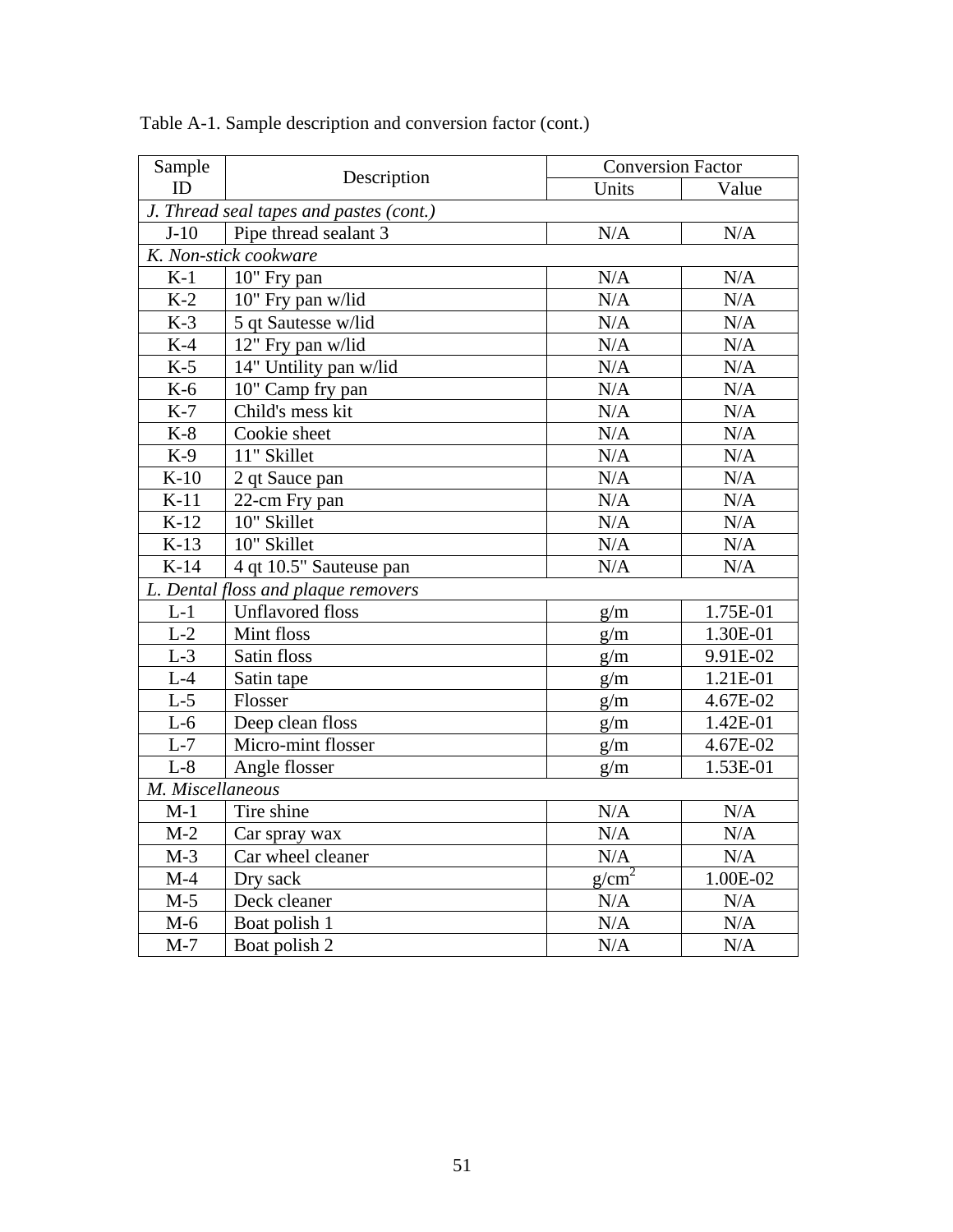Table A-1. Sample description and conversion factor (cont.)

| Sample ID | Description | Conversion Factor | |
|---|---|---|---|
| | | Units | Value |
| *J. Thread seal tapes and pastes (cont.)* | | | |
| J-10 | Pipe thread sealant 3 | N/A | N/A |
| *K. Non-stick cookware* | | | |
| K-1 | 10" Fry pan | N/A | N/A |
| K-2 | 10" Fry pan w/lid | N/A | N/A |
| K-3 | 5 qt Sautesse w/lid | N/A | N/A |
| K-4 | 12" Fry pan w/lid | N/A | N/A |
| K-5 | 14" Untility pan w/lid | N/A | N/A |
| K-6 | 10" Camp fry pan | N/A | N/A |
| K-7 | Child's mess kit | N/A | N/A |
| K-8 | Cookie sheet | N/A | N/A |
| K-9 | 11" Skillet | N/A | N/A |
| K-10 | 2 qt Sauce pan | N/A | N/A |
| K-11 | 22-cm Fry pan | N/A | N/A |
| K-12 | 10" Skillet | N/A | N/A |
| K-13 | 10" Skillet | N/A | N/A |
| K-14 | 4 qt 10.5" Sauteuse pan | N/A | N/A |
| *L. Dental floss and plaque removers* | | | |
| L-1 | Unflavored floss | g/m | 1.75E-01 |
| L-2 | Mint floss | g/m | 1.30E-01 |
| L-3 | Satin floss | g/m | 9.91E-02 |
| L-4 | Satin tape | g/m | 1.21E-01 |
| L-5 | Flosser | g/m | 4.67E-02 |
| L-6 | Deep clean floss | g/m | 1.42E-01 |
| L-7 | Micro-mint flosser | g/m | 4.67E-02 |
| L-8 | Angle flosser | g/m | 1.53E-01 |
| *M. Miscellaneous* | | | |
| M-1 | Tire shine | N/A | N/A |
| M-2 | Car spray wax | N/A | N/A |
| M-3 | Car wheel cleaner | N/A | N/A |
| M-4 | Dry sack | $g/cm^2$ | 1.00E-02 |
| M-5 | Deck cleaner | N/A | N/A |
| M-6 | Boat polish 1 | N/A | N/A |
| M-7 | Boat polish 2 | N/A | N/A |